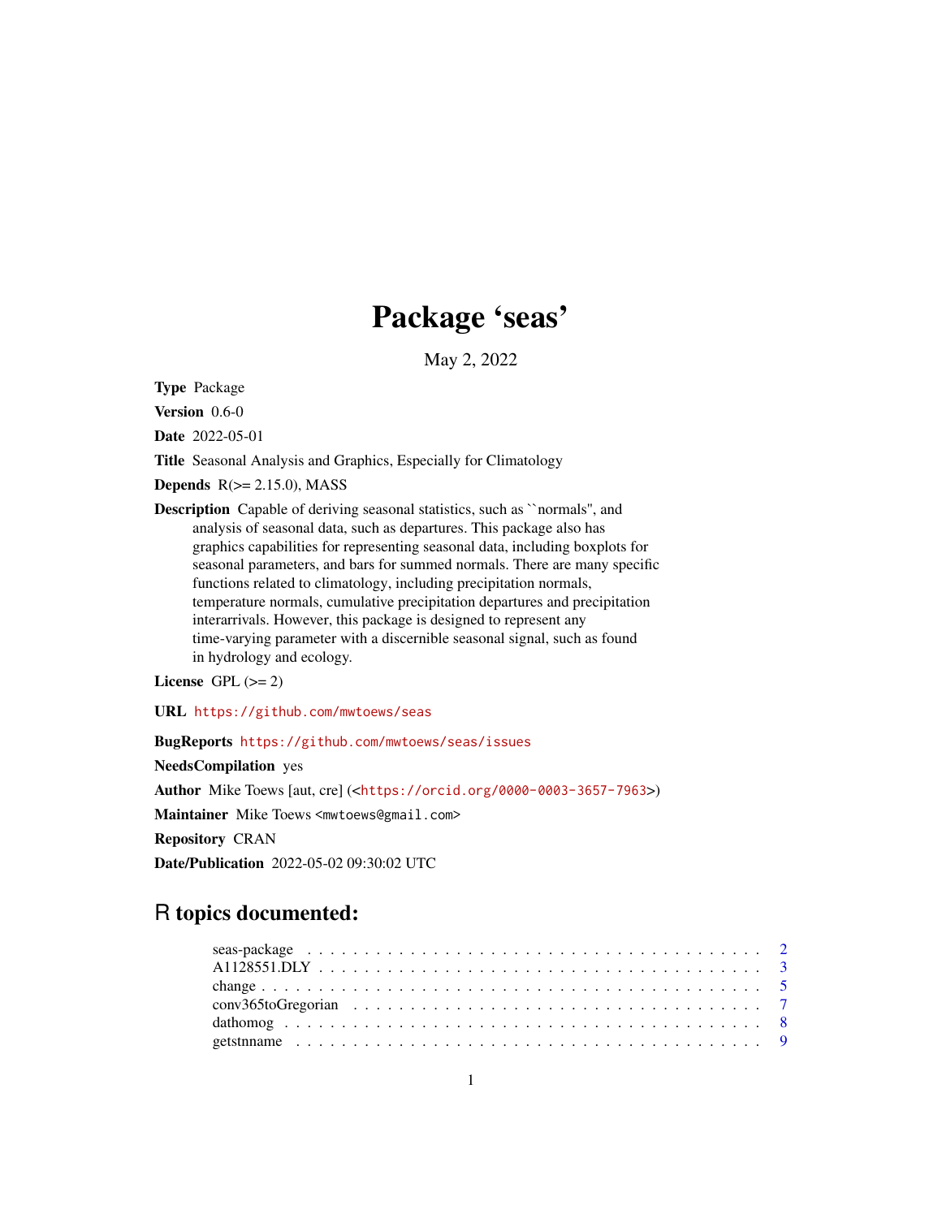# Package 'seas'

May 2, 2022

**Type** Package

**Version** 0.6-0

**Date** 2022-05-01

**Title** Seasonal Analysis and Graphics, Especially for Climatology

**Depends** R(>= 2.15.0), MASS

**Description** Capable of deriving seasonal statistics, such as ``normals'', and analysis of seasonal data, such as departures. This package also has graphics capabilities for representing seasonal data, including boxplots for seasonal parameters, and bars for summed normals. There are many specific functions related to climatology, including precipitation normals, temperature normals, cumulative precipitation departures and precipitation interarrivals. However, this package is designed to represent any time-varying parameter with a discernible seasonal signal, such as found in hydrology and ecology.

**License** GPL (>= 2)

**URL** https://github.com/mwtoews/seas

**BugReports** https://github.com/mwtoews/seas/issues

**NeedsCompilation** yes

**Author** Mike Toews [aut, cre] (<https://orcid.org/0000-0003-3657-7963>)

**Maintainer** Mike Toews <mwtoews@gmail.com>

**Repository** CRAN

**Date/Publication** 2022-05-02 09:30:02 UTC

## R topics documented:

- seas-package . . . . . . . . . . 2
- A1128551.DLY . . . . . . . . . . 3
- change . . . . . . . . . . 5
- conv365toGregorian . . . . . . . . . . 7
- dathomog . . . . . . . . . . 8
- getstnname . . . . . . . . . . 9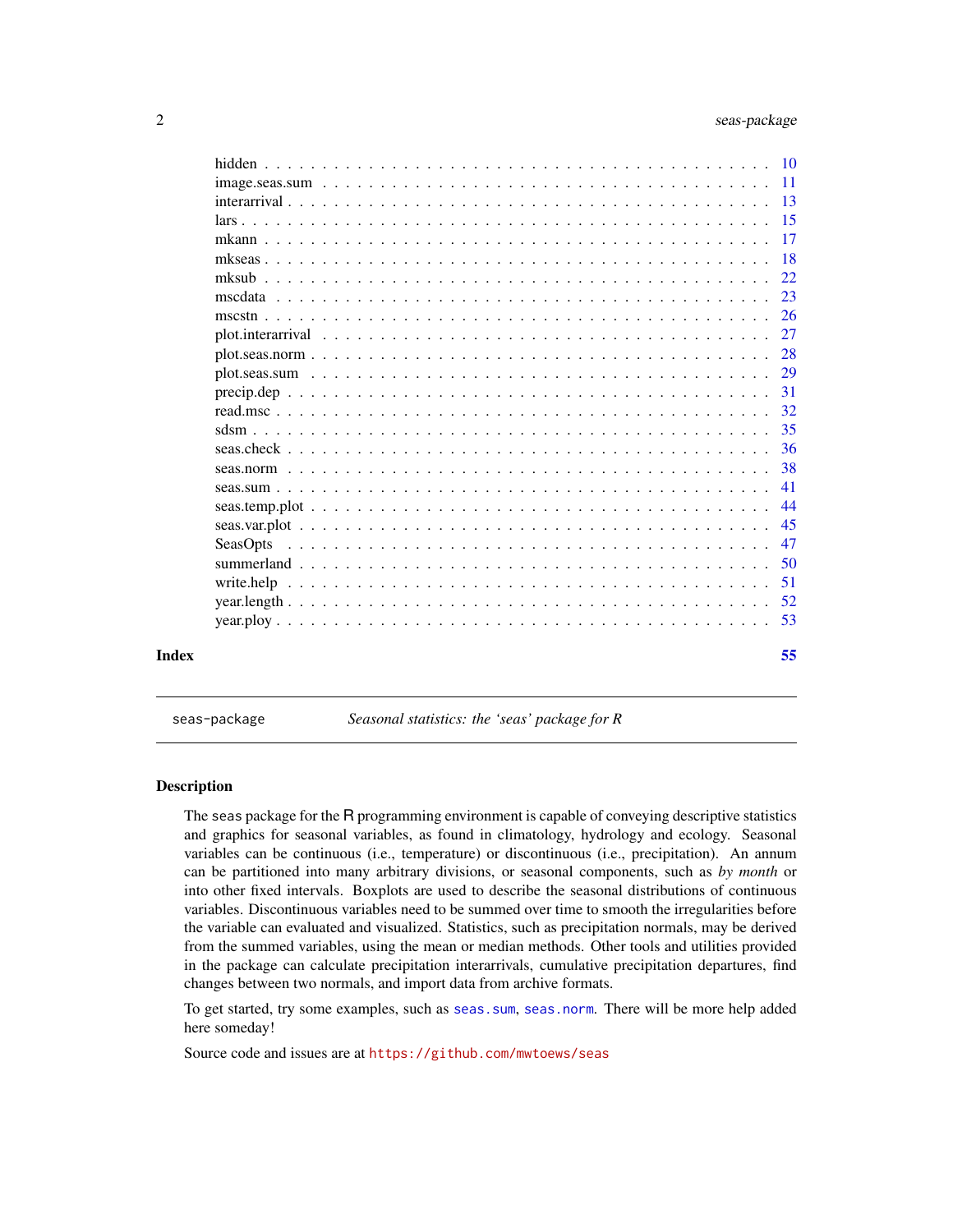| | |
|---|---|
| hidden | 10 |
| image.seas.sum | 11 |
| interarrival | 13 |
| lars | 15 |
| mkann | 17 |
| mkseas | 18 |
| mksub | 22 |
| mscdata | 23 |
| mscstn | 26 |
| plot.interarrival | 27 |
| plot.seas.norm | 28 |
| plot.seas.sum | 29 |
| precip.dep | 31 |
| read.msc | 32 |
| sdsm | 35 |
| seas.check | 36 |
| seas.norm | 38 |
| seas.sum | 41 |
| seas.temp.plot | 44 |
| seas.var.plot | 45 |
| SeasOpts | 47 |
| summerland | 50 |
| write.help | 51 |
| year.length | 52 |
| year.ploy | 53 |

**Index** 55

---

seas-package *Seasonal statistics: the 'seas' package for R*

---

## Description

The seas package for the R programming environment is capable of conveying descriptive statistics and graphics for seasonal variables, as found in climatology, hydrology and ecology. Seasonal variables can be continuous (i.e., temperature) or discontinuous (i.e., precipitation). An annum can be partitioned into many arbitrary divisions, or seasonal components, such as *by month* or into other fixed intervals. Boxplots are used to describe the seasonal distributions of continuous variables. Discontinuous variables need to be summed over time to smooth the irregularities before the variable can evaluated and visualized. Statistics, such as precipitation normals, may be derived from the summed variables, using the mean or median methods. Other tools and utilities provided in the package can calculate precipitation interarrivals, cumulative precipitation departures, find changes between two normals, and import data from archive formats.

To get started, try some examples, such as `seas.sum`, `seas.norm`. There will be more help added here someday!

Source code and issues are at `https://github.com/mwtoews/seas`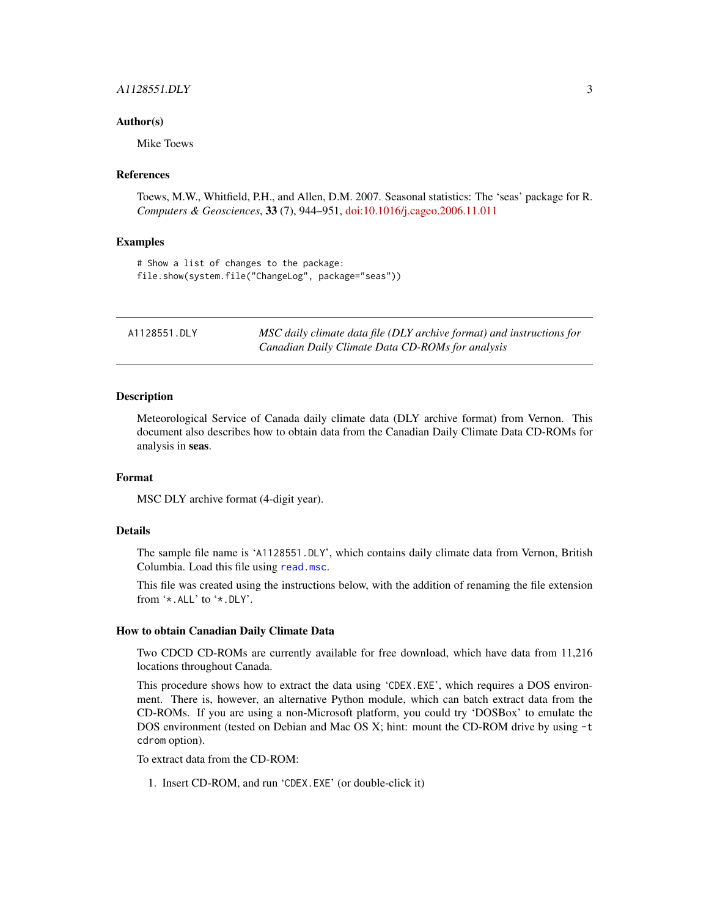### Author(s)

Mike Toews

### References

Toews, M.W., Whitfield, P.H., and Allen, D.M. 2007. Seasonal statistics: The 'seas' package for R. *Computers & Geosciences*, **33** (7), 944–951, doi:10.1016/j.cageo.2006.11.011

### Examples

```
# Show a list of changes to the package:
file.show(system.file("ChangeLog", package="seas"))
```

---

## A1128551.DLY — *MSC daily climate data file (DLY archive format) and instructions for Canadian Daily Climate Data CD-ROMs for analysis*

---

### Description

Meteorological Service of Canada daily climate data (DLY archive format) from Vernon. This document also describes how to obtain data from the Canadian Daily Climate Data CD-ROMs for analysis in **seas**.

### Format

MSC DLY archive format (4-digit year).

### Details

The sample file name is 'A1128551.DLY', which contains daily climate data from Vernon, British Columbia. Load this file using `read.msc`.

This file was created using the instructions below, with the addition of renaming the file extension from '*.ALL' to '*.DLY'.

### How to obtain Canadian Daily Climate Data

Two CDCD CD-ROMs are currently available for free download, which have data from 11,216 locations throughout Canada.

This procedure shows how to extract the data using 'CDEX.EXE', which requires a DOS environment. There is, however, an alternative Python module, which can batch extract data from the CD-ROMs. If you are using a non-Microsoft platform, you could try 'DOSBox' to emulate the DOS environment (tested on Debian and Mac OS X; hint: mount the CD-ROM drive by using `-t cdrom` option).

To extract data from the CD-ROM:

1. Insert CD-ROM, and run 'CDEX.EXE' (or double-click it)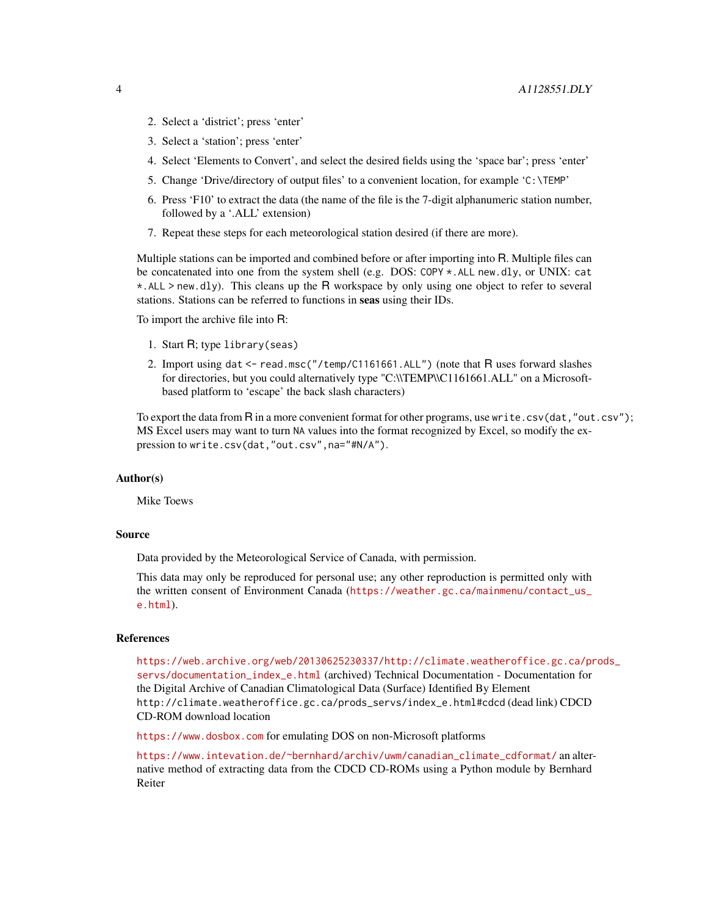2. Select a 'district'; press 'enter'
3. Select a 'station'; press 'enter'
4. Select 'Elements to Convert', and select the desired fields using the 'space bar'; press 'enter'
5. Change 'Drive/directory of output files' to a convenient location, for example 'C:\TEMP'
6. Press 'F10' to extract the data (the name of the file is the 7-digit alphanumeric station number, followed by a '.ALL' extension)
7. Repeat these steps for each meteorological station desired (if there are more).

Multiple stations can be imported and combined before or after importing into R. Multiple files can be concatenated into one from the system shell (e.g. DOS: `COPY *.ALL new.dly`, or UNIX: `cat *.ALL > new.dly`). This cleans up the R workspace by only using one object to refer to several stations. Stations can be referred to functions in **seas** using their IDs.

To import the archive file into R:

1. Start R; type `library(seas)`
2. Import using `dat <- read.msc("/temp/C1161661.ALL")` (note that R uses forward slashes for directories, but you could alternatively type "C:\\TEMP\\C1161661.ALL" on a Microsoft-based platform to 'escape' the back slash characters)

To export the data from R in a more convenient format for other programs, use `write.csv(dat,"out.csv")`; MS Excel users may want to turn `NA` values into the format recognized by Excel, so modify the expression to `write.csv(dat,"out.csv",na="#N/A")`.

## Author(s)

Mike Toews

## Source

Data provided by the Meteorological Service of Canada, with permission.

This data may only be reproduced for personal use; any other reproduction is permitted only with the written consent of Environment Canada (https://weather.gc.ca/mainmenu/contact_us_e.html).

## References

https://web.archive.org/web/20130625230337/http://climate.weatheroffice.gc.ca/prods_servs/documentation_index_e.html (archived) Technical Documentation - Documentation for the Digital Archive of Canadian Climatological Data (Surface) Identified By Element
`http://climate.weatheroffice.gc.ca/prods_servs/index_e.html#cdcd` (dead link) CDCD CD-ROM download location

https://www.dosbox.com for emulating DOS on non-Microsoft platforms

https://www.intevation.de/~bernhard/archiv/uwm/canadian_climate_cdformat/ an alternative method of extracting data from the CDCD CD-ROMs using a Python module by Bernhard Reiter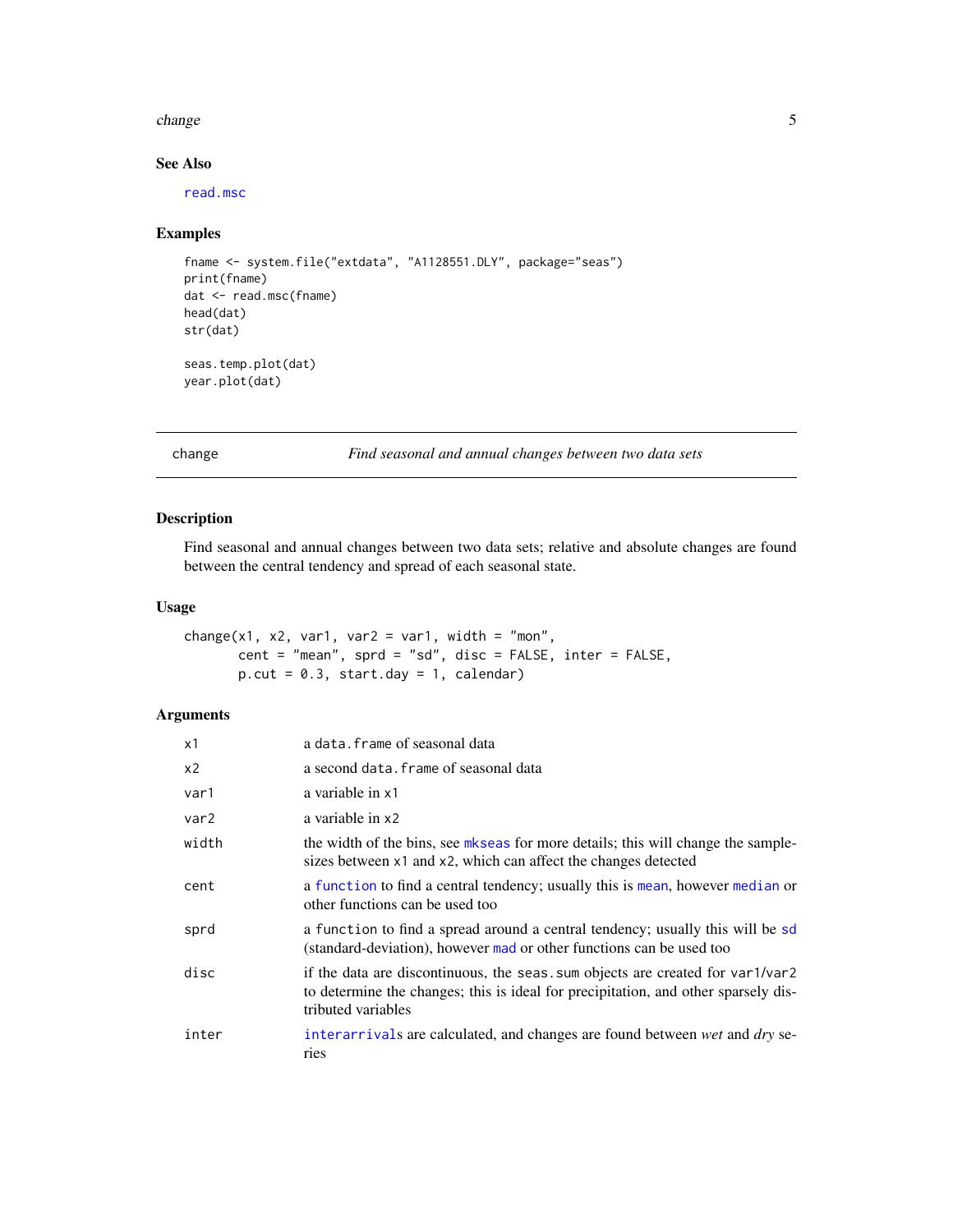## See Also

`read.msc`

## Examples

```
fname <- system.file("extdata", "A1128551.DLY", package="seas")
print(fname)
dat <- read.msc(fname)
head(dat)
str(dat)

seas.temp.plot(dat)
year.plot(dat)
```

---

# change — *Find seasonal and annual changes between two data sets*

---

## Description

Find seasonal and annual changes between two data sets; relative and absolute changes are found between the central tendency and spread of each seasonal state.

## Usage

```
change(x1, x2, var1, var2 = var1, width = "mon",
       cent = "mean", sprd = "sd", disc = FALSE, inter = FALSE,
       p.cut = 0.3, start.day = 1, calendar)
```

## Arguments

| | |
|---|---|
| `x1` | a `data.frame` of seasonal data |
| `x2` | a second `data.frame` of seasonal data |
| `var1` | a variable in `x1` |
| `var2` | a variable in `x2` |
| `width` | the width of the bins, see `mkseas` for more details; this will change the sample-sizes between `x1` and `x2`, which can affect the changes detected |
| `cent` | a `function` to find a central tendency; usually this is `mean`, however `median` or other functions can be used too |
| `sprd` | a `function` to find a spread around a central tendency; usually this will be `sd` (standard-deviation), however `mad` or other functions can be used too |
| `disc` | if the data are discontinuous, the `seas.sum` objects are created for `var1`/`var2` to determine the changes; this is ideal for precipitation, and other sparsely distributed variables |
| `inter` | `interarrival`s are calculated, and changes are found between *wet* and *dry* series |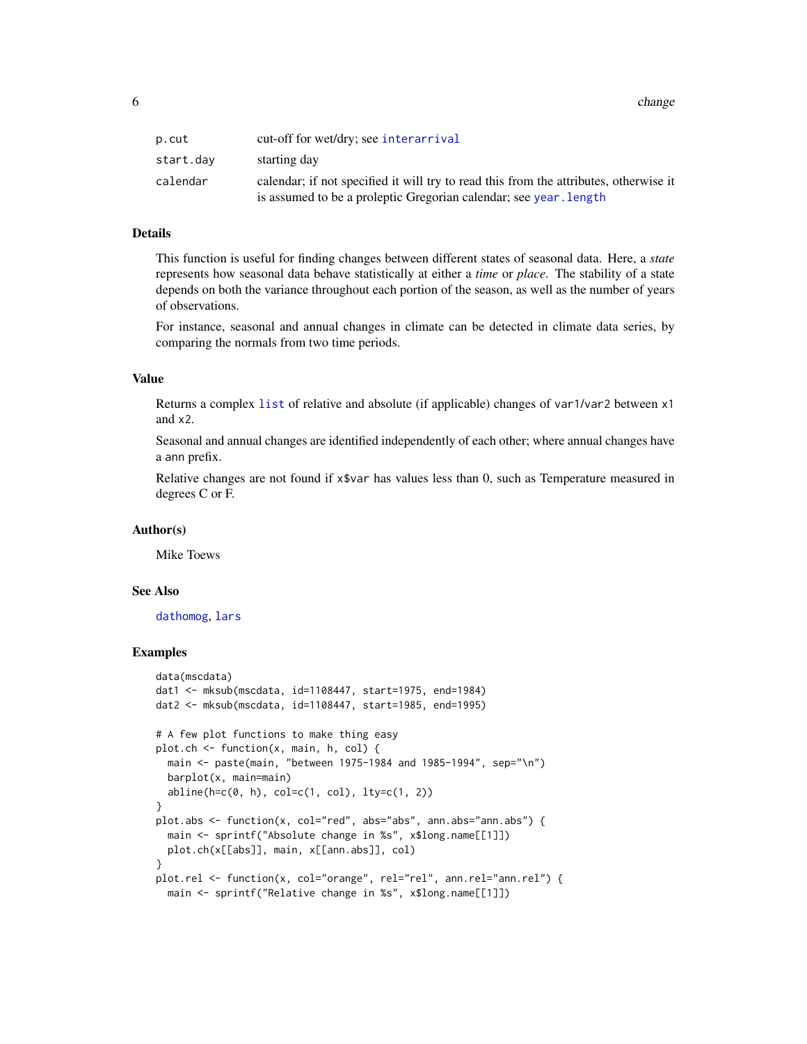| | |
|---|---|
| p.cut | cut-off for wet/dry; see interarrival |
| start.day | starting day |
| calendar | calendar; if not specified it will try to read this from the attributes, otherwise it is assumed to be a proleptic Gregorian calendar; see year.length |

## Details

This function is useful for finding changes between different states of seasonal data. Here, a *state* represents how seasonal data behave statistically at either a *time* or *place*. The stability of a state depends on both the variance throughout each portion of the season, as well as the number of years of observations.

For instance, seasonal and annual changes in climate can be detected in climate data series, by comparing the normals from two time periods.

## Value

Returns a complex list of relative and absolute (if applicable) changes of var1/var2 between x1 and x2.

Seasonal and annual changes are identified independently of each other; where annual changes have a ann prefix.

Relative changes are not found if x$var has values less than 0, such as Temperature measured in degrees C or F.

## Author(s)

Mike Toews

## See Also

dathomog, lars

## Examples

```
data(mscdata)
dat1 <- mksub(mscdata, id=1108447, start=1975, end=1984)
dat2 <- mksub(mscdata, id=1108447, start=1985, end=1995)

# A few plot functions to make thing easy
plot.ch <- function(x, main, h, col) {
  main <- paste(main, "between 1975-1984 and 1985-1994", sep="\n")
  barplot(x, main=main)
  abline(h=c(0, h), col=c(1, col), lty=c(1, 2))
}
plot.abs <- function(x, col="red", abs="abs", ann.abs="ann.abs") {
  main <- sprintf("Absolute change in %s", x$long.name[[1]])
  plot.ch(x[[abs]], main, x[[ann.abs]], col)
}
plot.rel <- function(x, col="orange", rel="rel", ann.rel="ann.rel") {
  main <- sprintf("Relative change in %s", x$long.name[[1]])
```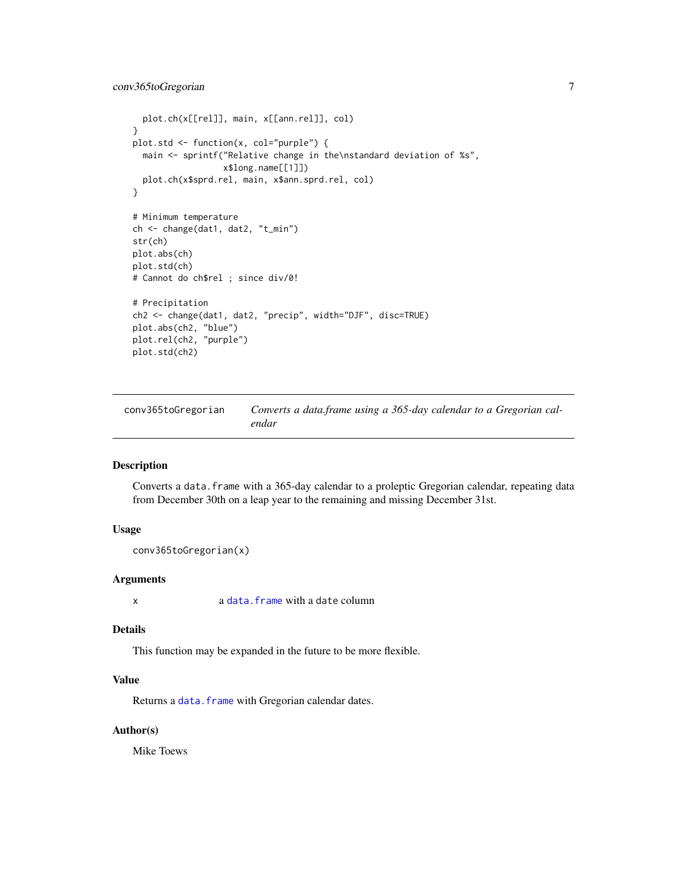```
  plot.ch(x[[rel]], main, x[[ann.rel]], col)
}
plot.std <- function(x, col="purple") {
  main <- sprintf("Relative change in the\nstandard deviation of %s",
                  x$long.name[[1]])
  plot.ch(x$sprd.rel, main, x$ann.sprd.rel, col)
}

# Minimum temperature
ch <- change(dat1, dat2, "t_min")
str(ch)
plot.abs(ch)
plot.std(ch)
# Cannot do ch$rel ; since div/0!

# Precipitation
ch2 <- change(dat1, dat2, "precip", width="DJF", disc=TRUE)
plot.abs(ch2, "blue")
plot.rel(ch2, "purple")
plot.std(ch2)
```

## conv365toGregorian — *Converts a data.frame using a 365-day calendar to a Gregorian calendar*

### Description

Converts a `data.frame` with a 365-day calendar to a proleptic Gregorian calendar, repeating data from December 30th on a leap year to the remaining and missing December 31st.

### Usage

```
conv365toGregorian(x)
```

### Arguments

| | |
|---|---|
| `x` | a `data.frame` with a `date` column |

### Details

This function may be expanded in the future to be more flexible.

### Value

Returns a `data.frame` with Gregorian calendar dates.

### Author(s)

Mike Toews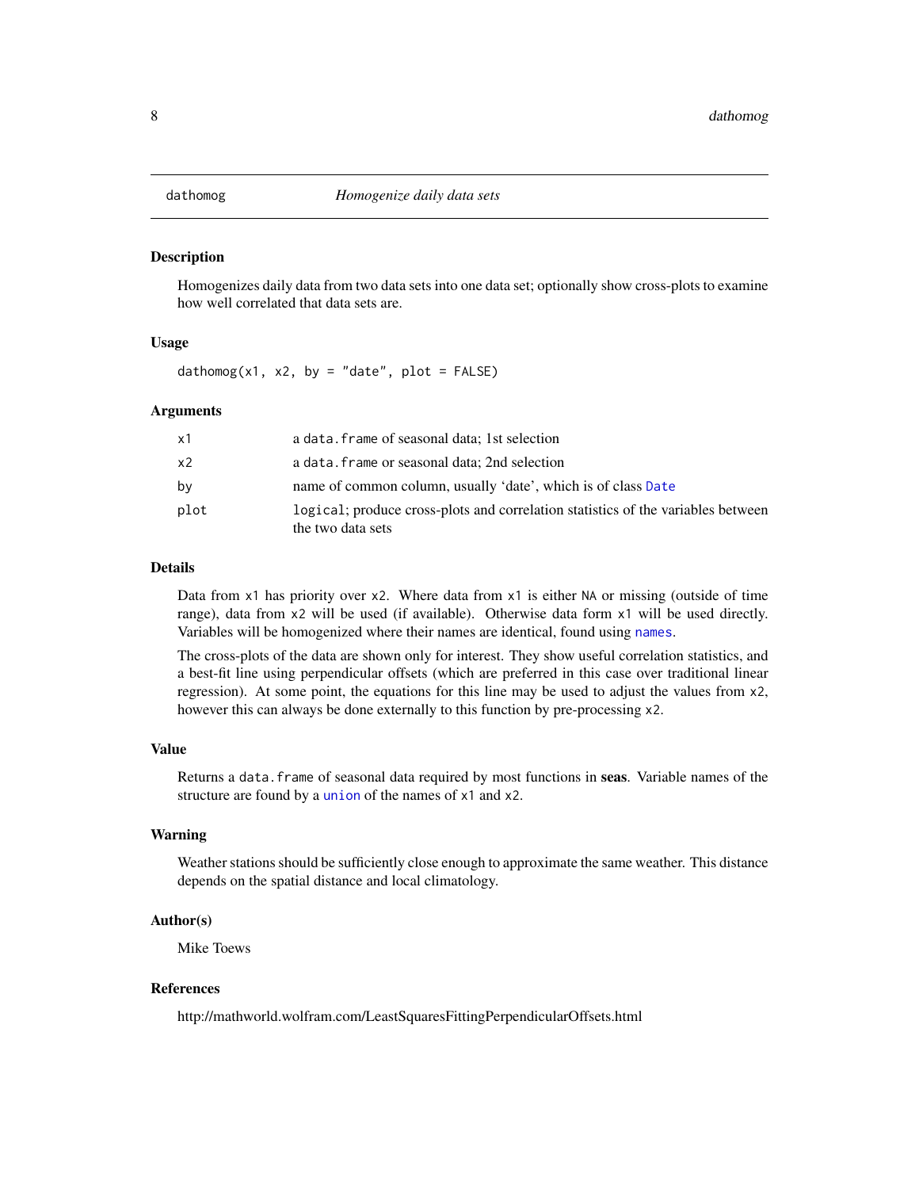## dathomog — *Homogenize daily data sets*

### Description

Homogenizes daily data from two data sets into one data set; optionally show cross-plots to examine how well correlated that data sets are.

### Usage

```
dathomog(x1, x2, by = "date", plot = FALSE)
```

### Arguments

| Argument | Description |
| --- | --- |
| `x1` | a `data.frame` of seasonal data; 1st selection |
| `x2` | a `data.frame` or seasonal data; 2nd selection |
| `by` | name of common column, usually 'date', which is of class `Date` |
| `plot` | `logical`; produce cross-plots and correlation statistics of the variables between the two data sets |

### Details

Data from `x1` has priority over `x2`. Where data from `x1` is either `NA` or missing (outside of time range), data from `x2` will be used (if available). Otherwise data form `x1` will be used directly. Variables will be homogenized where their names are identical, found using `names`.

The cross-plots of the data are shown only for interest. They show useful correlation statistics, and a best-fit line using perpendicular offsets (which are preferred in this case over traditional linear regression). At some point, the equations for this line may be used to adjust the values from `x2`, however this can always be done externally to this function by pre-processing `x2`.

### Value

Returns a `data.frame` of seasonal data required by most functions in **seas**. Variable names of the structure are found by a `union` of the names of `x1` and `x2`.

### Warning

Weather stations should be sufficiently close enough to approximate the same weather. This distance depends on the spatial distance and local climatology.

### Author(s)

Mike Toews

### References

http://mathworld.wolfram.com/LeastSquaresFittingPerpendicularOffsets.html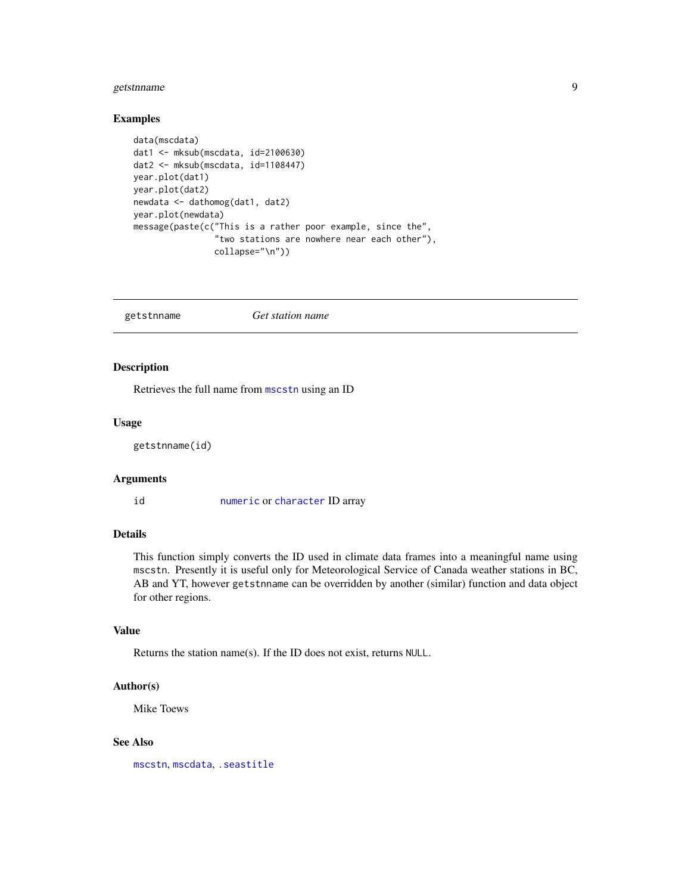## Examples

```
data(mscdata)
dat1 <- mksub(mscdata, id=2100630)
dat2 <- mksub(mscdata, id=1108447)
year.plot(dat1)
year.plot(dat2)
newdata <- dathomog(dat1, dat2)
year.plot(newdata)
message(paste(c("This is a rather poor example, since the",
                "two stations are nowhere near each other"),
              collapse="\n"))
```

---

# getstnname — *Get station name*

---

## Description

Retrieves the full name from mscstn using an ID

## Usage

```
getstnname(id)
```

## Arguments

| | |
|---|---|
| id | numeric or character ID array |

## Details

This function simply converts the ID used in climate data frames into a meaningful name using mscstn. Presently it is useful only for Meteorological Service of Canada weather stations in BC, AB and YT, however getstnname can be overridden by another (similar) function and data object for other regions.

## Value

Returns the station name(s). If the ID does not exist, returns NULL.

## Author(s)

Mike Toews

## See Also

mscstn, mscdata, .seastitle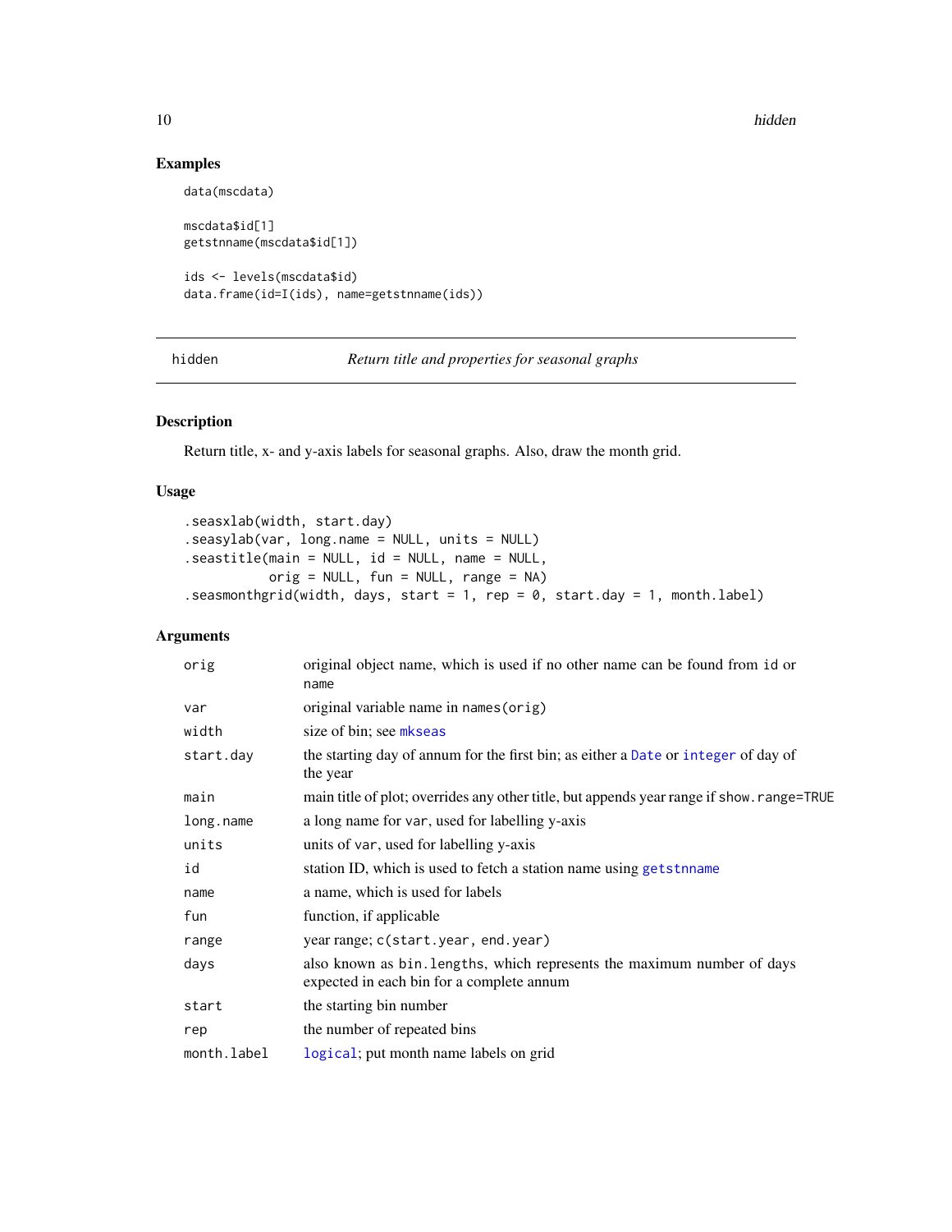## Examples

```
data(mscdata)

mscdata$id[1]
getstnname(mscdata$id[1])

ids <- levels(mscdata$id)
data.frame(id=I(ids), name=getstnname(ids))
```

---

# hidden — *Return title and properties for seasonal graphs*

---

## Description

Return title, x- and y-axis labels for seasonal graphs. Also, draw the month grid.

## Usage

```
.seasxlab(width, start.day)
.seasylab(var, long.name = NULL, units = NULL)
.seastitle(main = NULL, id = NULL, name = NULL,
          orig = NULL, fun = NULL, range = NA)
.seasmonthgrid(width, days, start = 1, rep = 0, start.day = 1, month.label)
```

## Arguments

| | |
|---|---|
| `orig` | original object name, which is used if no other name can be found from `id` or `name` |
| `var` | original variable name in `names(orig)` |
| `width` | size of bin; see `mkseas` |
| `start.day` | the starting day of annum for the first bin; as either a `Date` or `integer` of day of the year |
| `main` | main title of plot; overrides any other title, but appends year range if `show.range=TRUE` |
| `long.name` | a long name for `var`, used for labelling y-axis |
| `units` | units of `var`, used for labelling y-axis |
| `id` | station ID, which is used to fetch a station name using `getstnname` |
| `name` | a name, which is used for labels |
| `fun` | function, if applicable |
| `range` | year range; `c(start.year, end.year)` |
| `days` | also known as `bin.lengths`, which represents the maximum number of days expected in each bin for a complete annum |
| `start` | the starting bin number |
| `rep` | the number of repeated bins |
| `month.label` | `logical`; put month name labels on grid |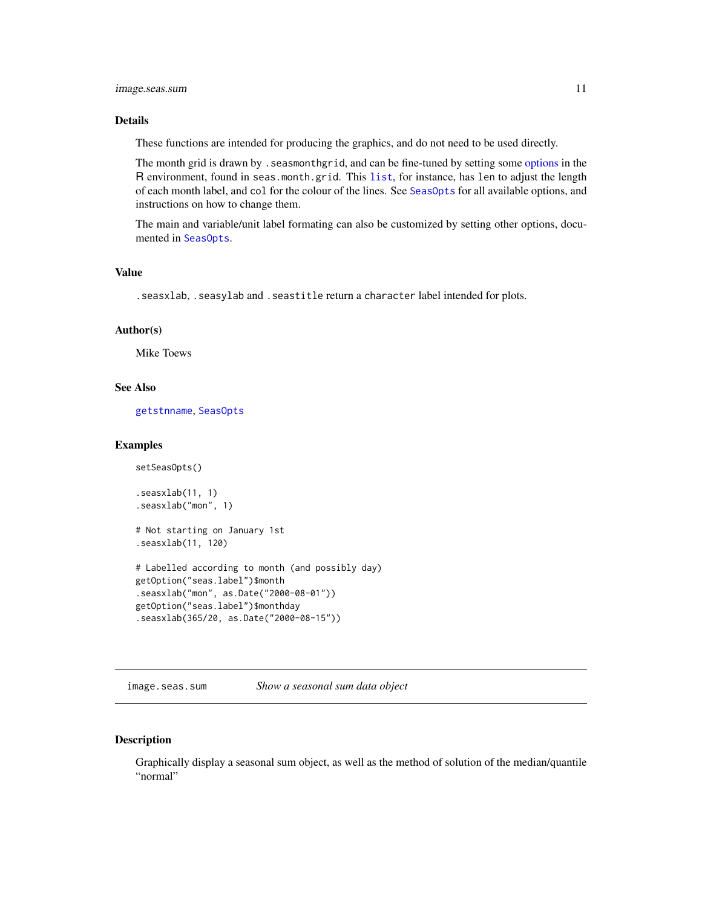## Details

These functions are intended for producing the graphics, and do not need to be used directly.

The month grid is drawn by `.seasmonthgrid`, and can be fine-tuned by setting some options in the R environment, found in `seas.month.grid`. This `list`, for instance, has `len` to adjust the length of each month label, and `col` for the colour of the lines. See `SeasOpts` for all available options, and instructions on how to change them.

The main and variable/unit label formating can also be customized by setting other options, documented in `SeasOpts`.

## Value

`.seasxlab`, `.seasylab` and `.seastitle` return a `character` label intended for plots.

## Author(s)

Mike Toews

## See Also

`getstnname`, `SeasOpts`

## Examples

```
setSeasOpts()

.seasxlab(11, 1)
.seasxlab("mon", 1)

# Not starting on January 1st
.seasxlab(11, 120)

# Labelled according to month (and possibly day)
getOption("seas.label")$month
.seasxlab("mon", as.Date("2000-08-01"))
getOption("seas.label")$monthday
.seasxlab(365/20, as.Date("2000-08-15"))
```

---

# image.seas.sum — *Show a seasonal sum data object*

## Description

Graphically display a seasonal sum object, as well as the method of solution of the median/quantile "normal"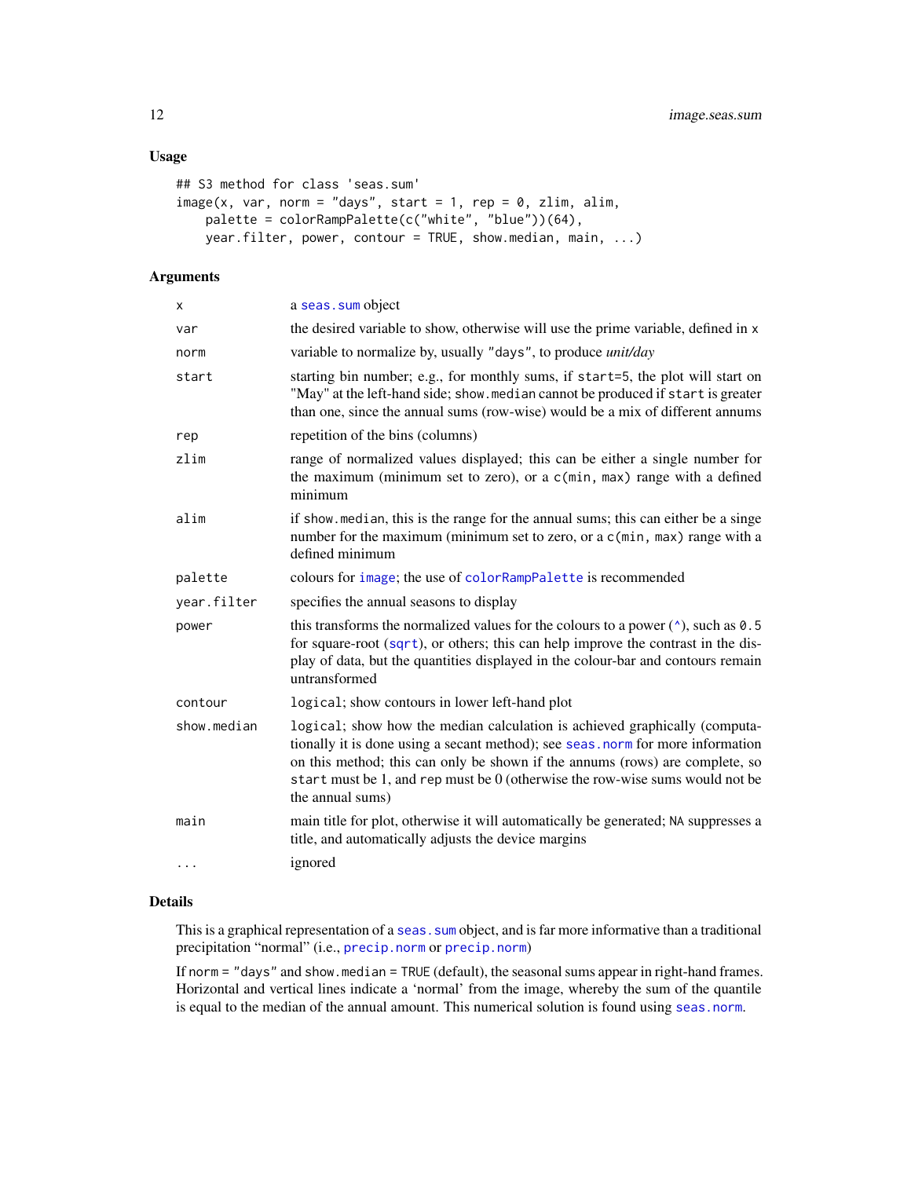## Usage

```
## S3 method for class 'seas.sum'
image(x, var, norm = "days", start = 1, rep = 0, zlim, alim,
    palette = colorRampPalette(c("white", "blue"))(64),
    year.filter, power, contour = TRUE, show.median, main, ...)
```

## Arguments

| | |
|---|---|
| x | a seas.sum object |
| var | the desired variable to show, otherwise will use the prime variable, defined in x |
| norm | variable to normalize by, usually "days", to produce *unit/day* |
| start | starting bin number; e.g., for monthly sums, if start=5, the plot will start on "May" at the left-hand side; show.median cannot be produced if start is greater than one, since the annual sums (row-wise) would be a mix of different annums |
| rep | repetition of the bins (columns) |
| zlim | range of normalized values displayed; this can be either a single number for the maximum (minimum set to zero), or a c(min, max) range with a defined minimum |
| alim | if show.median, this is the range for the annual sums; this can either be a singe number for the maximum (minimum set to zero, or a c(min, max) range with a defined minimum |
| palette | colours for image; the use of colorRampPalette is recommended |
| year.filter | specifies the annual seasons to display |
| power | this transforms the normalized values for the colours to a power (^), such as 0.5 for square-root (sqrt), or others; this can help improve the contrast in the display of data, but the quantities displayed in the colour-bar and contours remain untransformed |
| contour | logical; show contours in lower left-hand plot |
| show.median | logical; show how the median calculation is achieved graphically (computationally it is done using a secant method); see seas.norm for more information on this method; this can only be shown if the annums (rows) are complete, so start must be 1, and rep must be 0 (otherwise the row-wise sums would not be the annual sums) |
| main | main title for plot, otherwise it will automatically be generated; NA suppresses a title, and automatically adjusts the device margins |
| ... | ignored |

## Details

This is a graphical representation of a seas.sum object, and is far more informative than a traditional precipitation "normal" (i.e., precip.norm or precip.norm)

If norm = "days" and show.median = TRUE (default), the seasonal sums appear in right-hand frames. Horizontal and vertical lines indicate a 'normal' from the image, whereby the sum of the quantile is equal to the median of the annual amount. This numerical solution is found using seas.norm.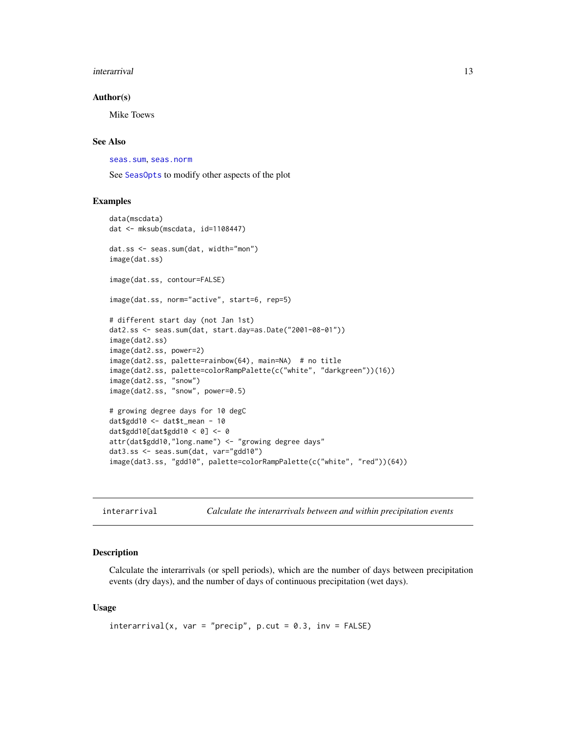### Author(s)

Mike Toews

### See Also

`seas.sum`, `seas.norm`

See `SeasOpts` to modify other aspects of the plot

### Examples

```
data(mscdata)
dat <- mksub(mscdata, id=1108447)

dat.ss <- seas.sum(dat, width="mon")
image(dat.ss)

image(dat.ss, contour=FALSE)

image(dat.ss, norm="active", start=6, rep=5)

# different start day (not Jan 1st)
dat2.ss <- seas.sum(dat, start.day=as.Date("2001-08-01"))
image(dat2.ss)
image(dat2.ss, power=2)
image(dat2.ss, palette=rainbow(64), main=NA)  # no title
image(dat2.ss, palette=colorRampPalette(c("white", "darkgreen"))(16))
image(dat2.ss, "snow")
image(dat2.ss, "snow", power=0.5)

# growing degree days for 10 degC
dat$gdd10 <- dat$t_mean - 10
dat$gdd10[dat$gdd10 < 0] <- 0
attr(dat$gdd10,"long.name") <- "growing degree days"
dat3.ss <- seas.sum(dat, var="gdd10")
image(dat3.ss, "gdd10", palette=colorRampPalette(c("white", "red"))(64))
```

---

## interarrival — *Calculate the interarrivals between and within precipitation events*

---

### Description

Calculate the interarrivals (or spell periods), which are the number of days between precipitation events (dry days), and the number of days of continuous precipitation (wet days).

### Usage

```
interarrival(x, var = "precip", p.cut = 0.3, inv = FALSE)
```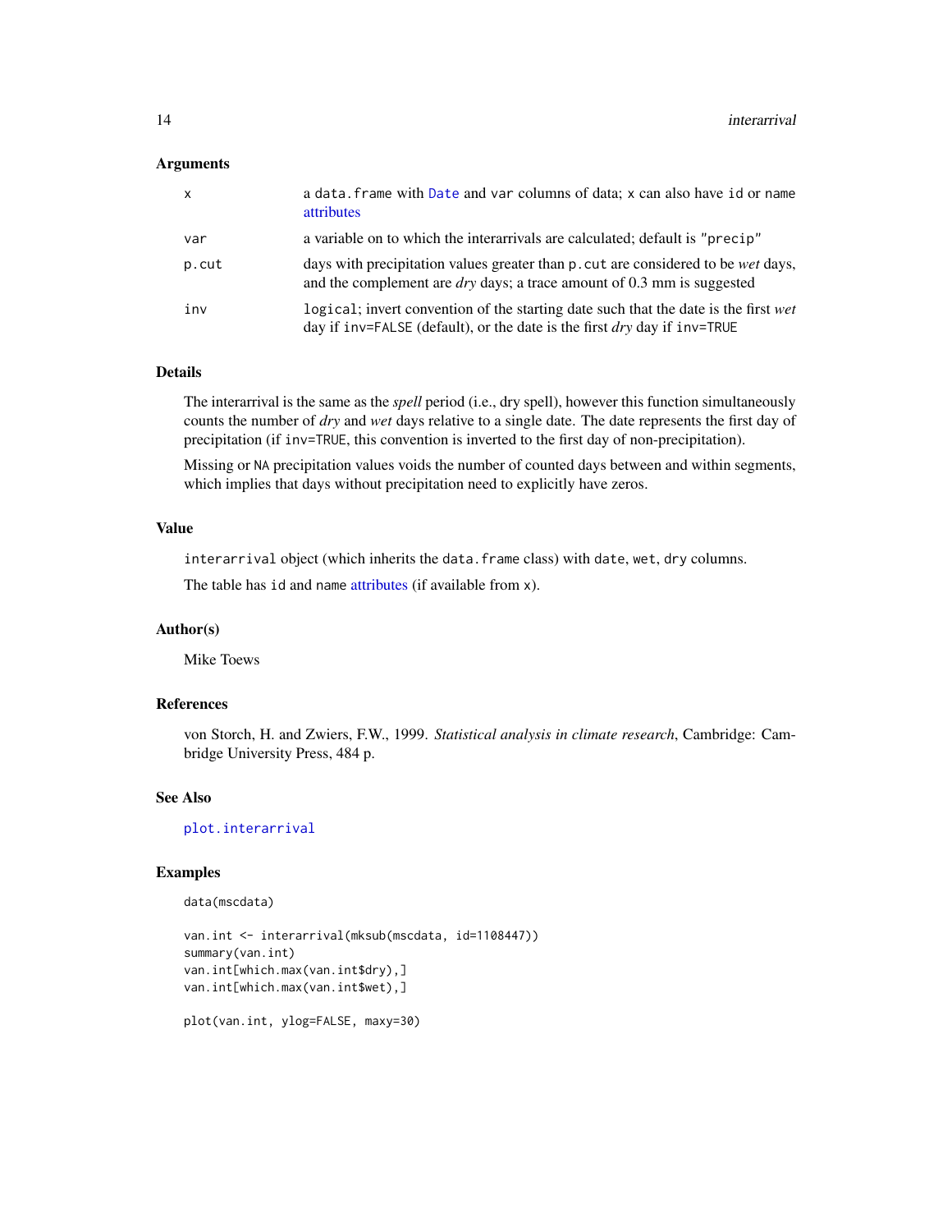### Arguments

| | |
|---|---|
| `x` | a `data.frame` with `Date` and `var` columns of data; `x` can also have `id` or `name` attributes |
| `var` | a variable on to which the interarrivals are calculated; default is `"precip"` |
| `p.cut` | days with precipitation values greater than `p.cut` are considered to be *wet* days, and the complement are *dry* days; a trace amount of 0.3 mm is suggested |
| `inv` | `logical`; invert convention of the starting date such that the date is the first *wet* day if `inv=FALSE` (default), or the date is the first *dry* day if `inv=TRUE` |

### Details

The interarrival is the same as the *spell* period (i.e., dry spell), however this function simultaneously counts the number of *dry* and *wet* days relative to a single date. The date represents the first day of precipitation (if `inv=TRUE`, this convention is inverted to the first day of non-precipitation).

Missing or `NA` precipitation values voids the number of counted days between and within segments, which implies that days without precipitation need to explicitly have zeros.

### Value

`interarrival` object (which inherits the `data.frame` class) with `date`, `wet`, `dry` columns.

The table has `id` and `name` attributes (if available from `x`).

### Author(s)

Mike Toews

### References

von Storch, H. and Zwiers, F.W., 1999. *Statistical analysis in climate research*, Cambridge: Cambridge University Press, 484 p.

### See Also

`plot.interarrival`

### Examples

```
data(mscdata)

van.int <- interarrival(mksub(mscdata, id=1108447))
summary(van.int)
van.int[which.max(van.int$dry),]
van.int[which.max(van.int$wet),]

plot(van.int, ylog=FALSE, maxy=30)
```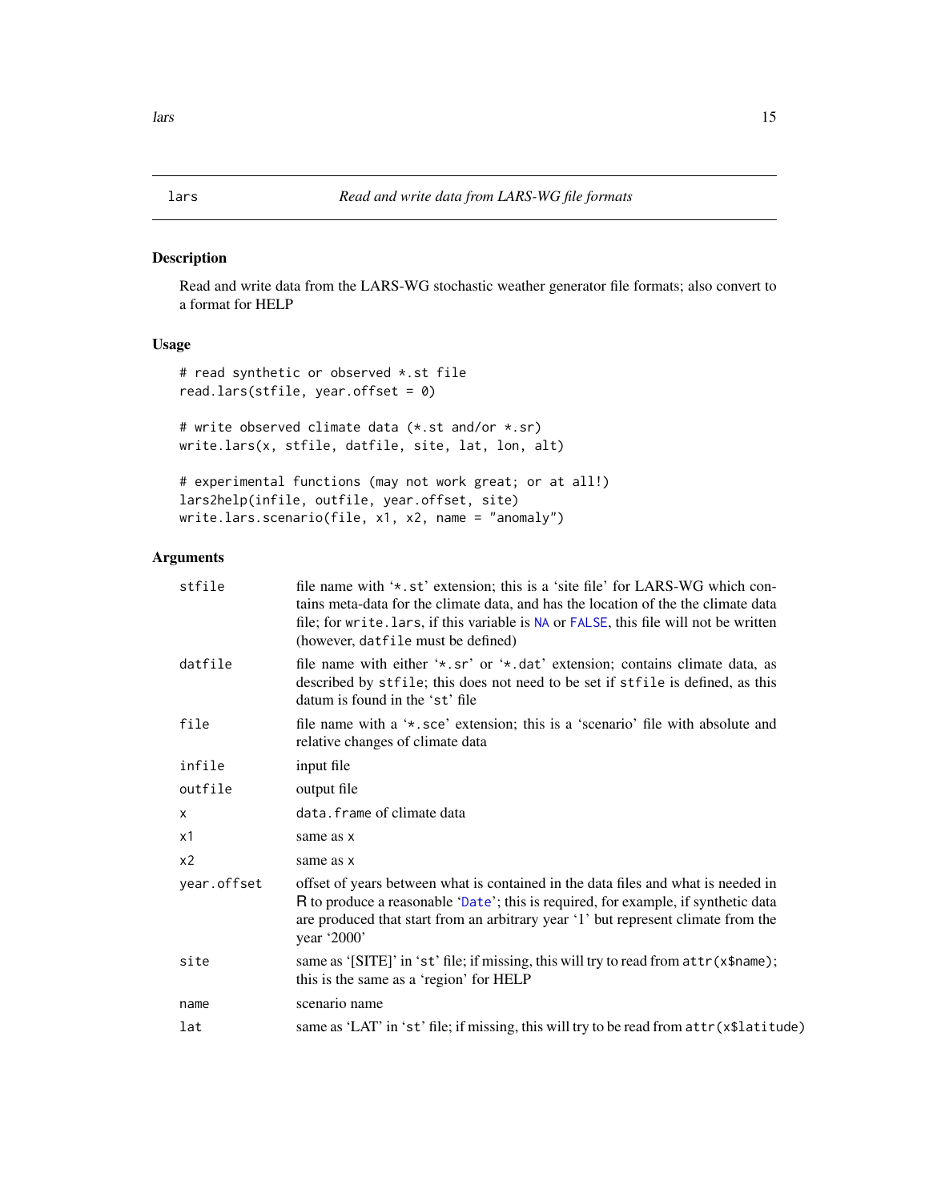## lars — *Read and write data from LARS-WG file formats*

### Description

Read and write data from the LARS-WG stochastic weather generator file formats; also convert to a format for HELP

### Usage

```
# read synthetic or observed *.st file
read.lars(stfile, year.offset = 0)

# write observed climate data (*.st and/or *.sr)
write.lars(x, stfile, datfile, site, lat, lon, alt)

# experimental functions (may not work great; or at all!)
lars2help(infile, outfile, year.offset, site)
write.lars.scenario(file, x1, x2, name = "anomaly")
```

### Arguments

| Argument | Description |
| --- | --- |
| `stfile` | file name with '*.st' extension; this is a 'site file' for LARS-WG which contains meta-data for the climate data, and has the location of the the climate data file; for `write.lars`, if this variable is `NA` or `FALSE`, this file will not be written (however, `datfile` must be defined) |
| `datfile` | file name with either '*.sr' or '*.dat' extension; contains climate data, as described by `stfile`; this does not need to be set if `stfile` is defined, as this datum is found in the 'st' file |
| `file` | file name with a '*.sce' extension; this is a 'scenario' file with absolute and relative changes of climate data |
| `infile` | input file |
| `outfile` | output file |
| `x` | `data.frame` of climate data |
| `x1` | same as `x` |
| `x2` | same as `x` |
| `year.offset` | offset of years between what is contained in the data files and what is needed in R to produce a reasonable '`Date`'; this is required, for example, if synthetic data are produced that start from an arbitrary year '1' but represent climate from the year '2000' |
| `site` | same as '[SITE]' in 'st' file; if missing, this will try to read from `attr(x$name)`; this is the same as a 'region' for HELP |
| `name` | scenario name |
| `lat` | same as 'LAT' in 'st' file; if missing, this will try to be read from `attr(x$latitude)` |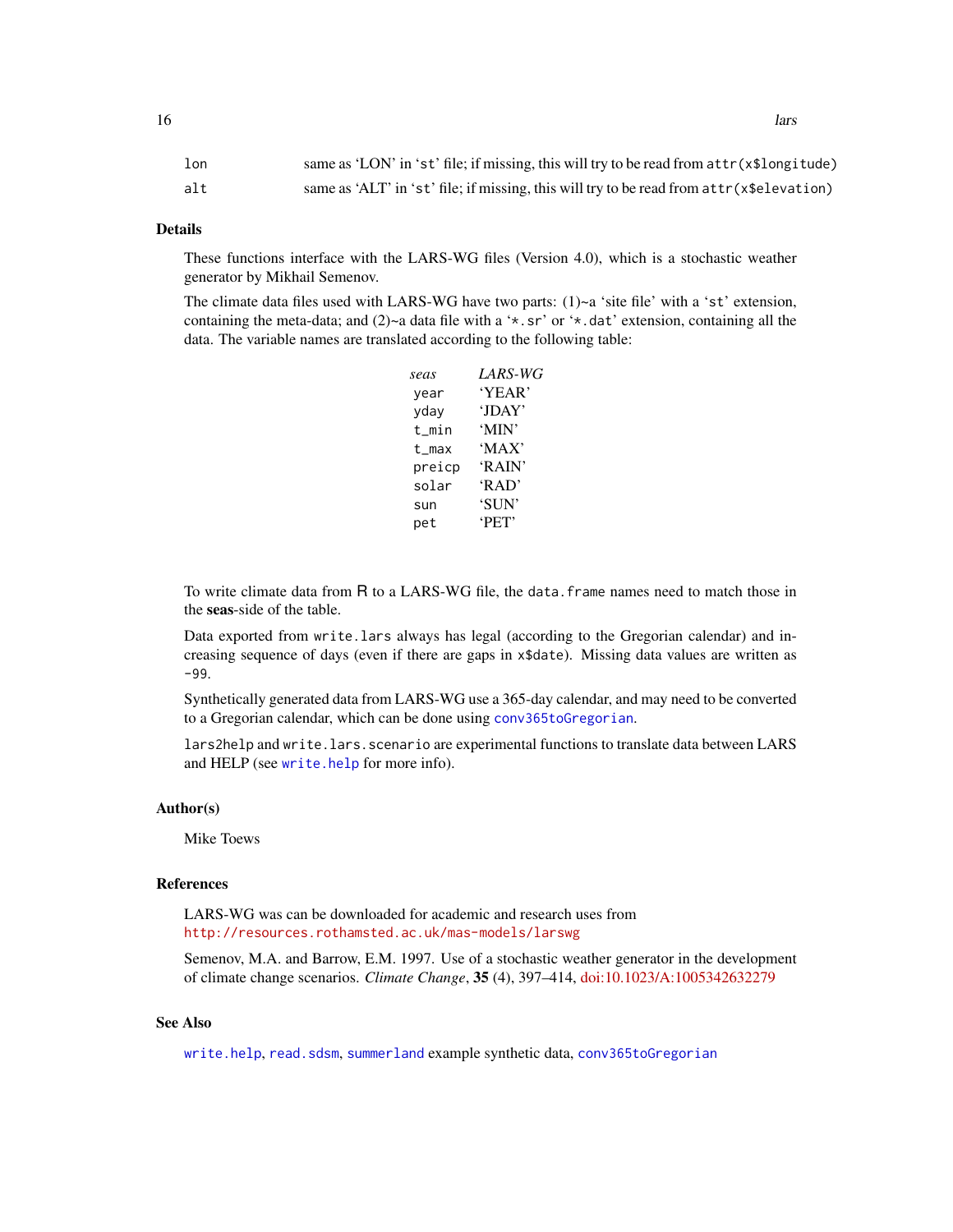| | |
|---|---|
| `lon` | same as 'LON' in 'st' file; if missing, this will try to be read from `attr(x$longitude)` |
| `alt` | same as 'ALT' in 'st' file; if missing, this will try to be read from `attr(x$elevation)` |

## Details

These functions interface with the LARS-WG files (Version 4.0), which is a stochastic weather generator by Mikhail Semenov.

The climate data files used with LARS-WG have two parts: (1)~a 'site file' with a 'st' extension, containing the meta-data; and (2)~a data file with a '*.sr' or '*.dat' extension, containing all the data. The variable names are translated according to the following table:

| *seas* | *LARS-WG* |
|---|---|
| `year` | 'YEAR' |
| `yday` | 'JDAY' |
| `t_min` | 'MIN' |
| `t_max` | 'MAX' |
| `preicp` | 'RAIN' |
| `solar` | 'RAD' |
| `sun` | 'SUN' |
| `pet` | 'PET' |

To write climate data from R to a LARS-WG file, the `data.frame` names need to match those in the **seas**-side of the table.

Data exported from `write.lars` always has legal (according to the Gregorian calendar) and increasing sequence of days (even if there are gaps in `x$date`). Missing data values are written as `-99`.

Synthetically generated data from LARS-WG use a 365-day calendar, and may need to be converted to a Gregorian calendar, which can be done using `conv365toGregorian`.

`lars2help` and `write.lars.scenario` are experimental functions to translate data between LARS and HELP (see `write.help` for more info).

## Author(s)

Mike Toews

## References

LARS-WG was can be downloaded for academic and research uses from
http://resources.rothamsted.ac.uk/mas-models/larswg

Semenov, M.A. and Barrow, E.M. 1997. Use of a stochastic weather generator in the development of climate change scenarios. *Climate Change*, **35** (4), 397–414, doi:10.1023/A:1005342632279

## See Also

`write.help`, `read.sdsm`, `summerland` example synthetic data, `conv365toGregorian`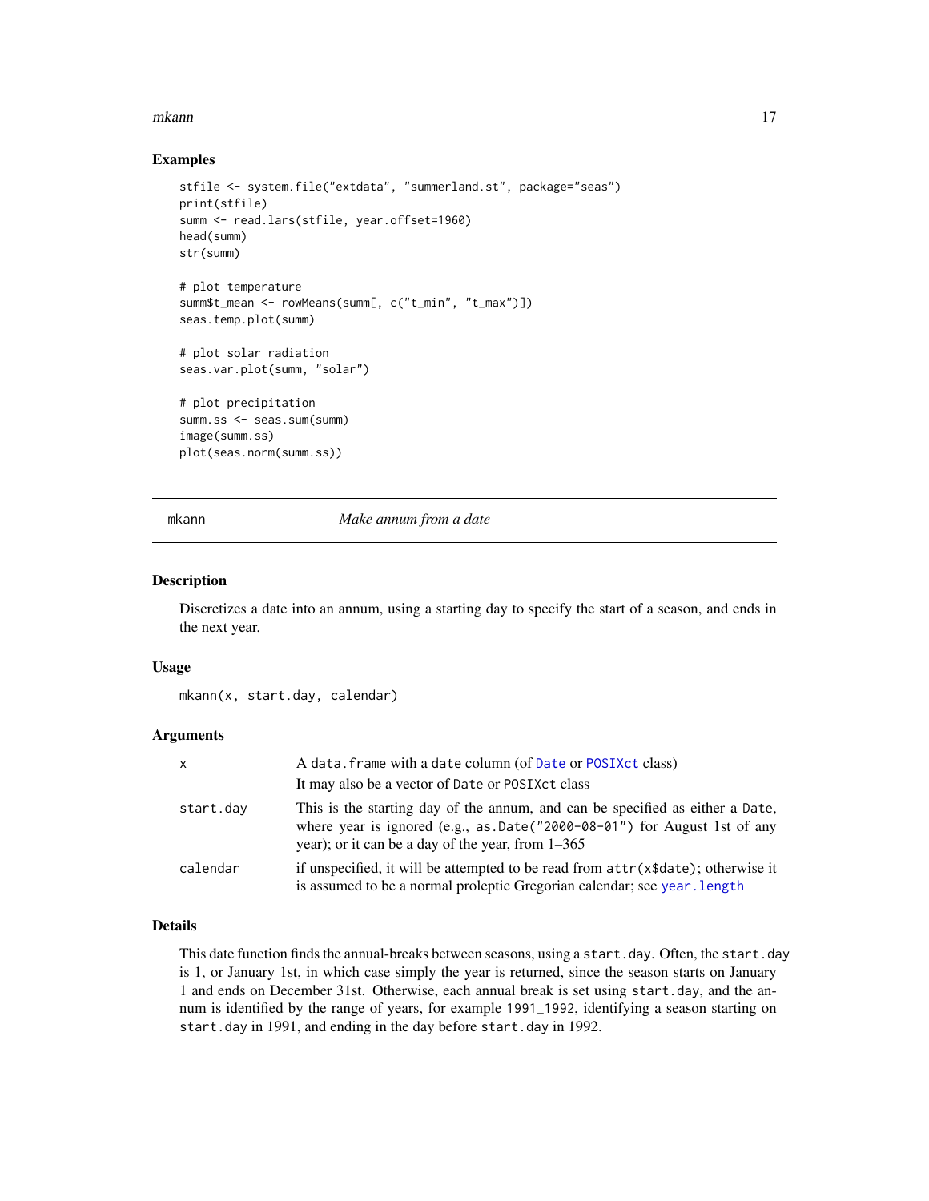### Examples

```
stfile <- system.file("extdata", "summerland.st", package="seas")
print(stfile)
summ <- read.lars(stfile, year.offset=1960)
head(summ)
str(summ)

# plot temperature
summ$t_mean <- rowMeans(summ[, c("t_min", "t_max")])
seas.temp.plot(summ)

# plot solar radiation
seas.var.plot(summ, "solar")

# plot precipitation
summ.ss <- seas.sum(summ)
image(summ.ss)
plot(seas.norm(summ.ss))
```

---

## mkann — *Make annum from a date*

### Description

Discretizes a date into an annum, using a starting day to specify the start of a season, and ends in the next year.

### Usage

```
mkann(x, start.day, calendar)
```

### Arguments

| | |
|---|---|
| `x` | A `data.frame` with a `date` column (of `Date` or `POSIXct` class) It may also be a vector of `Date` or `POSIXct` class |
| `start.day` | This is the starting day of the annum, and can be specified as either a `Date`, where year is ignored (e.g., `as.Date("2000-08-01")` for August 1st of any year); or it can be a day of the year, from 1–365 |
| `calendar` | if unspecified, it will be attempted to be read from `attr(x$date)`; otherwise it is assumed to be a normal proleptic Gregorian calendar; see `year.length` |

### Details

This date function finds the annual-breaks between seasons, using a `start.day`. Often, the `start.day` is 1, or January 1st, in which case simply the year is returned, since the season starts on January 1 and ends on December 31st. Otherwise, each annual break is set using `start.day`, and the annum is identified by the range of years, for example `1991_1992`, identifying a season starting on `start.day` in 1991, and ending in the day before `start.day` in 1992.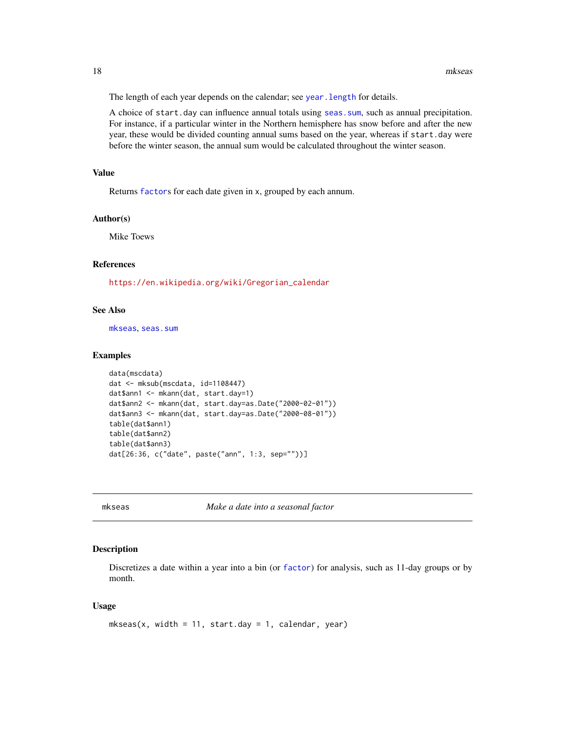The length of each year depends on the calendar; see `year.length` for details.

A choice of `start.day` can influence annual totals using `seas.sum`, such as annual precipitation. For instance, if a particular winter in the Northern hemisphere has snow before and after the new year, these would be divided counting annual sums based on the year, whereas if `start.day` were before the winter season, the annual sum would be calculated throughout the winter season.

### Value

Returns `factor`s for each date given in `x`, grouped by each annum.

### Author(s)

Mike Toews

### References

https://en.wikipedia.org/wiki/Gregorian_calendar

### See Also

`mkseas`, `seas.sum`

### Examples

```
data(mscdata)
dat <- mksub(mscdata, id=1108447)
dat$ann1 <- mkann(dat, start.day=1)
dat$ann2 <- mkann(dat, start.day=as.Date("2000-02-01"))
dat$ann3 <- mkann(dat, start.day=as.Date("2000-08-01"))
table(dat$ann1)
table(dat$ann2)
table(dat$ann3)
dat[26:36, c("date", paste("ann", 1:3, sep=""))]
```

---

## mkseas — *Make a date into a seasonal factor*

---

### Description

Discretizes a date within a year into a bin (or `factor`) for analysis, such as 11-day groups or by month.

### Usage

```
mkseas(x, width = 11, start.day = 1, calendar, year)
```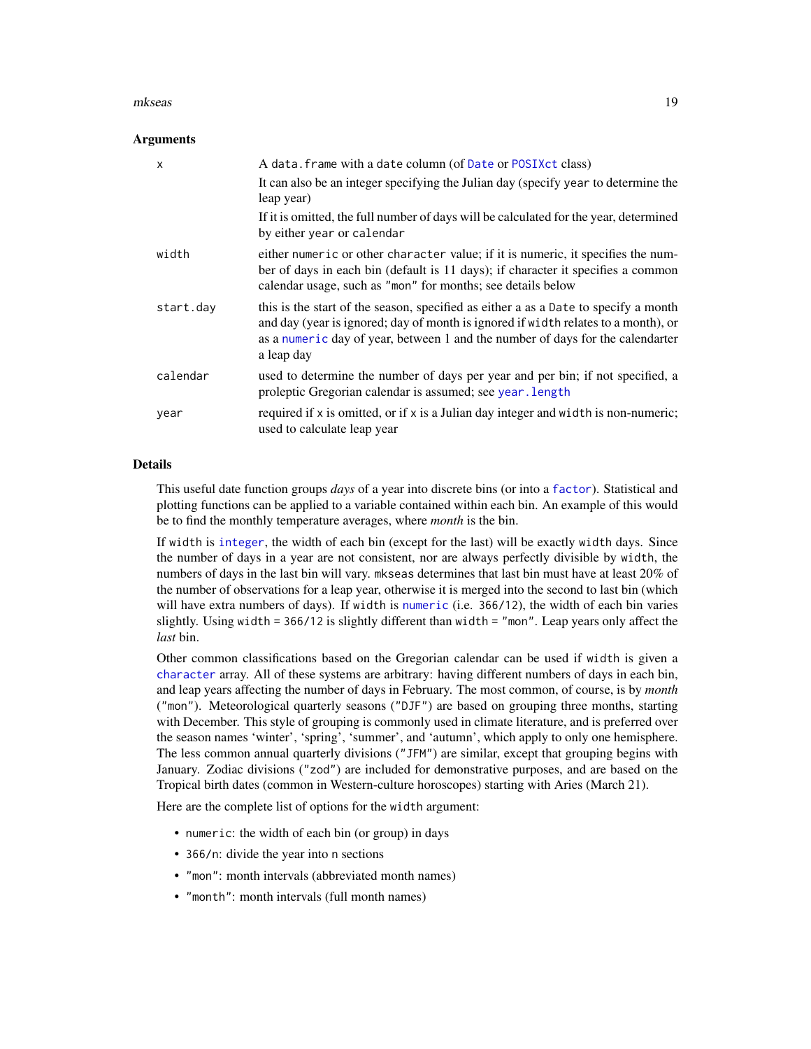### Arguments

| | |
|---|---|
| `x` | A `data.frame` with a `date` column (of `Date` or `POSIXct` class)<br>It can also be an integer specifying the Julian day (specify `year` to determine the leap year)<br>If it is omitted, the full number of days will be calculated for the year, determined by either `year` or `calendar` |
| `width` | either `numeric` or other `character` value; if it is numeric, it specifies the number of days in each bin (default is 11 days); if character it specifies a common calendar usage, such as `"mon"` for months; see details below |
| `start.day` | this is the start of the season, specified as either a as a `Date` to specify a month and day (year is ignored; day of month is ignored if `width` relates to a month), or as a `numeric` day of year, between 1 and the number of days for the calendarter a leap day |
| `calendar` | used to determine the number of days per year and per bin; if not specified, a proleptic Gregorian calendar is assumed; see `year.length` |
| `year` | required if `x` is omitted, or if `x` is a Julian day integer and `width` is non-numeric; used to calculate leap year |

### Details

This useful date function groups *days* of a year into discrete bins (or into a `factor`). Statistical and plotting functions can be applied to a variable contained within each bin. An example of this would be to find the monthly temperature averages, where *month* is the bin.

If `width` is `integer`, the width of each bin (except for the last) will be exactly `width` days. Since the number of days in a year are not consistent, nor are always perfectly divisible by `width`, the numbers of days in the last bin will vary. `mkseas` determines that last bin must have at least 20% of the number of observations for a leap year, otherwise it is merged into the second to last bin (which will have extra numbers of days). If `width` is `numeric` (i.e. `366/12`), the width of each bin varies slightly. Using `width = 366/12` is slightly different than `width = "mon"`. Leap years only affect the *last* bin.

Other common classifications based on the Gregorian calendar can be used if `width` is given a `character` array. All of these systems are arbitrary: having different numbers of days in each bin, and leap years affecting the number of days in February. The most common, of course, is by *month* (`"mon"`). Meteorological quarterly seasons (`"DJF"`) are based on grouping three months, starting with December. This style of grouping is commonly used in climate literature, and is preferred over the season names 'winter', 'spring', 'summer', and 'autumn', which apply to only one hemisphere. The less common annual quarterly divisions (`"JFM"`) are similar, except that grouping begins with January. Zodiac divisions (`"zod"`) are included for demonstrative purposes, and are based on the Tropical birth dates (common in Western-culture horoscopes) starting with Aries (March 21).

Here are the complete list of options for the `width` argument:

- `numeric`: the width of each bin (or group) in days
- `366/n`: divide the year into `n` sections
- `"mon"`: month intervals (abbreviated month names)
- `"month"`: month intervals (full month names)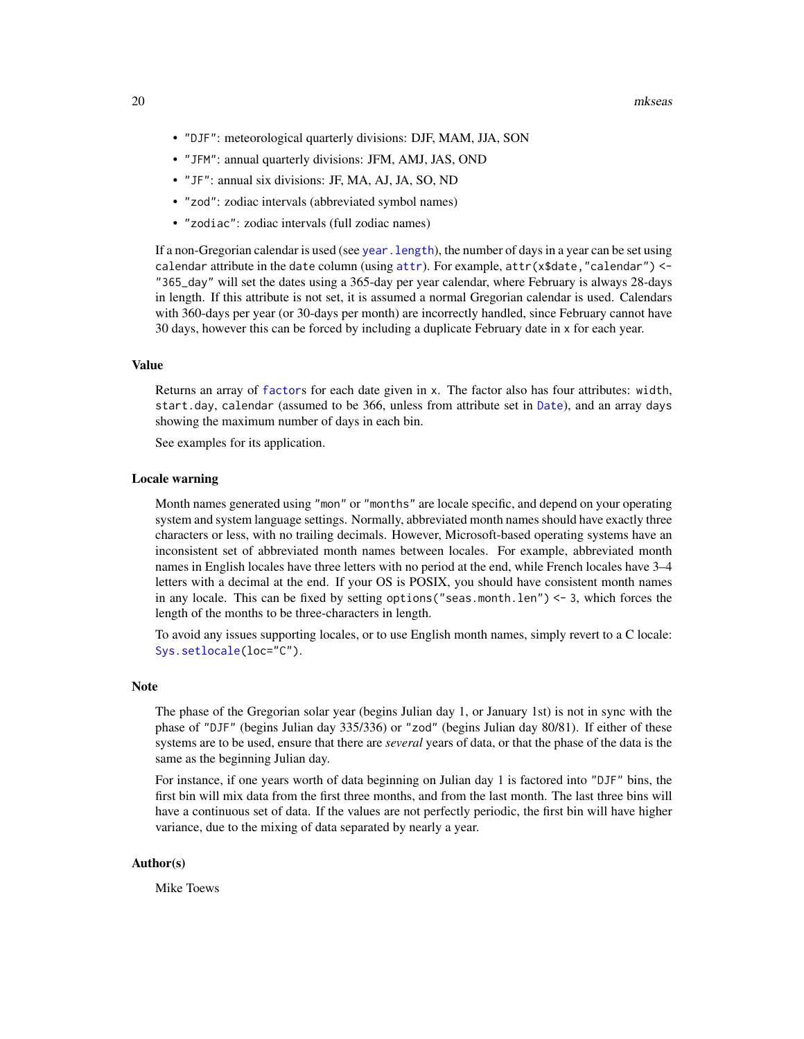- "DJF": meteorological quarterly divisions: DJF, MAM, JJA, SON
- "JFM": annual quarterly divisions: JFM, AMJ, JAS, OND
- "JF": annual six divisions: JF, MA, AJ, JA, SO, ND
- "zod": zodiac intervals (abbreviated symbol names)
- "zodiac": zodiac intervals (full zodiac names)

If a non-Gregorian calendar is used (see `year.length`), the number of days in a year can be set using `calendar` attribute in the `date` column (using `attr`). For example, `attr(x$date,"calendar") <- "365_day"` will set the dates using a 365-day per year calendar, where February is always 28-days in length. If this attribute is not set, it is assumed a normal Gregorian calendar is used. Calendars with 360-days per year (or 30-days per month) are incorrectly handled, since February cannot have 30 days, however this can be forced by including a duplicate February date in `x` for each year.

## Value

Returns an array of `factor`s for each date given in `x`. The factor also has four attributes: `width`, `start.day`, `calendar` (assumed to be 366, unless from attribute set in `Date`), and an array `days` showing the maximum number of days in each bin.

See examples for its application.

## Locale warning

Month names generated using "mon" or "months" are locale specific, and depend on your operating system and system language settings. Normally, abbreviated month names should have exactly three characters or less, with no trailing decimals. However, Microsoft-based operating systems have an inconsistent set of abbreviated month names between locales. For example, abbreviated month names in English locales have three letters with no period at the end, while French locales have 3–4 letters with a decimal at the end. If your OS is POSIX, you should have consistent month names in any locale. This can be fixed by setting `options("seas.month.len") <- 3`, which forces the length of the months to be three-characters in length.

To avoid any issues supporting locales, or to use English month names, simply revert to a C locale: `Sys.setlocale(loc="C")`.

## Note

The phase of the Gregorian solar year (begins Julian day 1, or January 1st) is not in sync with the phase of "DJF" (begins Julian day 335/336) or "zod" (begins Julian day 80/81). If either of these systems are to be used, ensure that there are *several* years of data, or that the phase of the data is the same as the beginning Julian day.

For instance, if one years worth of data beginning on Julian day 1 is factored into "DJF" bins, the first bin will mix data from the first three months, and from the last month. The last three bins will have a continuous set of data. If the values are not perfectly periodic, the first bin will have higher variance, due to the mixing of data separated by nearly a year.

## Author(s)

Mike Toews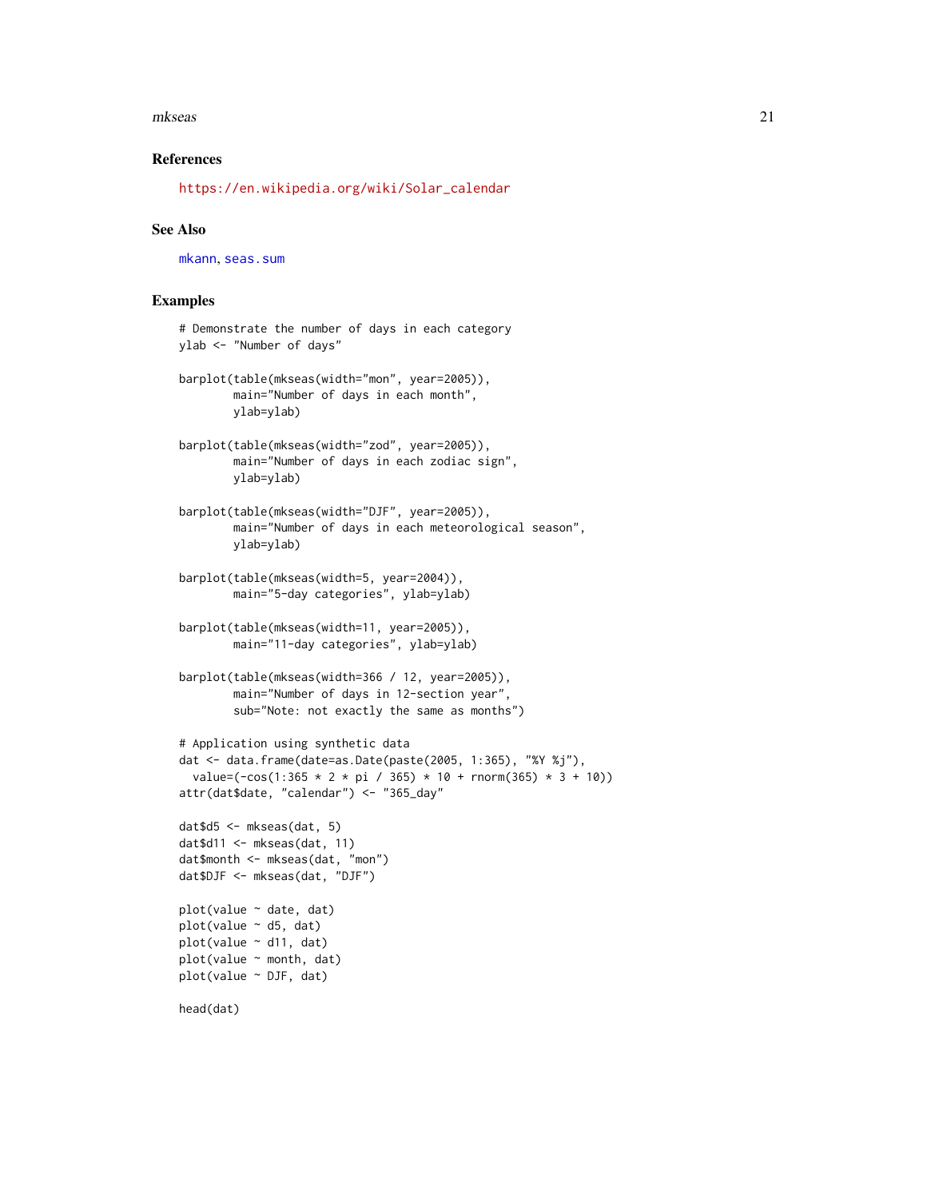## References

https://en.wikipedia.org/wiki/Solar_calendar

## See Also

mkann, seas.sum

## Examples

```
# Demonstrate the number of days in each category
ylab <- "Number of days"

barplot(table(mkseas(width="mon", year=2005)),
        main="Number of days in each month",
        ylab=ylab)

barplot(table(mkseas(width="zod", year=2005)),
        main="Number of days in each zodiac sign",
        ylab=ylab)

barplot(table(mkseas(width="DJF", year=2005)),
        main="Number of days in each meteorological season",
        ylab=ylab)

barplot(table(mkseas(width=5, year=2004)),
        main="5-day categories", ylab=ylab)

barplot(table(mkseas(width=11, year=2005)),
        main="11-day categories", ylab=ylab)

barplot(table(mkseas(width=366 / 12, year=2005)),
        main="Number of days in 12-section year",
        sub="Note: not exactly the same as months")

# Application using synthetic data
dat <- data.frame(date=as.Date(paste(2005, 1:365), "%Y %j"),
  value=(-cos(1:365 * 2 * pi / 365) * 10 + rnorm(365) * 3 + 10))
attr(dat$date, "calendar") <- "365_day"

dat$d5 <- mkseas(dat, 5)
dat$d11 <- mkseas(dat, 11)
dat$month <- mkseas(dat, "mon")
dat$DJF <- mkseas(dat, "DJF")

plot(value ~ date, dat)
plot(value ~ d5, dat)
plot(value ~ d11, dat)
plot(value ~ month, dat)
plot(value ~ DJF, dat)

head(dat)
```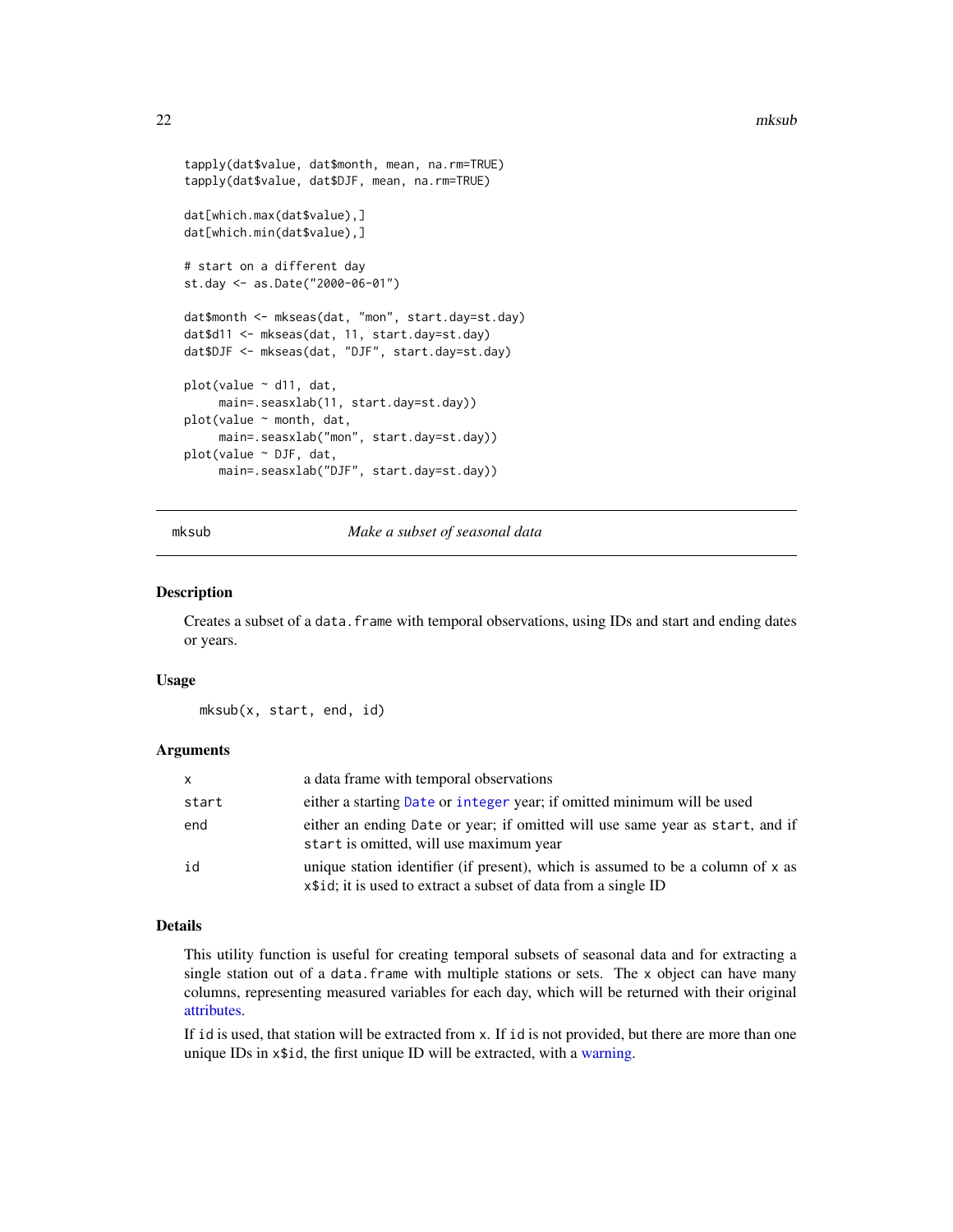```
tapply(dat$value, dat$month, mean, na.rm=TRUE)
tapply(dat$value, dat$DJF, mean, na.rm=TRUE)

dat[which.max(dat$value),]
dat[which.min(dat$value),]

# start on a different day
st.day <- as.Date("2000-06-01")

dat$month <- mkseas(dat, "mon", start.day=st.day)
dat$d11 <- mkseas(dat, 11, start.day=st.day)
dat$DJF <- mkseas(dat, "DJF", start.day=st.day)

plot(value ~ d11, dat,
     main=.seasxlab(11, start.day=st.day))
plot(value ~ month, dat,
     main=.seasxlab("mon", start.day=st.day))
plot(value ~ DJF, dat,
     main=.seasxlab("DJF", start.day=st.day))
```

## mksub — *Make a subset of seasonal data*

### Description

Creates a subset of a `data.frame` with temporal observations, using IDs and start and ending dates or years.

### Usage

```
mksub(x, start, end, id)
```

### Arguments

| | |
|---|---|
| `x` | a data frame with temporal observations |
| `start` | either a starting `Date` or `integer` year; if omitted minimum will be used |
| `end` | either an ending `Date` or year; if omitted will use same year as `start`, and if `start` is omitted, will use maximum year |
| `id` | unique station identifier (if present), which is assumed to be a column of `x` as `x$id`; it is used to extract a subset of data from a single ID |

### Details

This utility function is useful for creating temporal subsets of seasonal data and for extracting a single station out of a `data.frame` with multiple stations or sets. The `x` object can have many columns, representing measured variables for each day, which will be returned with their original attributes.

If `id` is used, that station will be extracted from `x`. If `id` is not provided, but there are more than one unique IDs in `x$id`, the first unique ID will be extracted, with a warning.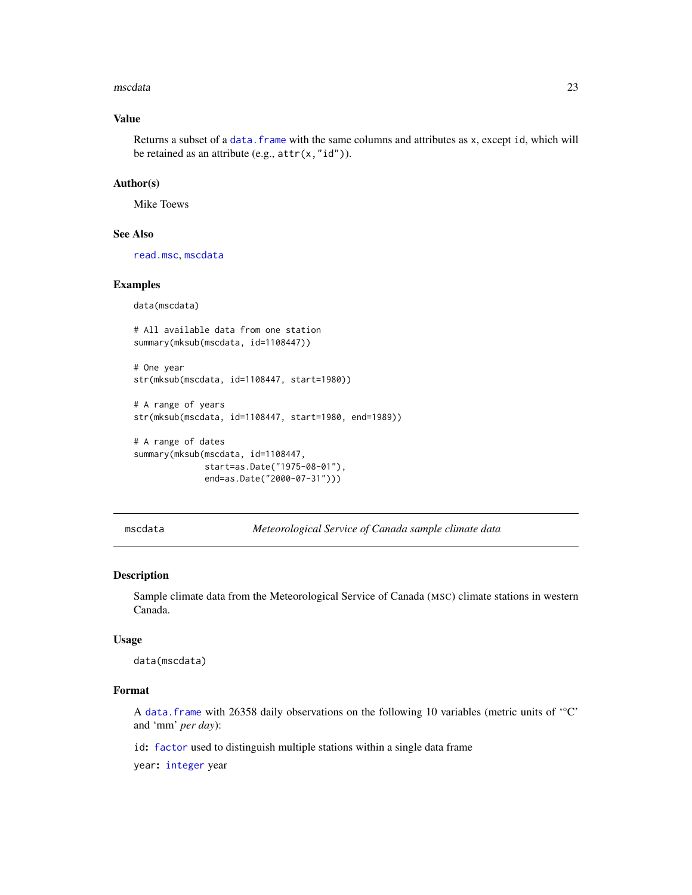## Value

Returns a subset of a `data.frame` with the same columns and attributes as `x`, except `id`, which will be retained as an attribute (e.g., `attr(x,"id")`).

## Author(s)

Mike Toews

## See Also

`read.msc`, `mscdata`

## Examples

```
data(mscdata)

# All available data from one station
summary(mksub(mscdata, id=1108447))

# One year
str(mksub(mscdata, id=1108447, start=1980))

# A range of years
str(mksub(mscdata, id=1108447, start=1980, end=1989))

# A range of dates
summary(mksub(mscdata, id=1108447,
              start=as.Date("1975-08-01"),
              end=as.Date("2000-07-31")))
```

---

# mscdata — *Meteorological Service of Canada sample climate data*

## Description

Sample climate data from the Meteorological Service of Canada (MSC) climate stations in western Canada.

## Usage

```
data(mscdata)
```

## Format

A `data.frame` with 26358 daily observations on the following 10 variables (metric units of '°C' and 'mm' *per day*):

`id`: `factor` used to distinguish multiple stations within a single data frame

`year`: `integer` year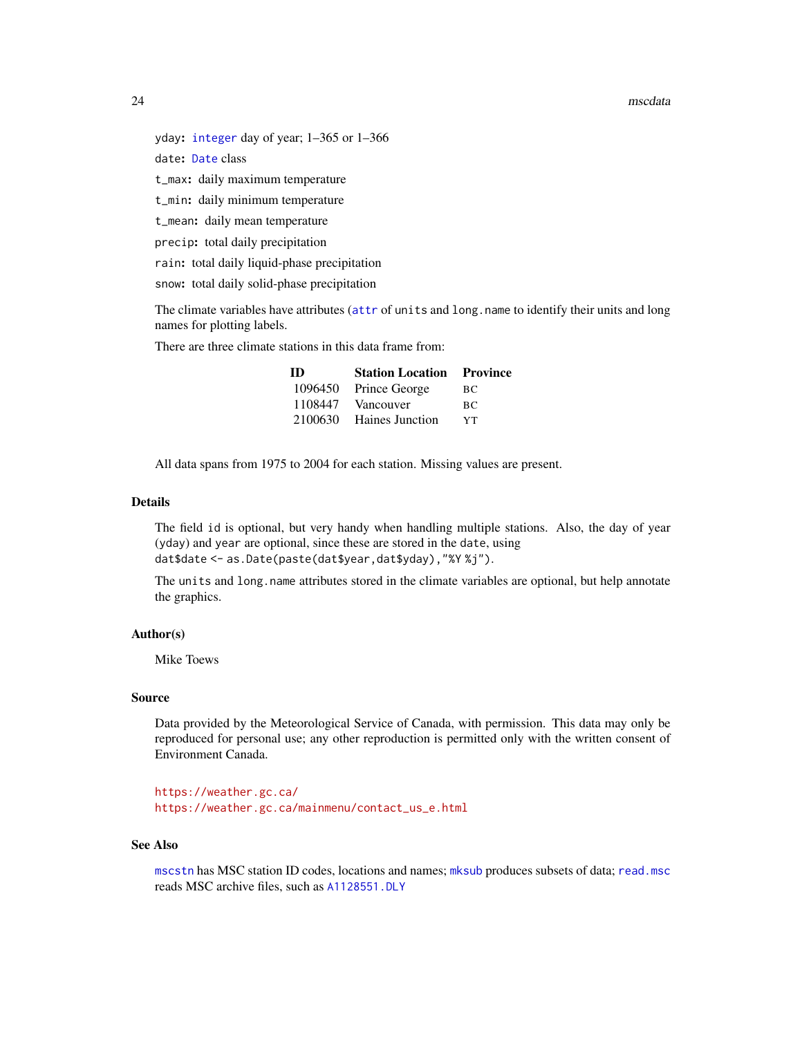yday: integer day of year; 1–365 or 1–366

date: Date class

t_max: daily maximum temperature

t_min: daily minimum temperature

t_mean: daily mean temperature

precip: total daily precipitation

rain: total daily liquid-phase precipitation

snow: total daily solid-phase precipitation

The climate variables have attributes (attr of units and long.name to identify their units and long names for plotting labels.

There are three climate stations in this data frame from:

| ID | Station Location | Province |
|---|---|---|
| 1096450 | Prince George | BC |
| 1108447 | Vancouver | BC |
| 2100630 | Haines Junction | YT |

All data spans from 1975 to 2004 for each station. Missing values are present.

## Details

The field id is optional, but very handy when handling multiple stations. Also, the day of year (yday) and year are optional, since these are stored in the date, using
`dat$date <- as.Date(paste(dat$year,dat$yday),"%Y %j")`.

The units and long.name attributes stored in the climate variables are optional, but help annotate the graphics.

## Author(s)

Mike Toews

## Source

Data provided by the Meteorological Service of Canada, with permission. This data may only be reproduced for personal use; any other reproduction is permitted only with the written consent of Environment Canada.

https://weather.gc.ca/
https://weather.gc.ca/mainmenu/contact_us_e.html

## See Also

mscstn has MSC station ID codes, locations and names; mksub produces subsets of data; read.msc reads MSC archive files, such as A1128551.DLY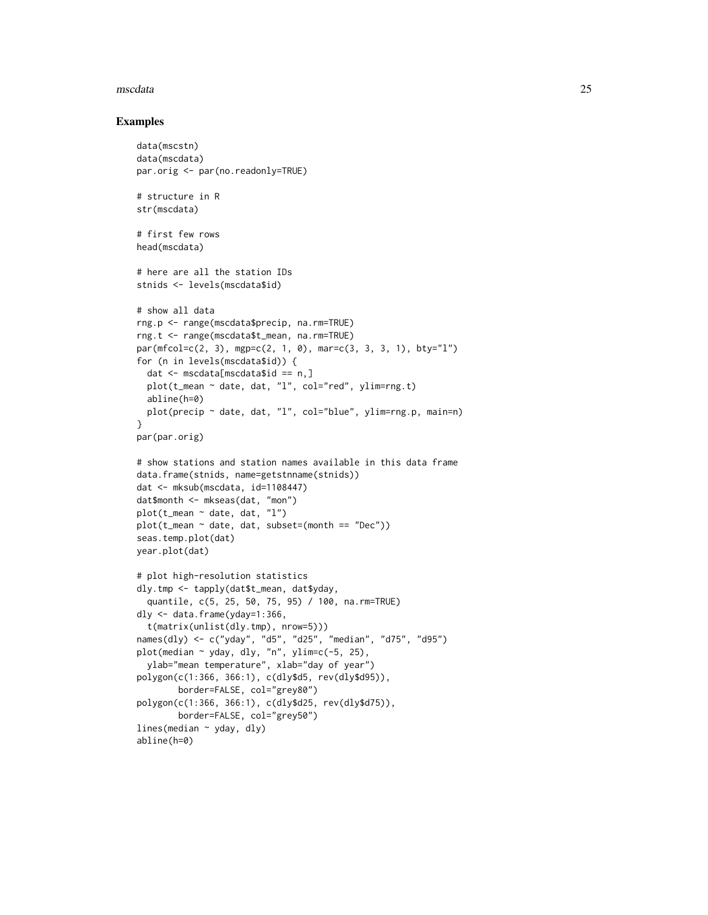### Examples

```
data(mscstn)
data(mscdata)
par.orig <- par(no.readonly=TRUE)

# structure in R
str(mscdata)

# first few rows
head(mscdata)

# here are all the station IDs
stnids <- levels(mscdata$id)

# show all data
rng.p <- range(mscdata$precip, na.rm=TRUE)
rng.t <- range(mscdata$t_mean, na.rm=TRUE)
par(mfcol=c(2, 3), mgp=c(2, 1, 0), mar=c(3, 3, 3, 1), bty="l")
for (n in levels(mscdata$id)) {
  dat <- mscdata[mscdata$id == n,]
  plot(t_mean ~ date, dat, "l", col="red", ylim=rng.t)
  abline(h=0)
  plot(precip ~ date, dat, "l", col="blue", ylim=rng.p, main=n)
}
par(par.orig)

# show stations and station names available in this data frame
data.frame(stnids, name=getstnname(stnids))
dat <- mksub(mscdata, id=1108447)
dat$month <- mkseas(dat, "mon")
plot(t_mean ~ date, dat, "l")
plot(t_mean ~ date, dat, subset=(month == "Dec"))
seas.temp.plot(dat)
year.plot(dat)

# plot high-resolution statistics
dly.tmp <- tapply(dat$t_mean, dat$yday,
  quantile, c(5, 25, 50, 75, 95) / 100, na.rm=TRUE)
dly <- data.frame(yday=1:366,
  t(matrix(unlist(dly.tmp), nrow=5)))
names(dly) <- c("yday", "d5", "d25", "median", "d75", "d95")
plot(median ~ yday, dly, "n", ylim=c(-5, 25),
  ylab="mean temperature", xlab="day of year")
polygon(c(1:366, 366:1), c(dly$d5, rev(dly$d95)),
        border=FALSE, col="grey80")
polygon(c(1:366, 366:1), c(dly$d25, rev(dly$d75)),
        border=FALSE, col="grey50")
lines(median ~ yday, dly)
abline(h=0)
```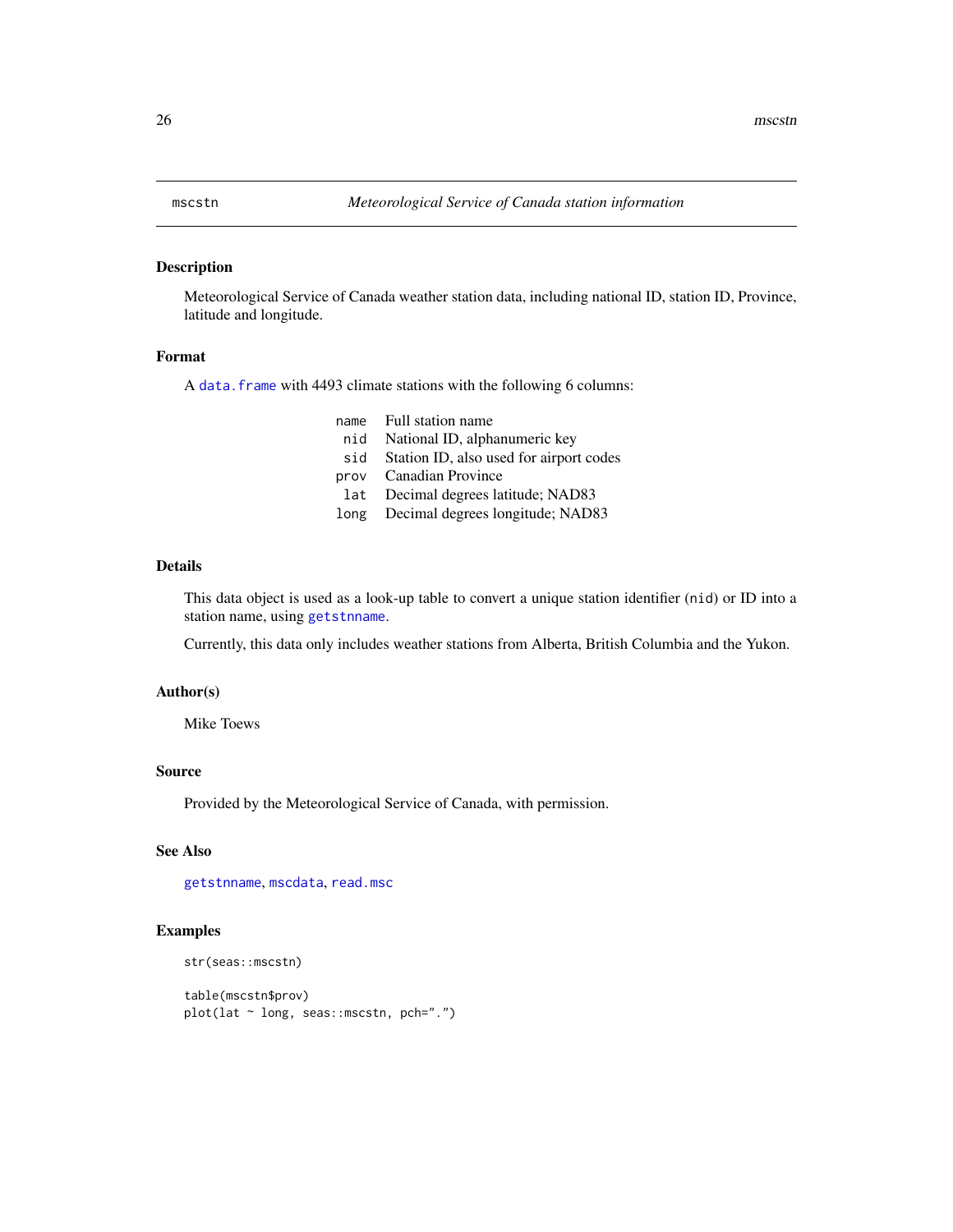# mscstn — *Meteorological Service of Canada station information*

## Description

Meteorological Service of Canada weather station data, including national ID, station ID, Province, latitude and longitude.

## Format

A `data.frame` with 4493 climate stations with the following 6 columns:

| | |
|---|---|
| `name` | Full station name |
| `nid` | National ID, alphanumeric key |
| `sid` | Station ID, also used for airport codes |
| `prov` | Canadian Province |
| `lat` | Decimal degrees latitude; NAD83 |
| `long` | Decimal degrees longitude; NAD83 |

## Details

This data object is used as a look-up table to convert a unique station identifier (`nid`) or ID into a station name, using `getstnname`.

Currently, this data only includes weather stations from Alberta, British Columbia and the Yukon.

## Author(s)

Mike Toews

## Source

Provided by the Meteorological Service of Canada, with permission.

## See Also

`getstnname`, `mscdata`, `read.msc`

## Examples

```
str(seas::mscstn)

table(mscstn$prov)
plot(lat ~ long, seas::mscstn, pch=".")
```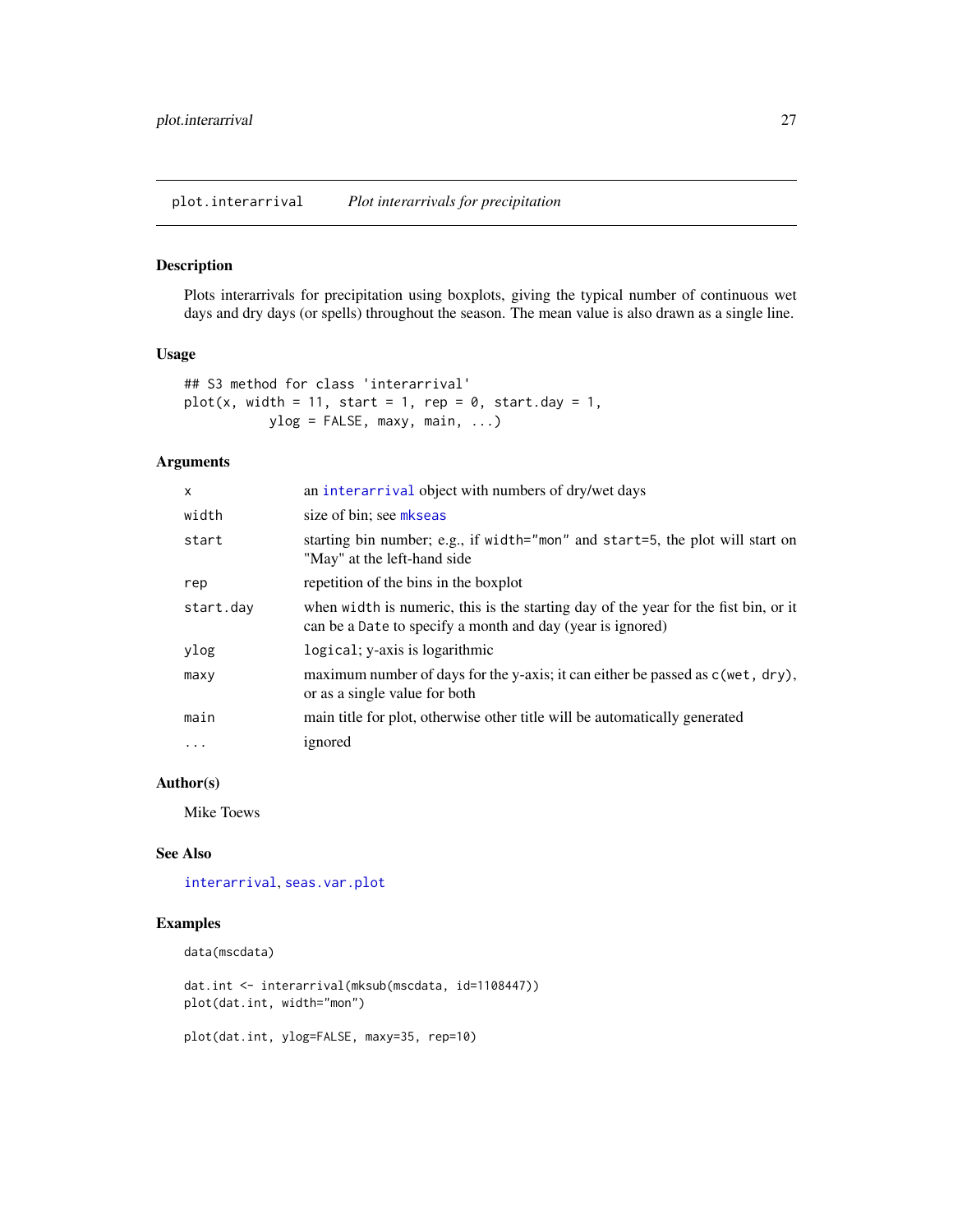# plot.interarrival — *Plot interarrivals for precipitation*

## Description

Plots interarrivals for precipitation using boxplots, giving the typical number of continuous wet days and dry days (or spells) throughout the season. The mean value is also drawn as a single line.

## Usage

```
## S3 method for class 'interarrival'
plot(x, width = 11, start = 1, rep = 0, start.day = 1,
          ylog = FALSE, maxy, main, ...)
```

## Arguments

| | |
|---|---|
| `x` | an `interarrival` object with numbers of dry/wet days |
| `width` | size of bin; see `mkseas` |
| `start` | starting bin number; e.g., if `width="mon"` and `start=5`, the plot will start on "May" at the left-hand side |
| `rep` | repetition of the bins in the boxplot |
| `start.day` | when `width` is numeric, this is the starting day of the year for the fist bin, or it can be a `Date` to specify a month and day (year is ignored) |
| `ylog` | `logical`; y-axis is logarithmic |
| `maxy` | maximum number of days for the y-axis; it can either be passed as `c(wet, dry)`, or as a single value for both |
| `main` | main title for plot, otherwise other title will be automatically generated |
| `...` | ignored |

## Author(s)

Mike Toews

## See Also

`interarrival`, `seas.var.plot`

## Examples

```
data(mscdata)

dat.int <- interarrival(mksub(mscdata, id=1108447))
plot(dat.int, width="mon")

plot(dat.int, ylog=FALSE, maxy=35, rep=10)
```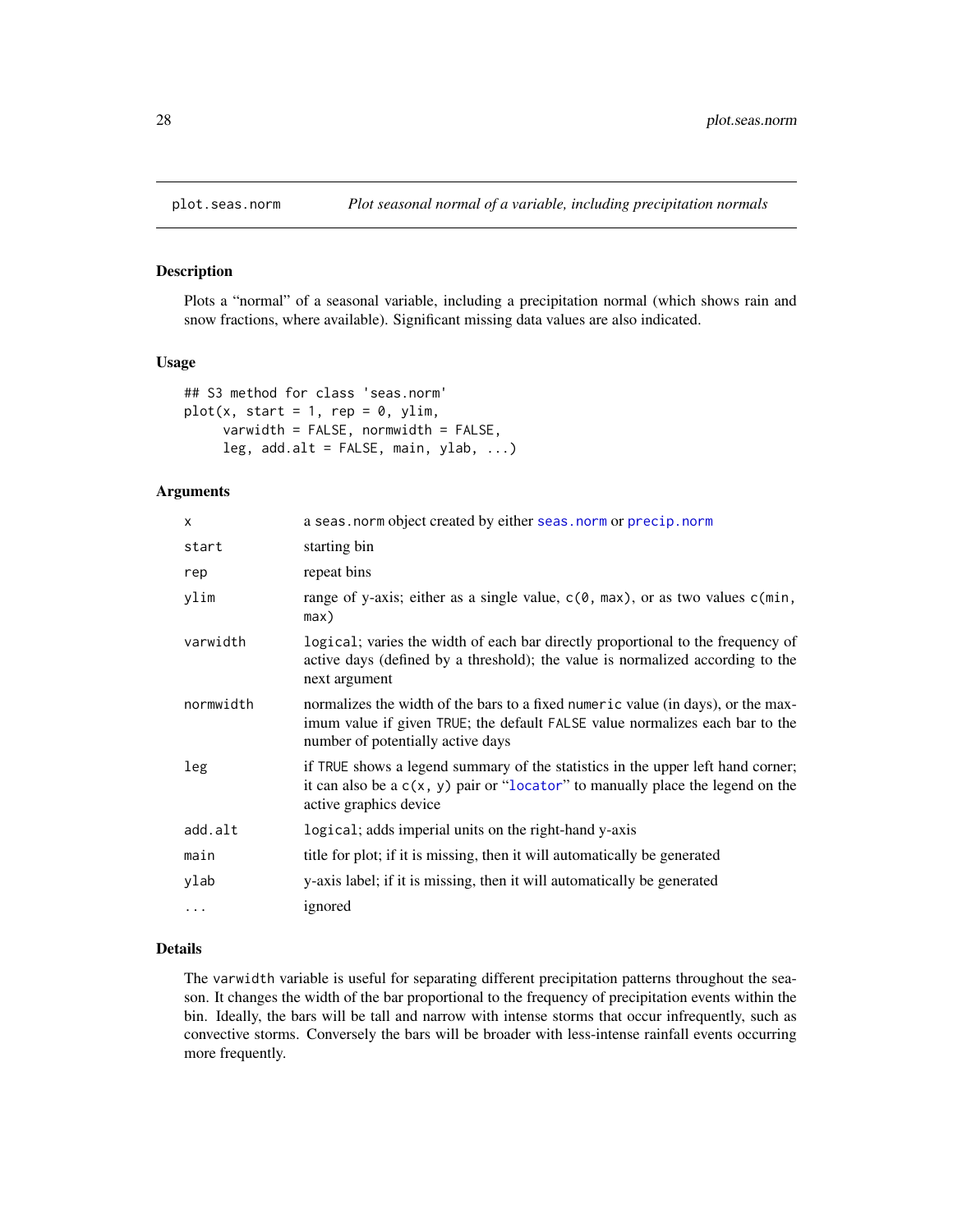# plot.seas.norm — *Plot seasonal normal of a variable, including precipitation normals*

## Description

Plots a "normal" of a seasonal variable, including a precipitation normal (which shows rain and snow fractions, where available). Significant missing data values are also indicated.

## Usage

```
## S3 method for class 'seas.norm'
plot(x, start = 1, rep = 0, ylim,
     varwidth = FALSE, normwidth = FALSE,
     leg, add.alt = FALSE, main, ylab, ...)
```

## Arguments

| | |
|---|---|
| `x` | a `seas.norm` object created by either `seas.norm` or `precip.norm` |
| `start` | starting bin |
| `rep` | repeat bins |
| `ylim` | range of y-axis; either as a single value, `c(0, max)`, or as two values `c(min, max)` |
| `varwidth` | `logical`; varies the width of each bar directly proportional to the frequency of active days (defined by a threshold); the value is normalized according to the next argument |
| `normwidth` | normalizes the width of the bars to a fixed `numeric` value (in days), or the maximum value if given `TRUE`; the default `FALSE` value normalizes each bar to the number of potentially active days |
| `leg` | if `TRUE` shows a legend summary of the statistics in the upper left hand corner; it can also be a `c(x, y)` pair or "`locator`" to manually place the legend on the active graphics device |
| `add.alt` | `logical`; adds imperial units on the right-hand y-axis |
| `main` | title for plot; if it is missing, then it will automatically be generated |
| `ylab` | y-axis label; if it is missing, then it will automatically be generated |
| `...` | ignored |

## Details

The `varwidth` variable is useful for separating different precipitation patterns throughout the season. It changes the width of the bar proportional to the frequency of precipitation events within the bin. Ideally, the bars will be tall and narrow with intense storms that occur infrequently, such as convective storms. Conversely the bars will be broader with less-intense rainfall events occurring more frequently.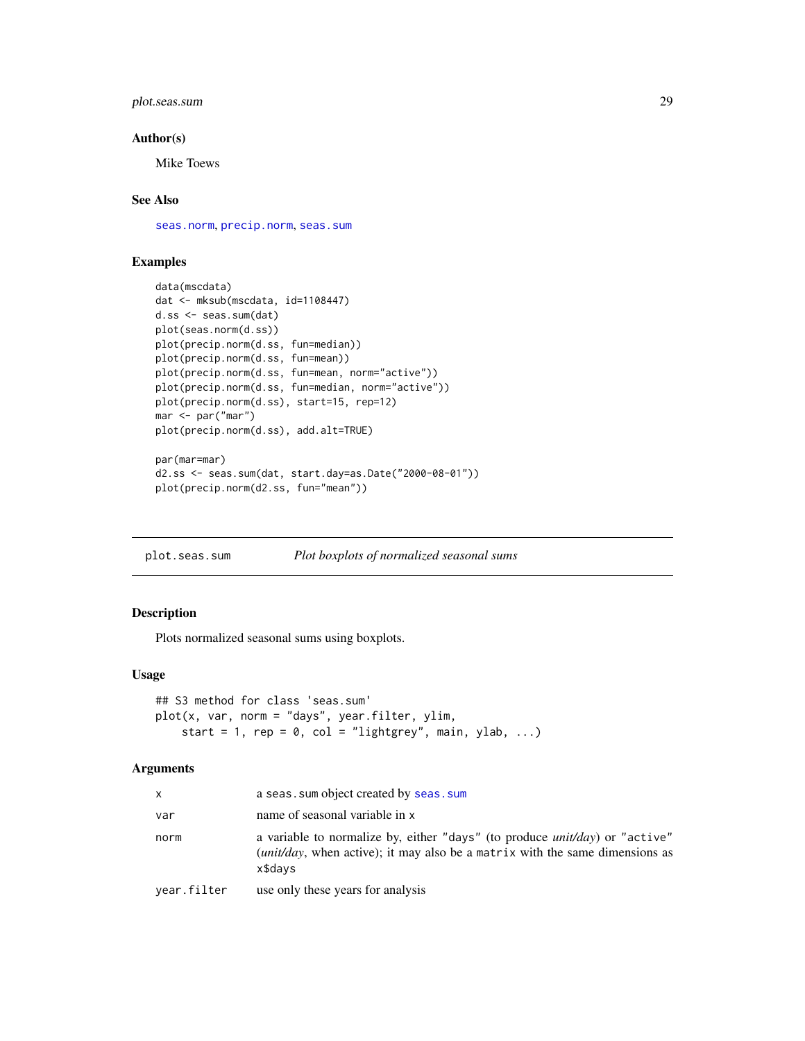### Author(s)

Mike Toews

### See Also

seas.norm, precip.norm, seas.sum

### Examples

```
data(mscdata)
dat <- mksub(mscdata, id=1108447)
d.ss <- seas.sum(dat)
plot(seas.norm(d.ss))
plot(precip.norm(d.ss, fun=median))
plot(precip.norm(d.ss, fun=mean))
plot(precip.norm(d.ss, fun=mean, norm="active"))
plot(precip.norm(d.ss, fun=median, norm="active"))
plot(precip.norm(d.ss), start=15, rep=12)
mar <- par("mar")
plot(precip.norm(d.ss), add.alt=TRUE)

par(mar=mar)
d2.ss <- seas.sum(dat, start.day=as.Date("2000-08-01"))
plot(precip.norm(d2.ss, fun="mean"))
```

---

## plot.seas.sum — *Plot boxplots of normalized seasonal sums*

### Description

Plots normalized seasonal sums using boxplots.

### Usage

```
## S3 method for class 'seas.sum'
plot(x, var, norm = "days", year.filter, ylim,
    start = 1, rep = 0, col = "lightgrey", main, ylab, ...)
```

### Arguments

| | |
|---|---|
| `x` | a `seas.sum` object created by `seas.sum` |
| `var` | name of seasonal variable in `x` |
| `norm` | a variable to normalize by, either `"days"` (to produce *unit/day*) or `"active"` (*unit/day*, when active); it may also be a `matrix` with the same dimensions as `x$days` |
| `year.filter` | use only these years for analysis |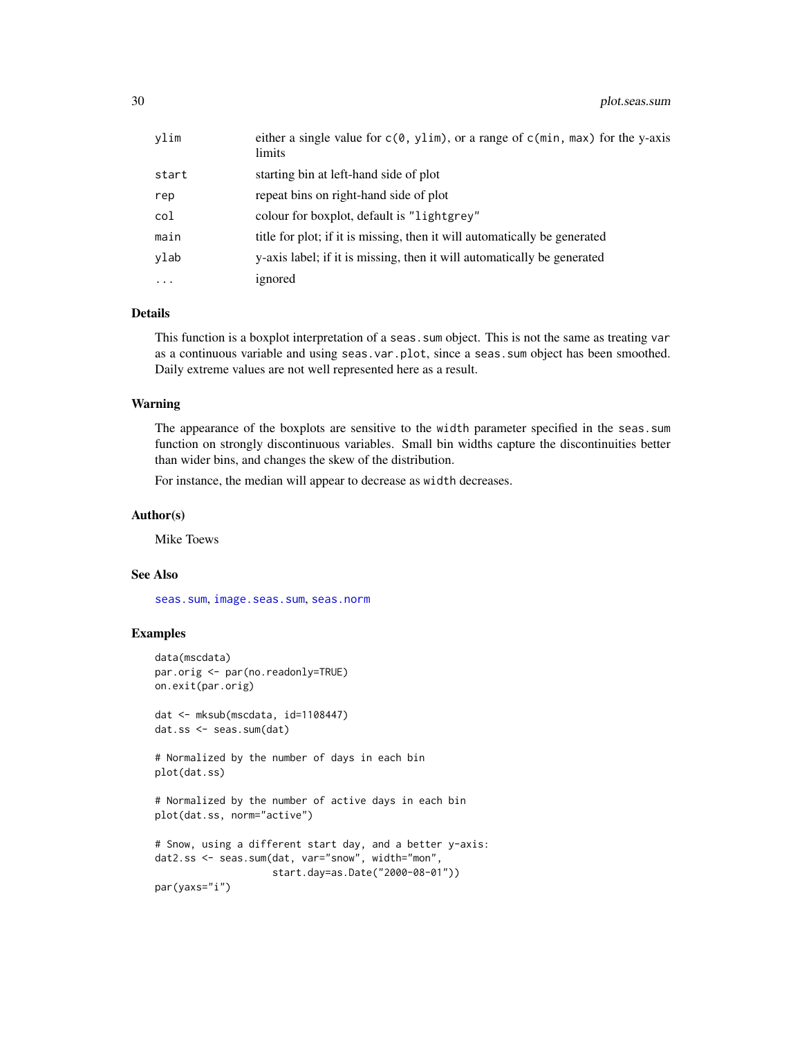| | |
|---|---|
| ylim | either a single value for `c(0, ylim)`, or a range of `c(min, max)` for the y-axis limits |
| start | starting bin at left-hand side of plot |
| rep | repeat bins on right-hand side of plot |
| col | colour for boxplot, default is `"lightgrey"` |
| main | title for plot; if it is missing, then it will automatically be generated |
| ylab | y-axis label; if it is missing, then it will automatically be generated |
| ... | ignored |

### Details

This function is a boxplot interpretation of a `seas.sum` object. This is not the same as treating `var` as a continuous variable and using `seas.var.plot`, since a `seas.sum` object has been smoothed. Daily extreme values are not well represented here as a result.

### Warning

The appearance of the boxplots are sensitive to the `width` parameter specified in the `seas.sum` function on strongly discontinuous variables. Small bin widths capture the discontinuities better than wider bins, and changes the skew of the distribution.

For instance, the median will appear to decrease as `width` decreases.

### Author(s)

Mike Toews

### See Also

`seas.sum`, `image.seas.sum`, `seas.norm`

### Examples

```
data(mscdata)
par.orig <- par(no.readonly=TRUE)
on.exit(par.orig)

dat <- mksub(mscdata, id=1108447)
dat.ss <- seas.sum(dat)

# Normalized by the number of days in each bin
plot(dat.ss)

# Normalized by the number of active days in each bin
plot(dat.ss, norm="active")

# Snow, using a different start day, and a better y-axis:
dat2.ss <- seas.sum(dat, var="snow", width="mon",
                    start.day=as.Date("2000-08-01"))
par(yaxs="i")
```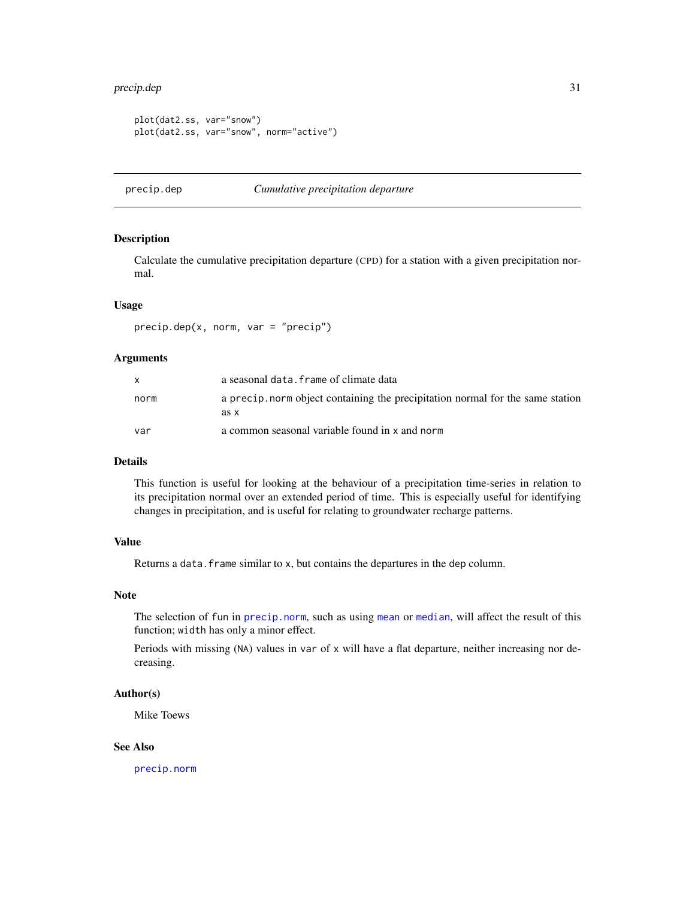```
plot(dat2.ss, var="snow")
plot(dat2.ss, var="snow", norm="active")
```

## precip.dep — *Cumulative precipitation departure*

### Description

Calculate the cumulative precipitation departure (CPD) for a station with a given precipitation normal.

### Usage

```
precip.dep(x, norm, var = "precip")
```

### Arguments

| | |
|---|---|
| `x` | a seasonal `data.frame` of climate data |
| `norm` | a `precip.norm` object containing the precipitation normal for the same station as `x` |
| `var` | a common seasonal variable found in `x` and `norm` |

### Details

This function is useful for looking at the behaviour of a precipitation time-series in relation to its precipitation normal over an extended period of time. This is especially useful for identifying changes in precipitation, and is useful for relating to groundwater recharge patterns.

### Value

Returns a `data.frame` similar to `x`, but contains the departures in the `dep` column.

### Note

The selection of `fun` in `precip.norm`, such as using `mean` or `median`, will affect the result of this function; `width` has only a minor effect.

Periods with missing (`NA`) values in `var` of `x` will have a flat departure, neither increasing nor decreasing.

### Author(s)

Mike Toews

### See Also

`precip.norm`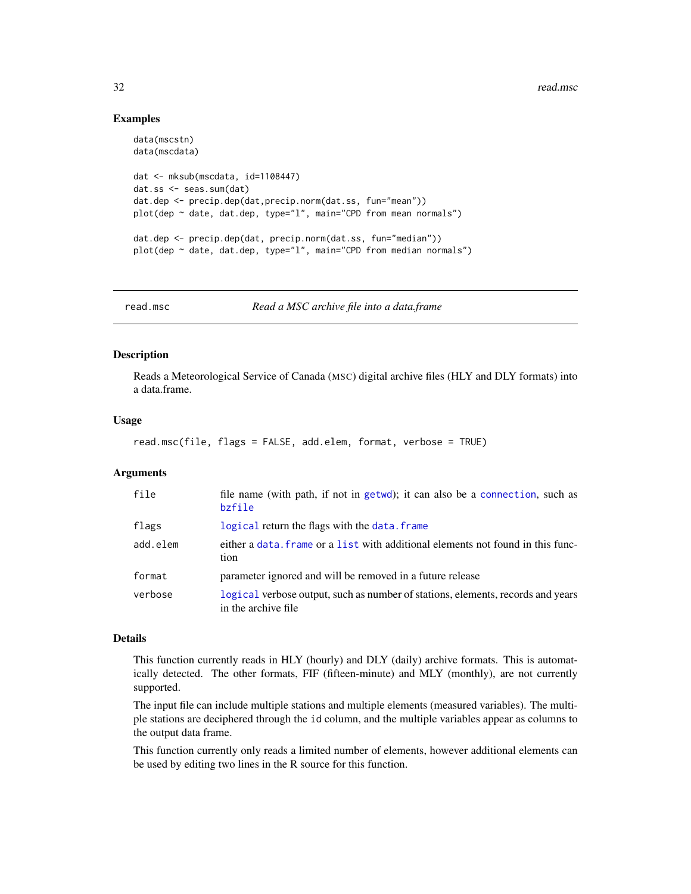### Examples

```
data(mscstn)
data(mscdata)

dat <- mksub(mscdata, id=1108447)
dat.ss <- seas.sum(dat)
dat.dep <- precip.dep(dat,precip.norm(dat.ss, fun="mean"))
plot(dep ~ date, dat.dep, type="l", main="CPD from mean normals")

dat.dep <- precip.dep(dat, precip.norm(dat.ss, fun="median"))
plot(dep ~ date, dat.dep, type="l", main="CPD from median normals")
```

---

## read.msc *Read a MSC archive file into a data.frame*

---

### Description

Reads a Meteorological Service of Canada (MSC) digital archive files (HLY and DLY formats) into a data.frame.

### Usage

```
read.msc(file, flags = FALSE, add.elem, format, verbose = TRUE)
```

### Arguments

| | |
|---|---|
| `file` | file name (with path, if not in `getwd`); it can also be a `connection`, such as `bzfile` |
| `flags` | `logical` return the flags with the `data.frame` |
| `add.elem` | either a `data.frame` or a `list` with additional elements not found in this function |
| `format` | parameter ignored and will be removed in a future release |
| `verbose` | `logical` verbose output, such as number of stations, elements, records and years in the archive file |

### Details

This function currently reads in HLY (hourly) and DLY (daily) archive formats. This is automatically detected. The other formats, FIF (fifteen-minute) and MLY (monthly), are not currently supported.

The input file can include multiple stations and multiple elements (measured variables). The multiple stations are deciphered through the `id` column, and the multiple variables appear as columns to the output data frame.

This function currently only reads a limited number of elements, however additional elements can be used by editing two lines in the R source for this function.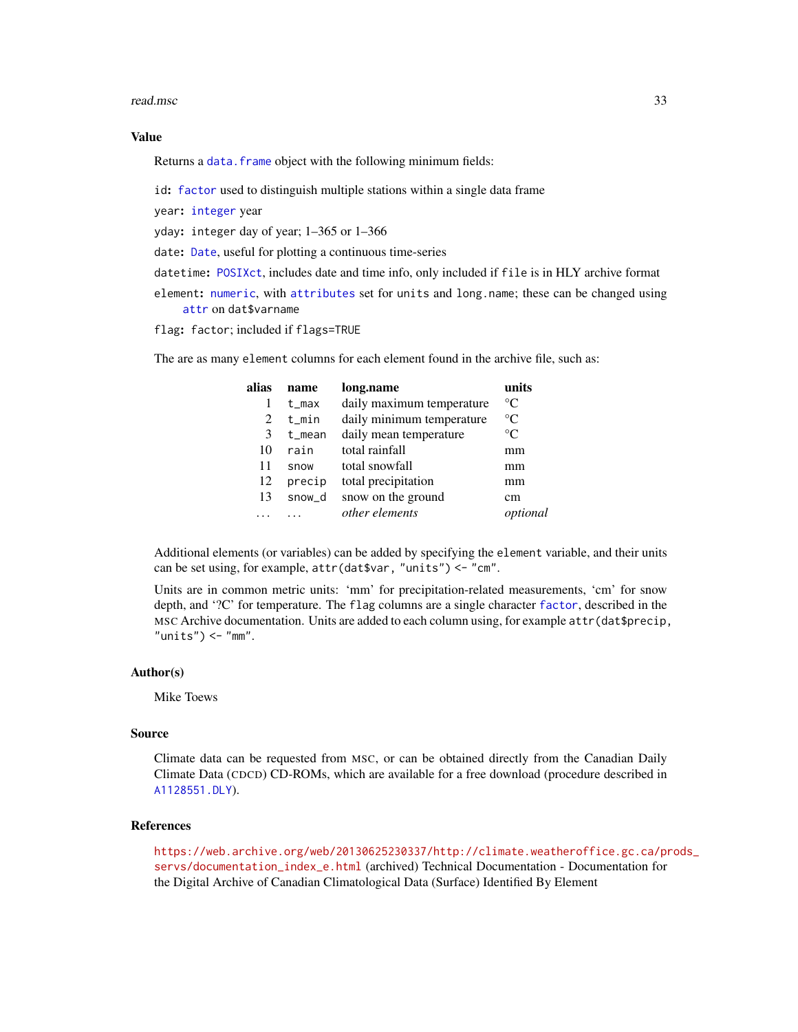## Value

Returns a `data.frame` object with the following minimum fields:

- `id`: `factor` used to distinguish multiple stations within a single data frame
- `year`: `integer` year
- `yday`: integer day of year; 1–365 or 1–366
- `date`: `Date`, useful for plotting a continuous time-series
- `datetime`: `POSIXct`, includes date and time info, only included if `file` is in HLY archive format
- `element`: `numeric`, with `attributes` set for `units` and `long.name`; these can be changed using `attr` on `dat$varname`
- `flag`: `factor`; included if `flags=TRUE`

The are as many `element` columns for each element found in the archive file, such as:

| alias | name | long.name | units |
|---|---|---|---|
| 1 | `t_max` | daily maximum temperature | °C |
| 2 | `t_min` | daily minimum temperature | °C |
| 3 | `t_mean` | daily mean temperature | °C |
| 10 | `rain` | total rainfall | mm |
| 11 | `snow` | total snowfall | mm |
| 12 | `precip` | total precipitation | mm |
| 13 | `snow_d` | snow on the ground | cm |
| ... | ... | *other elements* | *optional* |

Additional elements (or variables) can be added by specifying the `element` variable, and their units can be set using, for example, `attr(dat$var, "units") <- "cm"`.

Units are in common metric units: 'mm' for precipitation-related measurements, 'cm' for snow depth, and '?C' for temperature. The `flag` columns are a single character `factor`, described in the MSC Archive documentation. Units are added to each column using, for example `attr(dat$precip, "units") <- "mm"`.

## Author(s)

Mike Toews

## Source

Climate data can be requested from MSC, or can be obtained directly from the Canadian Daily Climate Data (CDCD) CD-ROMs, which are available for a free download (procedure described in `A1128551.DLY`).

## References

https://web.archive.org/web/20130625230337/http://climate.weatheroffice.gc.ca/prods_servs/documentation_index_e.html (archived) Technical Documentation - Documentation for the Digital Archive of Canadian Climatological Data (Surface) Identified By Element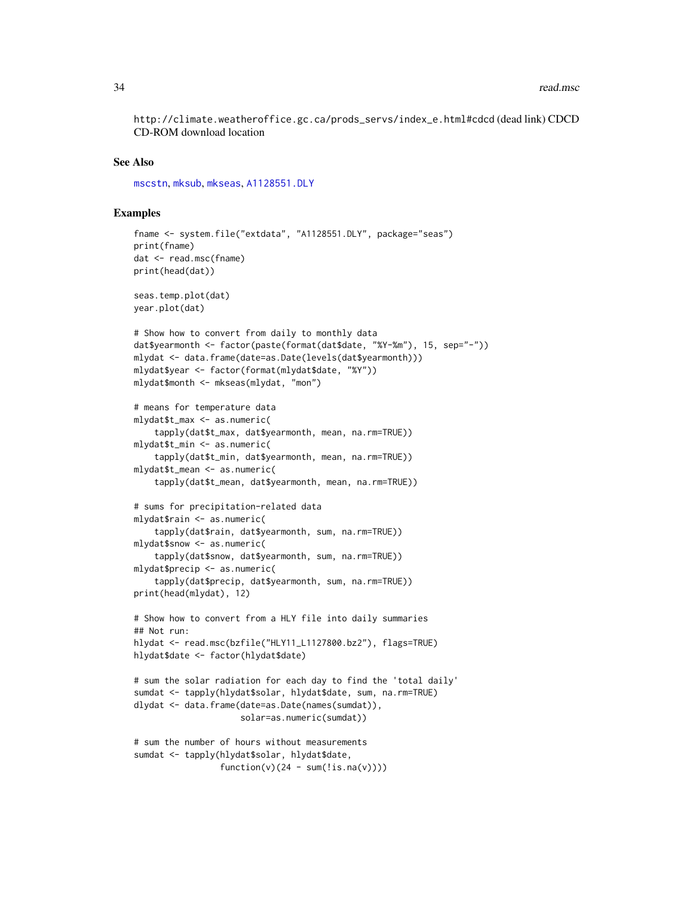http://climate.weatheroffice.gc.ca/prods_servs/index_e.html#cdcd (dead link) CDCD CD-ROM download location

### See Also

mscstn, mksub, mkseas, A1128551.DLY

### Examples

```
fname <- system.file("extdata", "A1128551.DLY", package="seas")
print(fname)
dat <- read.msc(fname)
print(head(dat))

seas.temp.plot(dat)
year.plot(dat)

# Show how to convert from daily to monthly data
dat$yearmonth <- factor(paste(format(dat$date, "%Y-%m"), 15, sep="-"))
mlydat <- data.frame(date=as.Date(levels(dat$yearmonth)))
mlydat$year <- factor(format(mlydat$date, "%Y"))
mlydat$month <- mkseas(mlydat, "mon")

# means for temperature data
mlydat$t_max <- as.numeric(
    tapply(dat$t_max, dat$yearmonth, mean, na.rm=TRUE))
mlydat$t_min <- as.numeric(
    tapply(dat$t_min, dat$yearmonth, mean, na.rm=TRUE))
mlydat$t_mean <- as.numeric(
    tapply(dat$t_mean, dat$yearmonth, mean, na.rm=TRUE))

# sums for precipitation-related data
mlydat$rain <- as.numeric(
    tapply(dat$rain, dat$yearmonth, sum, na.rm=TRUE))
mlydat$snow <- as.numeric(
    tapply(dat$snow, dat$yearmonth, sum, na.rm=TRUE))
mlydat$precip <- as.numeric(
    tapply(dat$precip, dat$yearmonth, sum, na.rm=TRUE))
print(head(mlydat), 12)

# Show how to convert from a HLY file into daily summaries
## Not run:
hlydat <- read.msc(bzfile("HLY11_L1127800.bz2"), flags=TRUE)
hlydat$date <- factor(hlydat$date)

# sum the solar radiation for each day to find the 'total daily'
sumdat <- tapply(hlydat$solar, hlydat$date, sum, na.rm=TRUE)
dlydat <- data.frame(date=as.Date(names(sumdat)),
                     solar=as.numeric(sumdat))

# sum the number of hours without measurements
sumdat <- tapply(hlydat$solar, hlydat$date,
                 function(v)(24 - sum(!is.na(v))))
```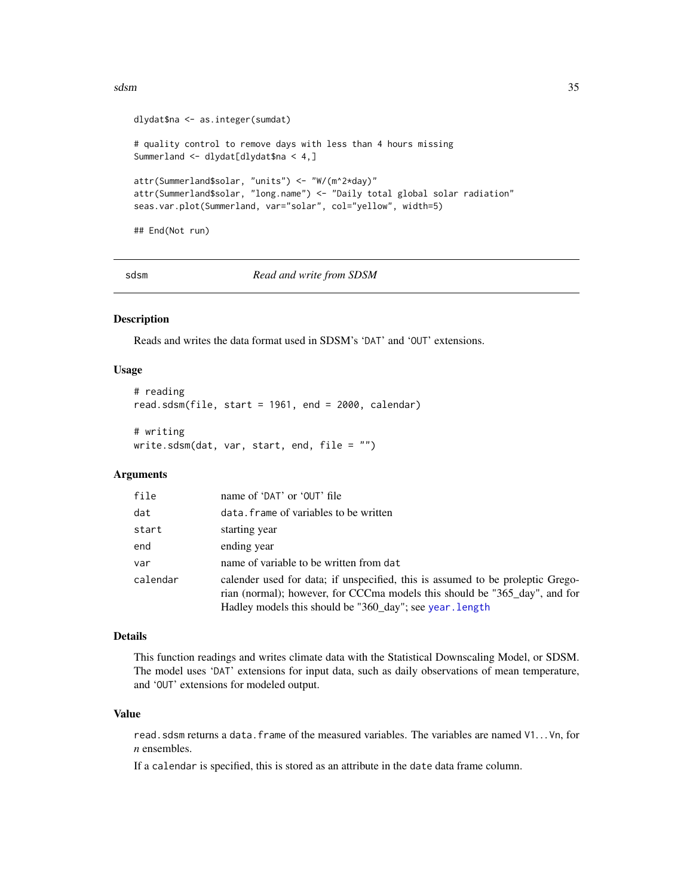```
dlydat$na <- as.integer(sumdat)

# quality control to remove days with less than 4 hours missing
Summerland <- dlydat[dlydat$na < 4,]

attr(Summerland$solar, "units") <- "W/(m^2*day)"
attr(Summerland$solar, "long.name") <- "Daily total global solar radiation"
seas.var.plot(Summerland, var="solar", col="yellow", width=5)

## End(Not run)
```

## sdsm *Read and write from SDSM*

### Description

Reads and writes the data format used in SDSM's 'DAT' and 'OUT' extensions.

### Usage

```
# reading
read.sdsm(file, start = 1961, end = 2000, calendar)

# writing
write.sdsm(dat, var, start, end, file = "")
```

### Arguments

| | |
|---|---|
| `file` | name of 'DAT' or 'OUT' file |
| `dat` | `data.frame` of variables to be written |
| `start` | starting year |
| `end` | ending year |
| `var` | name of variable to be written from `dat` |
| `calendar` | calender used for data; if unspecified, this is assumed to be proleptic Gregorian (normal); however, for CCCma models this should be "365_day", and for Hadley models this should be "360_day"; see `year.length` |

### Details

This function readings and writes climate data with the Statistical Downscaling Model, or SDSM. The model uses 'DAT' extensions for input data, such as daily observations of mean temperature, and 'OUT' extensions for modeled output.

### Value

`read.sdsm` returns a `data.frame` of the measured variables. The variables are named `V1...Vn`, for *n* ensembles.

If a `calendar` is specified, this is stored as an attribute in the `date` data frame column.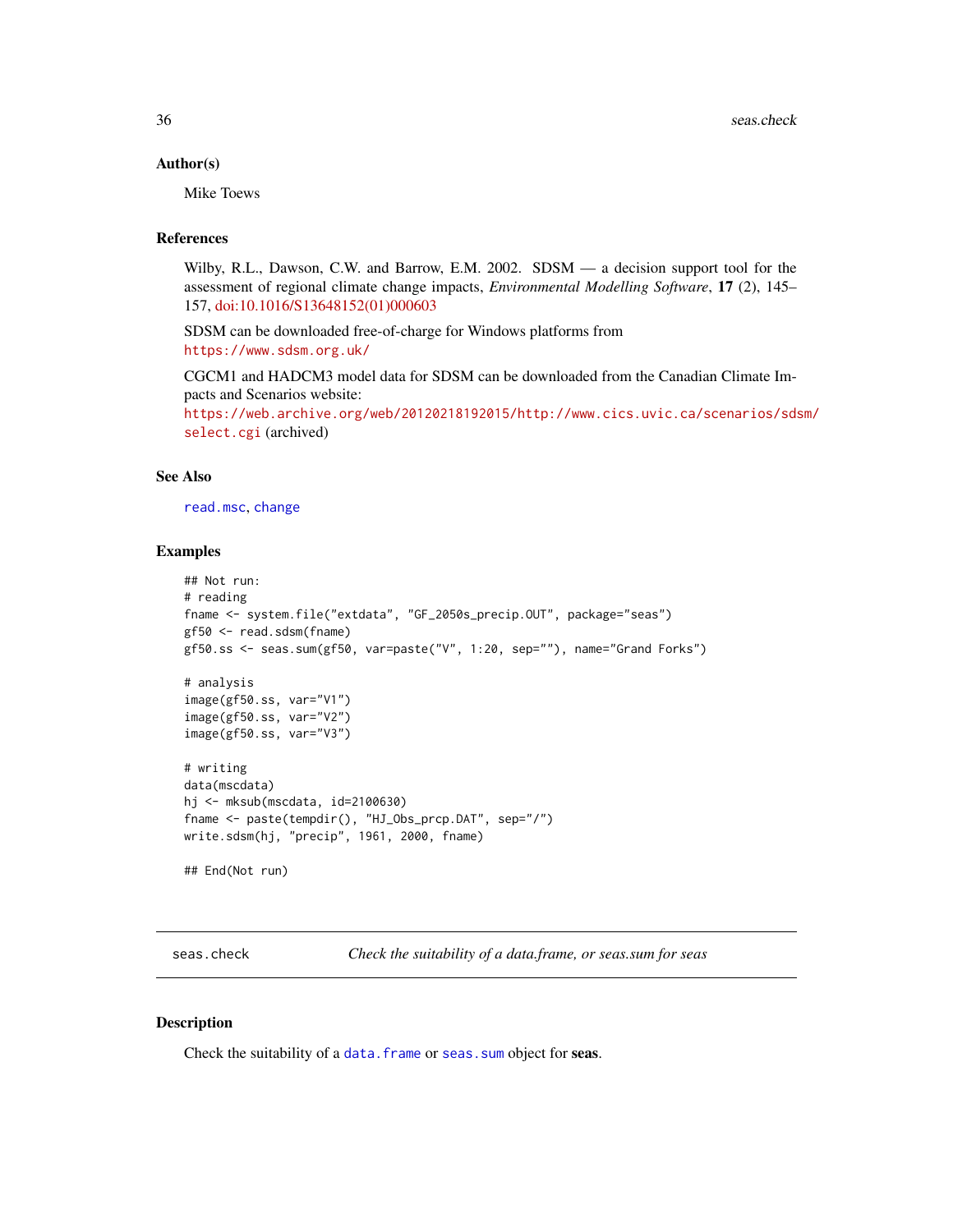### Author(s)

Mike Toews

### References

Wilby, R.L., Dawson, C.W. and Barrow, E.M. 2002. SDSM — a decision support tool for the assessment of regional climate change impacts, *Environmental Modelling Software*, **17** (2), 145–157, doi:10.1016/S13648152(01)000603

SDSM can be downloaded free-of-charge for Windows platforms from
`https://www.sdsm.org.uk/`

CGCM1 and HADCM3 model data for SDSM can be downloaded from the Canadian Climate Impacts and Scenarios website:
`https://web.archive.org/web/20120218192015/http://www.cics.uvic.ca/scenarios/sdsm/select.cgi` (archived)

### See Also

`read.msc`, `change`

### Examples

```
## Not run:
# reading
fname <- system.file("extdata", "GF_2050s_precip.OUT", package="seas")
gf50 <- read.sdsm(fname)
gf50.ss <- seas.sum(gf50, var=paste("V", 1:20, sep=""), name="Grand Forks")

# analysis
image(gf50.ss, var="V1")
image(gf50.ss, var="V2")
image(gf50.ss, var="V3")

# writing
data(mscdata)
hj <- mksub(mscdata, id=2100630)
fname <- paste(tempdir(), "HJ_Obs_prcp.DAT", sep="/")
write.sdsm(hj, "precip", 1961, 2000, fname)

## End(Not run)
```

---

## seas.check — *Check the suitability of a data.frame, or seas.sum for seas*

### Description

Check the suitability of a `data.frame` or `seas.sum` object for **seas**.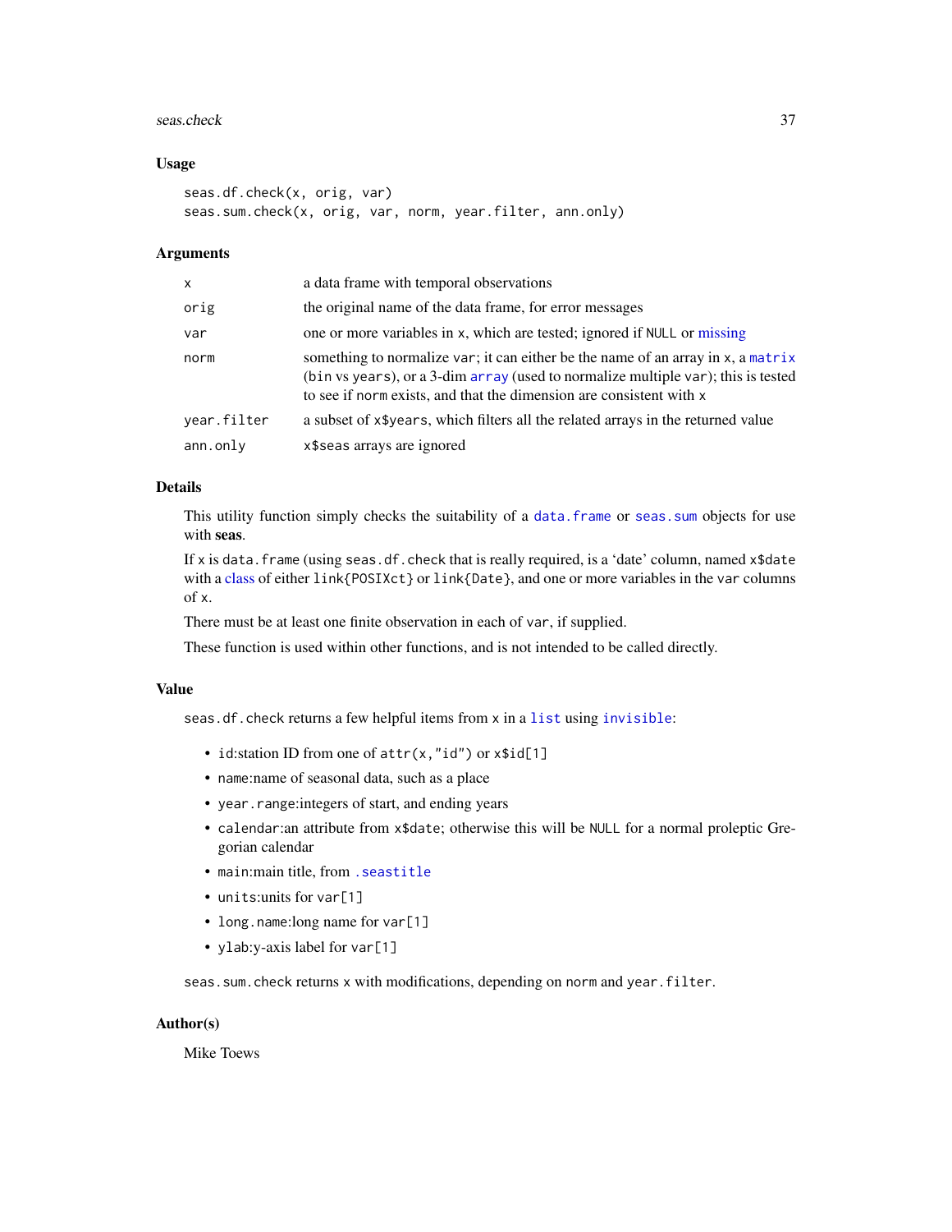### Usage

```
seas.df.check(x, orig, var)
seas.sum.check(x, orig, var, norm, year.filter, ann.only)
```

### Arguments

| | |
|---|---|
| x | a data frame with temporal observations |
| orig | the original name of the data frame, for error messages |
| var | one or more variables in x, which are tested; ignored if NULL or missing |
| norm | something to normalize var; it can either be the name of an array in x, a matrix (bin vs years), or a 3-dim array (used to normalize multiple var); this is tested to see if norm exists, and that the dimension are consistent with x |
| year.filter | a subset of x$years, which filters all the related arrays in the returned value |
| ann.only | x$seas arrays are ignored |

### Details

This utility function simply checks the suitability of a data.frame or seas.sum objects for use with **seas**.

If x is data.frame (using seas.df.check that is really required, is a 'date' column, named x$date with a class of either link{POSIXct} or link{Date}, and one or more variables in the var columns of x.

There must be at least one finite observation in each of var, if supplied.

These function is used within other functions, and is not intended to be called directly.

### Value

seas.df.check returns a few helpful items from x in a list using invisible:

- id:station ID from one of attr(x,"id") or x$id[1]
- name:name of seasonal data, such as a place
- year.range:integers of start, and ending years
- calendar:an attribute from x$date; otherwise this will be NULL for a normal proleptic Gregorian calendar
- main:main title, from .seastitle
- units:units for var[1]
- long.name:long name for var[1]
- ylab:y-axis label for var[1]

seas.sum.check returns x with modifications, depending on norm and year.filter.

### Author(s)

Mike Toews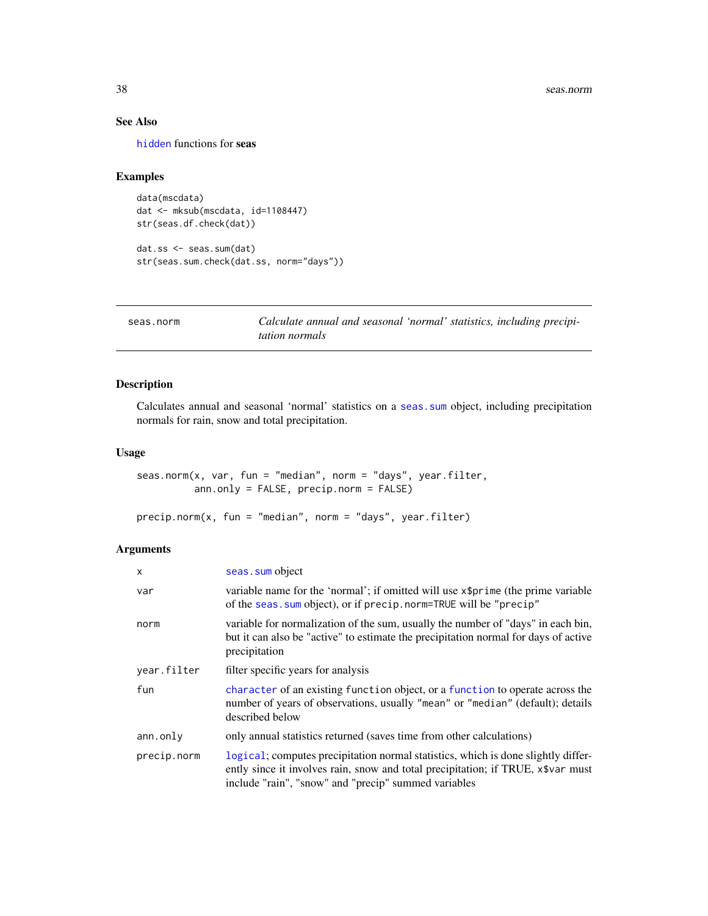### See Also

hidden functions for **seas**

### Examples

```
data(mscdata)
dat <- mksub(mscdata, id=1108447)
str(seas.df.check(dat))

dat.ss <- seas.sum(dat)
str(seas.sum.check(dat.ss, norm="days"))
```

---

## seas.norm — *Calculate annual and seasonal 'normal' statistics, including precipitation normals*

---

### Description

Calculates annual and seasonal 'normal' statistics on a seas.sum object, including precipitation normals for rain, snow and total precipitation.

### Usage

```
seas.norm(x, var, fun = "median", norm = "days", year.filter,
          ann.only = FALSE, precip.norm = FALSE)

precip.norm(x, fun = "median", norm = "days", year.filter)
```

### Arguments

| | |
|---|---|
| x | seas.sum object |
| var | variable name for the 'normal'; if omitted will use x$prime (the prime variable of the seas.sum object), or if precip.norm=TRUE will be "precip" |
| norm | variable for normalization of the sum, usually the number of "days" in each bin, but it can also be "active" to estimate the precipitation normal for days of active precipitation |
| year.filter | filter specific years for analysis |
| fun | character of an existing function object, or a function to operate across the number of years of observations, usually "mean" or "median" (default); details described below |
| ann.only | only annual statistics returned (saves time from other calculations) |
| precip.norm | logical; computes precipitation normal statistics, which is done slightly differently since it involves rain, snow and total precipitation; if TRUE, x$var must include "rain", "snow" and "precip" summed variables |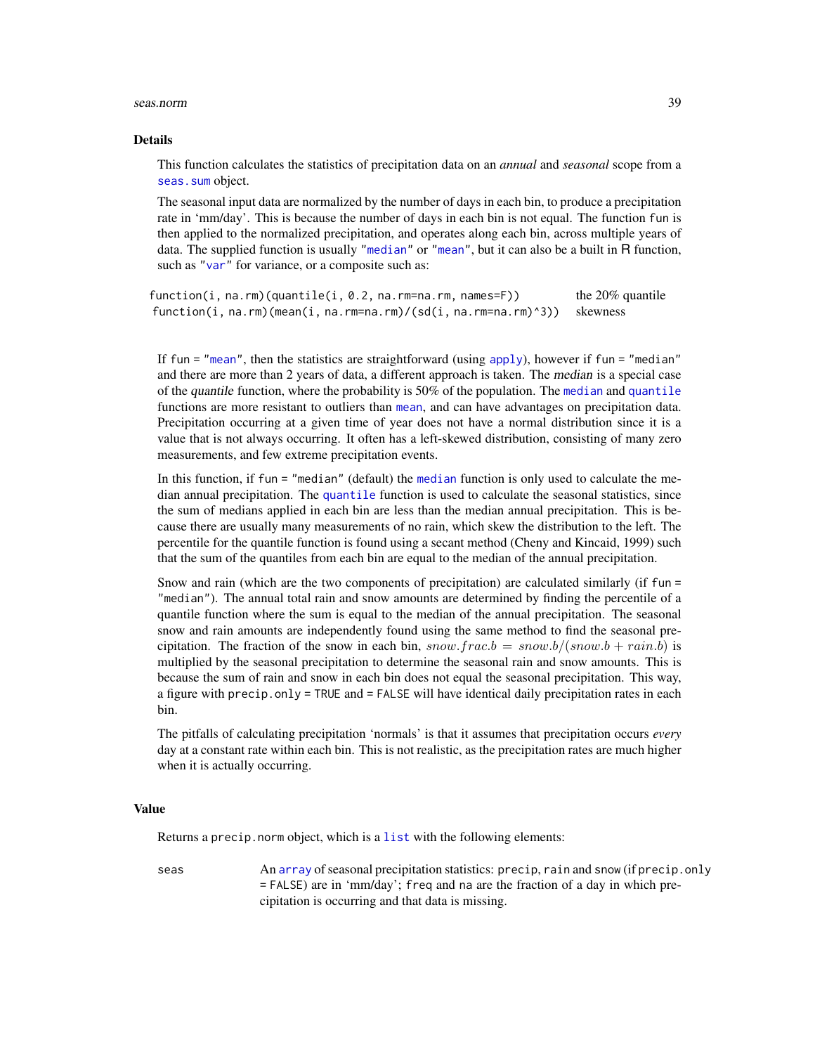## Details

This function calculates the statistics of precipitation data on an *annual* and *seasonal* scope from a `seas.sum` object.

The seasonal input data are normalized by the number of days in each bin, to produce a precipitation rate in 'mm/day'. This is because the number of days in each bin is not equal. The function `fun` is then applied to the normalized precipitation, and operates along each bin, across multiple years of data. The supplied function is usually `"median"` or `"mean"`, but it can also be a built in R function, such as `"var"` for variance, or a composite such as:

| | |
|---|---|
| `function(i, na.rm)(quantile(i, 0.2, na.rm=na.rm, names=F))` | the 20% quantile |
| `function(i, na.rm)(mean(i, na.rm=na.rm)/(sd(i, na.rm=na.rm)^3))` | skewness |

If `fun = "mean"`, then the statistics are straightforward (using `apply`), however if `fun = "median"` and there are more than 2 years of data, a different approach is taken. The *median* is a special case of the *quantile* function, where the probability is 50% of the population. The `median` and `quantile` functions are more resistant to outliers than `mean`, and can have advantages on precipitation data. Precipitation occurring at a given time of year does not have a normal distribution since it is a value that is not always occurring. It often has a left-skewed distribution, consisting of many zero measurements, and few extreme precipitation events.

In this function, if `fun = "median"` (default) the `median` function is only used to calculate the median annual precipitation. The `quantile` function is used to calculate the seasonal statistics, since the sum of medians applied in each bin are less than the median annual precipitation. This is because there are usually many measurements of no rain, which skew the distribution to the left. The percentile for the quantile function is found using a secant method (Cheny and Kincaid, 1999) such that the sum of the quantiles from each bin are equal to the median of the annual precipitation.

Snow and rain (which are the two components of precipitation) are calculated similarly (if `fun = "median"`). The annual total rain and snow amounts are determined by finding the percentile of a quantile function where the sum is equal to the median of the annual precipitation. The seasonal snow and rain amounts are independently found using the same method to find the seasonal precipitation. The fraction of the snow in each bin, $snow.frac.b = snow.b/(snow.b + rain.b)$ is multiplied by the seasonal precipitation to determine the seasonal rain and snow amounts. This is because the sum of rain and snow in each bin does not equal the seasonal precipitation. This way, a figure with `precip.only = TRUE` and `= FALSE` will have identical daily precipitation rates in each bin.

The pitfalls of calculating precipitation 'normals' is that it assumes that precipitation occurs *every* day at a constant rate within each bin. This is not realistic, as the precipitation rates are much higher when it is actually occurring.

## Value

Returns a `precip.norm` object, which is a `list` with the following elements:

`seas` An `array` of seasonal precipitation statistics: `precip`, `rain` and `snow` (if `precip.only = FALSE`) are in 'mm/day'; `freq` and `na` are the fraction of a day in which precipitation is occurring and that data is missing.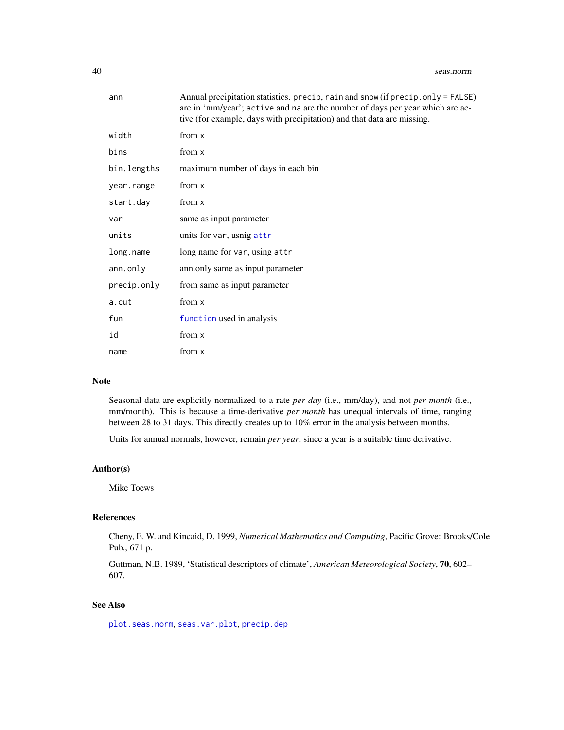| | |
|---|---|
| `ann` | Annual precipitation statistics. `precip`, `rain` and `snow` (if `precip.only = FALSE`) are in 'mm/year'; `active` and `na` are the number of days per year which are active (for example, days with precipitation) and that data are missing. |
| `width` | from `x` |
| `bins` | from `x` |
| `bin.lengths` | maximum number of days in each bin |
| `year.range` | from `x` |
| `start.day` | from `x` |
| `var` | same as input parameter |
| `units` | units for `var`, usnig `attr` |
| `long.name` | long name for `var`, using `attr` |
| `ann.only` | ann.only same as input parameter |
| `precip.only` | from same as input parameter |
| `a.cut` | from `x` |
| `fun` | `function` used in analysis |
| `id` | from `x` |
| `name` | from `x` |

## Note

Seasonal data are explicitly normalized to a rate *per day* (i.e., mm/day), and not *per month* (i.e., mm/month). This is because a time-derivative *per month* has unequal intervals of time, ranging between 28 to 31 days. This directly creates up to 10% error in the analysis between months.

Units for annual normals, however, remain *per year*, since a year is a suitable time derivative.

## Author(s)

Mike Toews

## References

Cheny, E. W. and Kincaid, D. 1999, *Numerical Mathematics and Computing*, Pacific Grove: Brooks/Cole Pub., 671 p.

Guttman, N.B. 1989, 'Statistical descriptors of climate', *American Meteorological Society*, **70**, 602–607.

## See Also

`plot.seas.norm`, `seas.var.plot`, `precip.dep`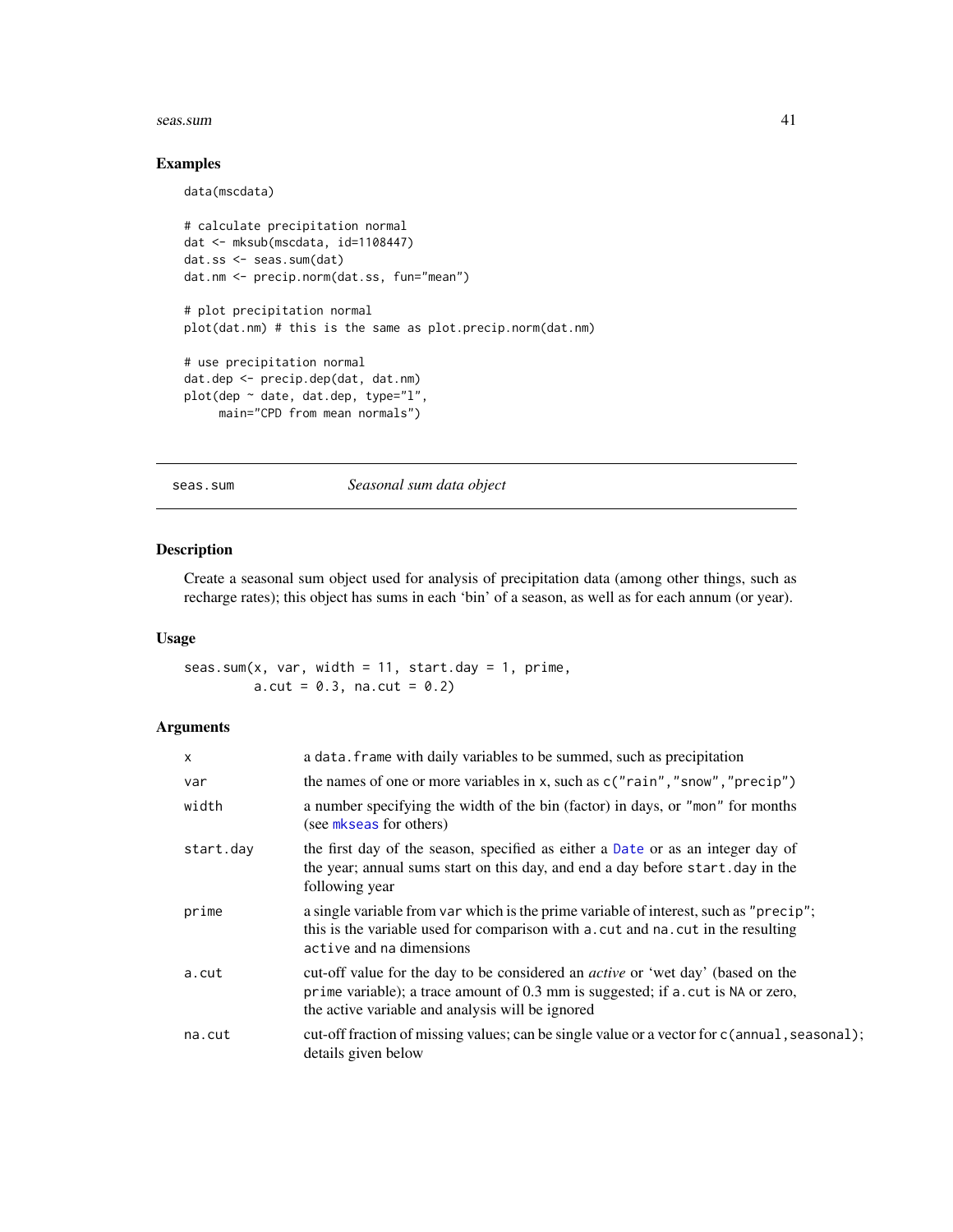## Examples

```
data(mscdata)

# calculate precipitation normal
dat <- mksub(mscdata, id=1108447)
dat.ss <- seas.sum(dat)
dat.nm <- precip.norm(dat.ss, fun="mean")

# plot precipitation normal
plot(dat.nm) # this is the same as plot.precip.norm(dat.nm)

# use precipitation normal
dat.dep <- precip.dep(dat, dat.nm)
plot(dep ~ date, dat.dep, type="l",
     main="CPD from mean normals")
```

---

# seas.sum *Seasonal sum data object*

---

## Description

Create a seasonal sum object used for analysis of precipitation data (among other things, such as recharge rates); this object has sums in each 'bin' of a season, as well as for each annum (or year).

## Usage

```
seas.sum(x, var, width = 11, start.day = 1, prime,
         a.cut = 0.3, na.cut = 0.2)
```

## Arguments

| | |
|---|---|
| `x` | a `data.frame` with daily variables to be summed, such as precipitation |
| `var` | the names of one or more variables in `x`, such as `c("rain","snow","precip")` |
| `width` | a number specifying the width of the bin (factor) in days, or `"mon"` for months (see `mkseas` for others) |
| `start.day` | the first day of the season, specified as either a `Date` or as an integer day of the year; annual sums start on this day, and end a day before `start.day` in the following year |
| `prime` | a single variable from `var` which is the prime variable of interest, such as `"precip"`; this is the variable used for comparison with `a.cut` and `na.cut` in the resulting `active` and `na` dimensions |
| `a.cut` | cut-off value for the day to be considered an *active* or 'wet day' (based on the `prime` variable); a trace amount of 0.3 mm is suggested; if `a.cut` is `NA` or zero, the active variable and analysis will be ignored |
| `na.cut` | cut-off fraction of missing values; can be single value or a vector for `c(annual,seasonal)`; details given below |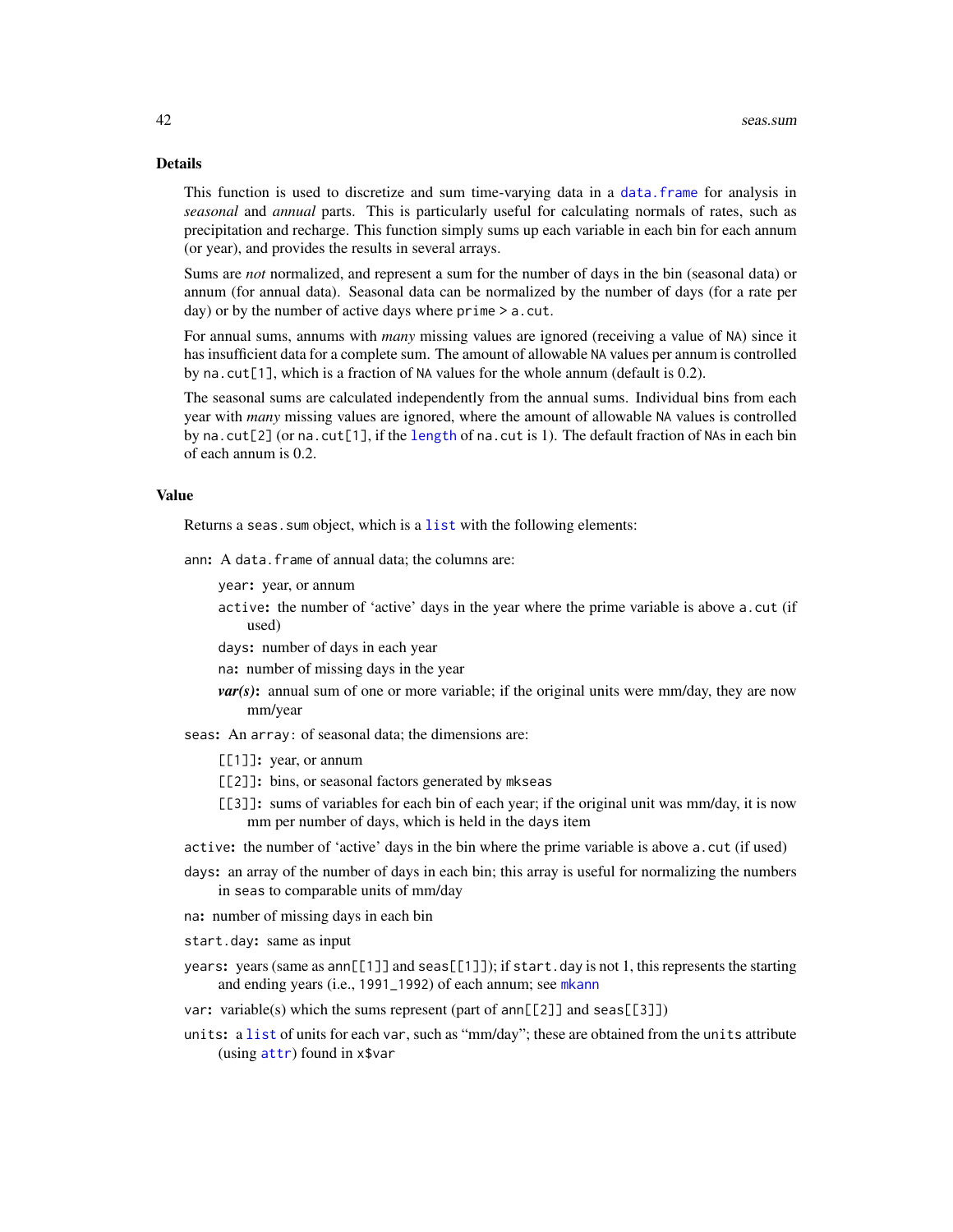## Details

This function is used to discretize and sum time-varying data in a `data.frame` for analysis in *seasonal* and *annual* parts. This is particularly useful for calculating normals of rates, such as precipitation and recharge. This function simply sums up each variable in each bin for each annum (or year), and provides the results in several arrays.

Sums are *not* normalized, and represent a sum for the number of days in the bin (seasonal data) or annum (for annual data). Seasonal data can be normalized by the number of days (for a rate per day) or by the number of active days where `prime > a.cut`.

For annual sums, annums with *many* missing values are ignored (receiving a value of `NA`) since it has insufficient data for a complete sum. The amount of allowable `NA` values per annum is controlled by `na.cut[1]`, which is a fraction of `NA` values for the whole annum (default is 0.2).

The seasonal sums are calculated independently from the annual sums. Individual bins from each year with *many* missing values are ignored, where the amount of allowable `NA` values is controlled by `na.cut[2]` (or `na.cut[1]`, if the `length` of `na.cut` is 1). The default fraction of `NA`s in each bin of each annum is 0.2.

## Value

Returns a `seas.sum` object, which is a `list` with the following elements:

**`ann`:** A `data.frame` of annual data; the columns are:

- **`year`:** year, or annum
- **`active`:** the number of 'active' days in the year where the prime variable is above `a.cut` (if used)
- **`days`:** number of days in each year
- **`na`:** number of missing days in the year
- ***var(s)*:** annual sum of one or more variable; if the original units were mm/day, they are now mm/year

**`seas`:** An `array`: of seasonal data; the dimensions are:

- **`[[1]]`:** year, or annum
- **`[[2]]`:** bins, or seasonal factors generated by `mkseas`
- **`[[3]]`:** sums of variables for each bin of each year; if the original unit was mm/day, it is now mm per number of days, which is held in the `days` item

**`active`:** the number of 'active' days in the bin where the prime variable is above `a.cut` (if used)

**`days`:** an array of the number of days in each bin; this array is useful for normalizing the numbers in `seas` to comparable units of mm/day

**`na`:** number of missing days in each bin

**`start.day`:** same as input

**`years`:** years (same as `ann[[1]]` and `seas[[1]]`); if `start.day` is not 1, this represents the starting and ending years (i.e., `1991_1992`) of each annum; see `mkann`

**`var`:** variable(s) which the sums represent (part of `ann[[2]]` and `seas[[3]]`)

**`units`:** a `list` of units for each `var`, such as "mm/day"; these are obtained from the `units` attribute (using `attr`) found in `x$var`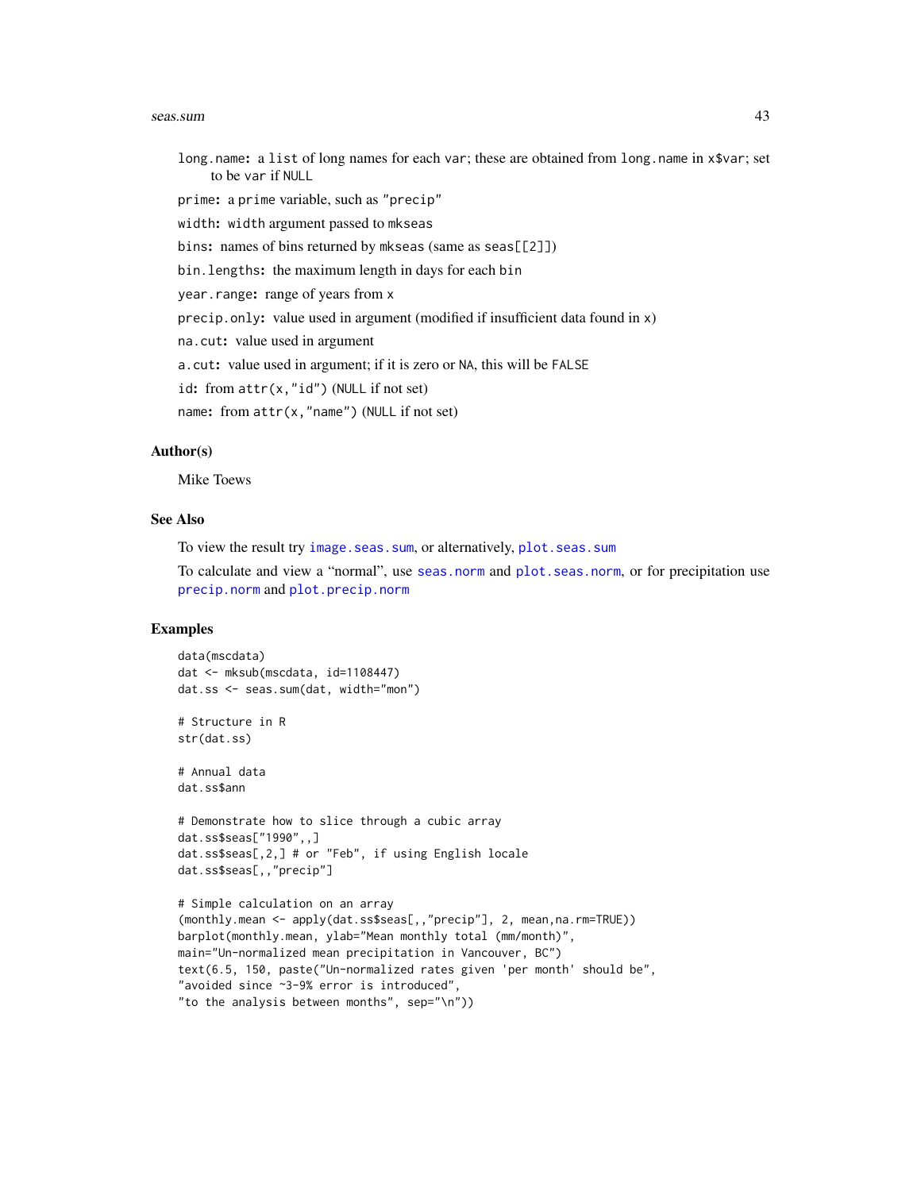`long.name`: a `list` of long names for each `var`; these are obtained from `long.name` in `x$var`; set to be `var` if `NULL`

`prime`: a `prime` variable, such as `"precip"`

`width`: `width` argument passed to `mkseas`

`bins`: names of bins returned by `mkseas` (same as `seas[[2]]`)

`bin.lengths`: the maximum length in days for each `bin`

`year.range`: range of years from `x`

`precip.only`: value used in argument (modified if insufficient data found in `x`)

`na.cut`: value used in argument

`a.cut`: value used in argument; if it is zero or `NA`, this will be `FALSE`

`id`: from `attr(x,"id")` (`NULL` if not set)

`name`: from `attr(x,"name")` (`NULL` if not set)

### Author(s)

Mike Toews

### See Also

To view the result try `image.seas.sum`, or alternatively, `plot.seas.sum`

To calculate and view a "normal", use `seas.norm` and `plot.seas.norm`, or for precipitation use `precip.norm` and `plot.precip.norm`

### Examples

```
data(mscdata)
dat <- mksub(mscdata, id=1108447)
dat.ss <- seas.sum(dat, width="mon")

# Structure in R
str(dat.ss)

# Annual data
dat.ss$ann

# Demonstrate how to slice through a cubic array
dat.ss$seas["1990",,]
dat.ss$seas[,2,] # or "Feb", if using English locale
dat.ss$seas[,,"precip"]

# Simple calculation on an array
(monthly.mean <- apply(dat.ss$seas[,,"precip"], 2, mean,na.rm=TRUE))
barplot(monthly.mean, ylab="Mean monthly total (mm/month)",
main="Un-normalized mean precipitation in Vancouver, BC")
text(6.5, 150, paste("Un-normalized rates given 'per month' should be",
"avoided since ~3-9% error is introduced",
"to the analysis between months", sep="\n"))
```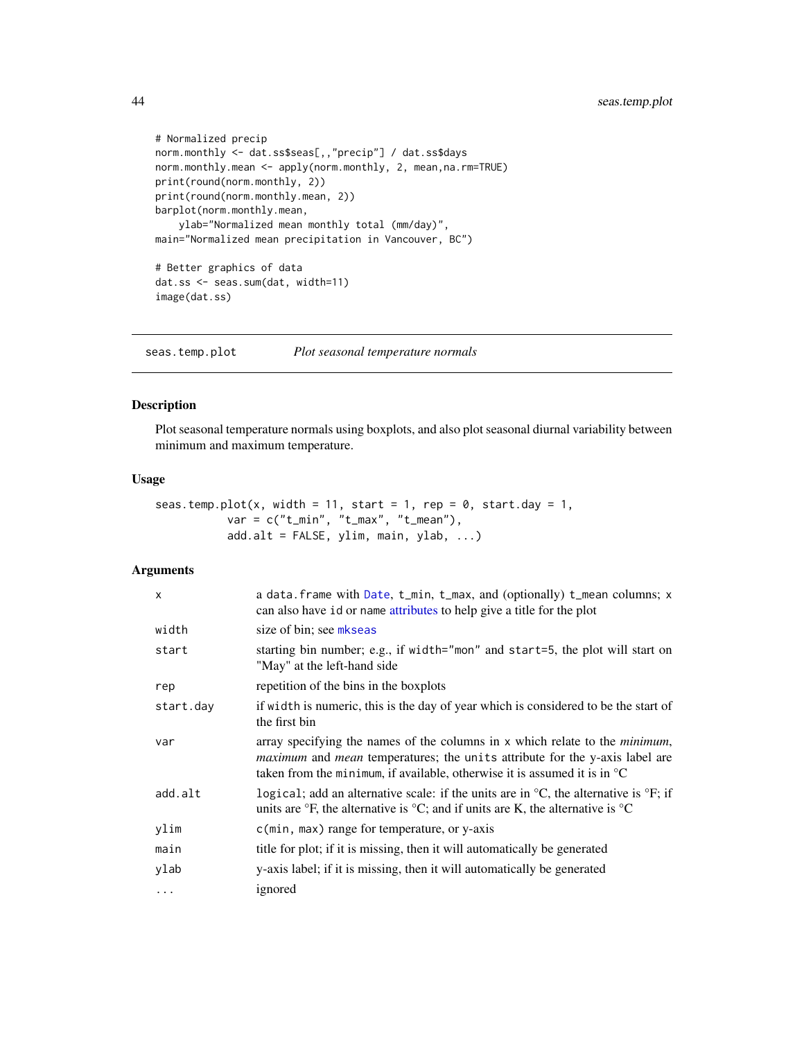```
# Normalized precip
norm.monthly <- dat.ss$seas[,,"precip"] / dat.ss$days
norm.monthly.mean <- apply(norm.monthly, 2, mean,na.rm=TRUE)
print(round(norm.monthly, 2))
print(round(norm.monthly.mean, 2))
barplot(norm.monthly.mean,
    ylab="Normalized mean monthly total (mm/day)",
main="Normalized mean precipitation in Vancouver, BC")

# Better graphics of data
dat.ss <- seas.sum(dat, width=11)
image(dat.ss)
```

---

## seas.temp.plot — *Plot seasonal temperature normals*

---

### Description

Plot seasonal temperature normals using boxplots, and also plot seasonal diurnal variability between minimum and maximum temperature.

### Usage

```
seas.temp.plot(x, width = 11, start = 1, rep = 0, start.day = 1,
            var = c("t_min", "t_max", "t_mean"),
            add.alt = FALSE, ylim, main, ylab, ...)
```

### Arguments

| | |
|---|---|
| `x` | a `data.frame` with `Date`, `t_min`, `t_max`, and (optionally) `t_mean` columns; `x` can also have `id` or `name` attributes to help give a title for the plot |
| `width` | size of bin; see `mkseas` |
| `start` | starting bin number; e.g., if `width="mon"` and `start=5`, the plot will start on "May" at the left-hand side |
| `rep` | repetition of the bins in the boxplots |
| `start.day` | if `width` is numeric, this is the day of year which is considered to be the start of the first bin |
| `var` | array specifying the names of the columns in `x` which relate to the *minimum*, *maximum* and *mean* temperatures; the `units` attribute for the y-axis label are taken from the `minimum`, if available, otherwise it is assumed it is in °C |
| `add.alt` | `logical`; add an alternative scale: if the units are in °C, the alternative is °F; if units are °F, the alternative is °C; and if units are K, the alternative is °C |
| `ylim` | `c(min, max)` range for temperature, or y-axis |
| `main` | title for plot; if it is missing, then it will automatically be generated |
| `ylab` | y-axis label; if it is missing, then it will automatically be generated |
| `...` | ignored |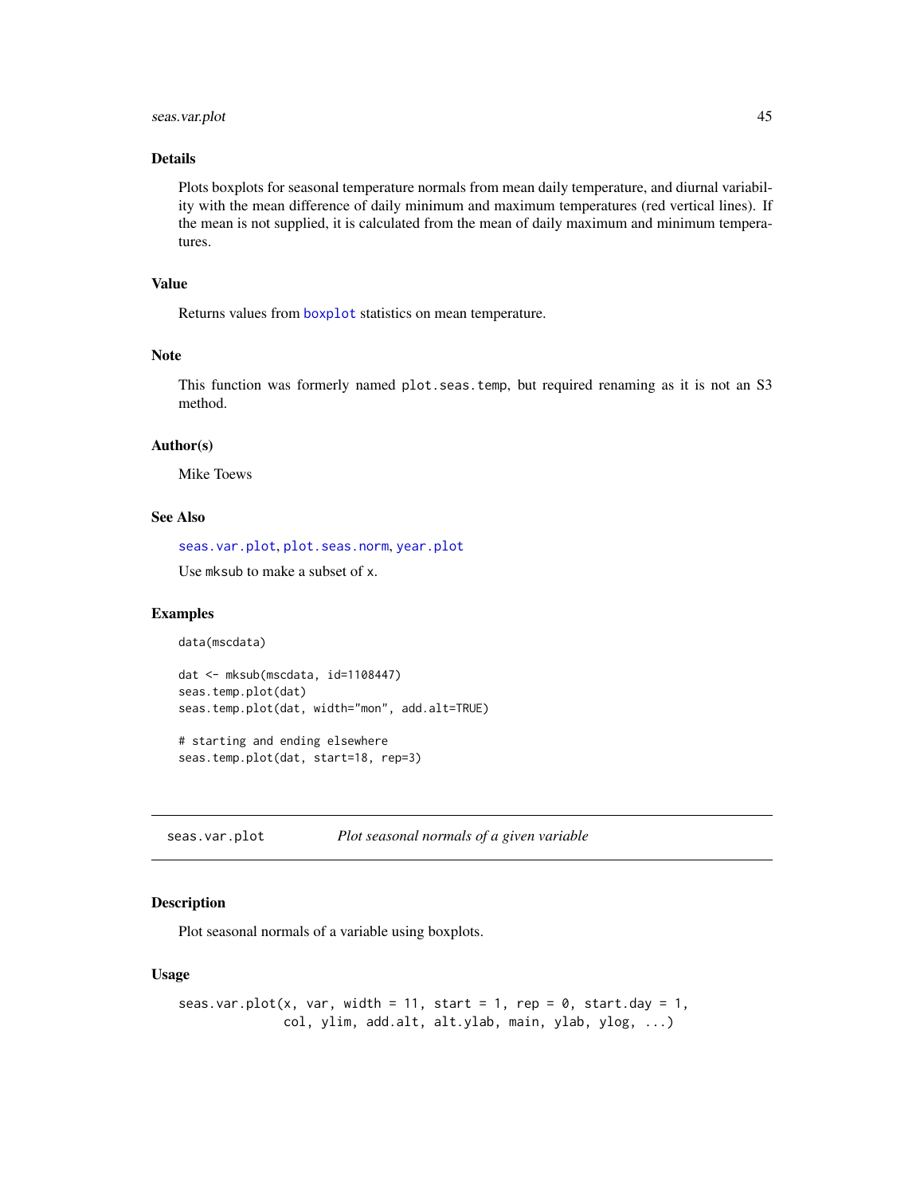### Details

Plots boxplots for seasonal temperature normals from mean daily temperature, and diurnal variability with the mean difference of daily minimum and maximum temperatures (red vertical lines). If the mean is not supplied, it is calculated from the mean of daily maximum and minimum temperatures.

### Value

Returns values from boxplot statistics on mean temperature.

### Note

This function was formerly named `plot.seas.temp`, but required renaming as it is not an S3 method.

### Author(s)

Mike Toews

### See Also

seas.var.plot, plot.seas.norm, year.plot

Use `mksub` to make a subset of `x`.

### Examples

```
data(mscdata)

dat <- mksub(mscdata, id=1108447)
seas.temp.plot(dat)
seas.temp.plot(dat, width="mon", add.alt=TRUE)

# starting and ending elsewhere
seas.temp.plot(dat, start=18, rep=3)
```

---

## seas.var.plot *Plot seasonal normals of a given variable*

### Description

Plot seasonal normals of a variable using boxplots.

### Usage

```
seas.var.plot(x, var, width = 11, start = 1, rep = 0, start.day = 1,
              col, ylim, add.alt, alt.ylab, main, ylab, ylog, ...)
```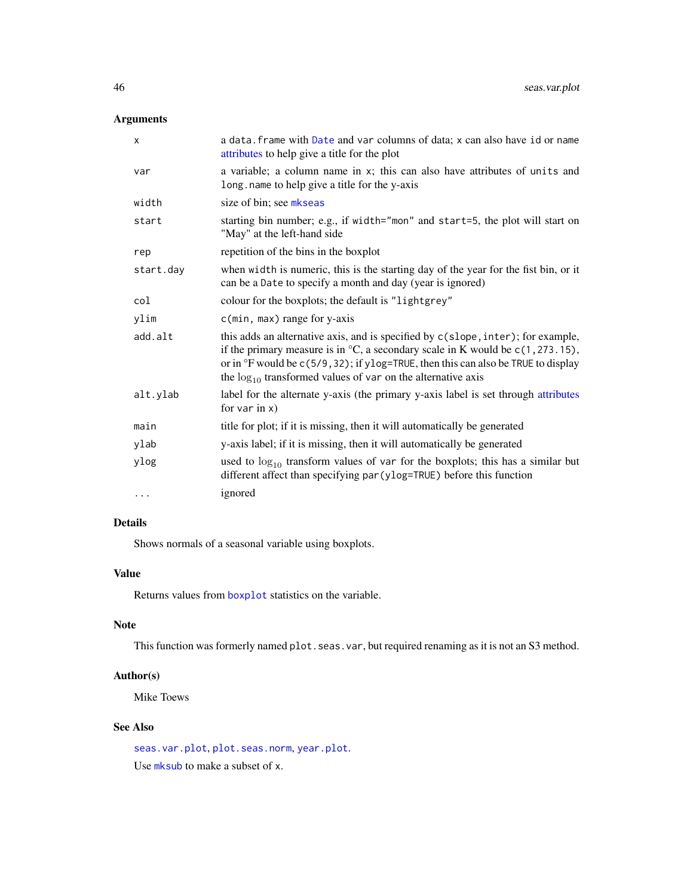## Arguments

| | |
|---|---|
| `x` | a `data.frame` with `Date` and `var` columns of data; `x` can also have `id` or `name` attributes to help give a title for the plot |
| `var` | a variable; a column name in `x`; this can also have attributes of `units` and `long.name` to help give a title for the y-axis |
| `width` | size of bin; see `mkseas` |
| `start` | starting bin number; e.g., if `width="mon"` and `start=5`, the plot will start on "May" at the left-hand side |
| `rep` | repetition of the bins in the boxplot |
| `start.day` | when `width` is numeric, this is the starting day of the year for the fist bin, or it can be a `Date` to specify a month and day (year is ignored) |
| `col` | colour for the boxplots; the default is `"lightgrey"` |
| `ylim` | `c(min, max)` range for y-axis |
| `add.alt` | this adds an alternative axis, and is specified by `c(slope,inter)`; for example, if the primary measure is in °C, a secondary scale in K would be `c(1,273.15)`, or in °F would be `c(5/9,32)`; if `ylog=TRUE`, then this can also be `TRUE` to display the $\log_{10}$ transformed values of `var` on the alternative axis |
| `alt.ylab` | label for the alternate y-axis (the primary y-axis label is set through attributes for `var` in `x`) |
| `main` | title for plot; if it is missing, then it will automatically be generated |
| `ylab` | y-axis label; if it is missing, then it will automatically be generated |
| `ylog` | used to $\log_{10}$ transform values of `var` for the boxplots; this has a similar but different affect than specifying `par(ylog=TRUE)` before this function |
| `...` | ignored |

## Details

Shows normals of a seasonal variable using boxplots.

## Value

Returns values from `boxplot` statistics on the variable.

## Note

This function was formerly named `plot.seas.var`, but required renaming as it is not an S3 method.

## Author(s)

Mike Toews

## See Also

`seas.var.plot`, `plot.seas.norm`, `year.plot`.

Use `mksub` to make a subset of `x`.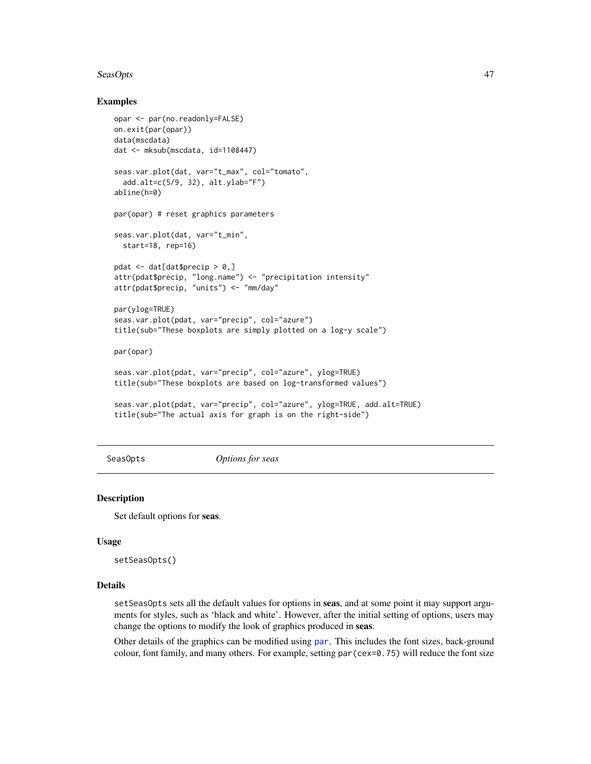### Examples

```
opar <- par(no.readonly=FALSE)
on.exit(par(opar))
data(mscdata)
dat <- mksub(mscdata, id=1108447)

seas.var.plot(dat, var="t_max", col="tomato",
  add.alt=c(5/9, 32), alt.ylab="F")
abline(h=0)

par(opar) # reset graphics parameters

seas.var.plot(dat, var="t_min",
  start=18, rep=16)

pdat <- dat[dat$precip > 0,]
attr(pdat$precip, "long.name") <- "precipitation intensity"
attr(pdat$precip, "units") <- "mm/day"

par(ylog=TRUE)
seas.var.plot(pdat, var="precip", col="azure")
title(sub="These boxplots are simply plotted on a log-y scale")

par(opar)

seas.var.plot(pdat, var="precip", col="azure", ylog=TRUE)
title(sub="These boxplots are based on log-transformed values")

seas.var.plot(pdat, var="precip", col="azure", ylog=TRUE, add.alt=TRUE)
title(sub="The actual axis for graph is on the right-side")
```

---

## SeasOpts *Options for seas*

### Description

Set default options for **seas**.

### Usage

```
setSeasOpts()
```

### Details

`setSeasOpts` sets all the default values for options in **seas**, and at some point it may support arguments for styles, such as 'black and white'. However, after the initial setting of options, users may change the options to modify the look of graphics produced in **seas**.

Other details of the graphics can be modified using `par`. This includes the font sizes, back-ground colour, font family, and many others. For example, setting `par(cex=0.75)` will reduce the font size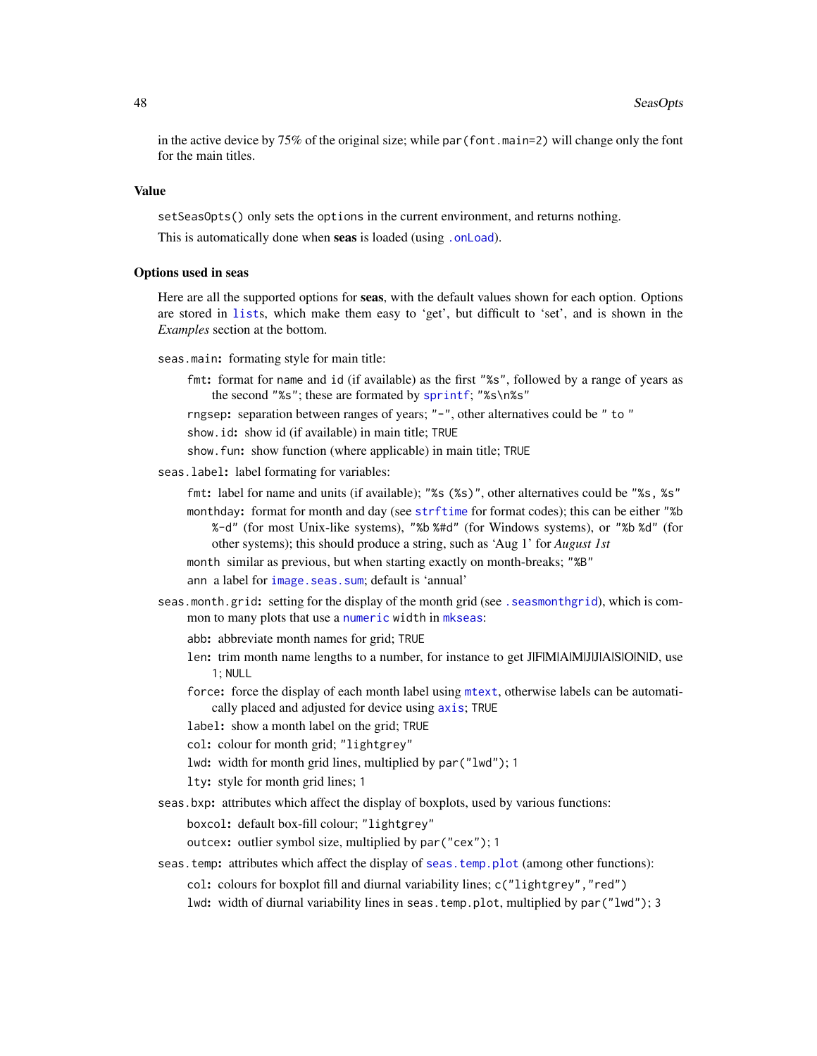in the active device by 75% of the original size; while `par(font.main=2)` will change only the font for the main titles.

### Value

`setSeasOpts()` only sets the `options` in the current environment, and returns nothing.

This is automatically done when **seas** is loaded (using `.onLoad`).

### Options used in seas

Here are all the supported options for **seas**, with the default values shown for each option. Options are stored in `lists`, which make them easy to 'get', but difficult to 'set', and is shown in the *Examples* section at the bottom.

`seas.main`**:** formating style for main title:

- `fmt`**:** format for `name` and `id` (if available) as the first `"%s"`, followed by a range of years as the second `"%s"`; these are formated by `sprintf`; `"%s\n%s"`
- `rngsep`**:** separation between ranges of years; `"-"`, other alternatives could be `" to "`
- `show.id`**:** show id (if available) in main title; `TRUE`
- `show.fun`**:** show function (where applicable) in main title; `TRUE`

`seas.label`**:** label formating for variables:

- `fmt`**:** label for name and units (if available); `"%s (%s)"`, other alternatives could be `"%s, %s"`
- `monthday`**:** format for month and day (see `strftime` for format codes); this can be either `"%b %-d"` (for most Unix-like systems), `"%b %#d"` (for Windows systems), or `"%b %d"` (for other systems); this should produce a string, such as 'Aug 1' for *August 1st*
- `month` similar as previous, but when starting exactly on month-breaks; `"%B"`
- `ann` a label for `image.seas.sum`; default is 'annual'

`seas.month.grid`**:** setting for the display of the month grid (see `.seasmonthgrid`), which is common to many plots that use a `numeric` `width` in `mkseas`:

- `abb`**:** abbreviate month names for grid; `TRUE`
- `len`**:** trim month name lengths to a number, for instance to get J|F|M|A|M|J|J|A|S|O|N|D, use `1`; `NULL`
- `force`**:** force the display of each month label using `mtext`, otherwise labels can be automatically placed and adjusted for device using `axis`; `TRUE`
- `label`**:** show a month label on the grid; `TRUE`
- `col`**:** colour for month grid; `"lightgrey"`
- `lwd`**:** width for month grid lines, multiplied by `par("lwd")`; `1`
- `lty`**:** style for month grid lines; `1`

`seas.bxp`**:** attributes which affect the display of boxplots, used by various functions:

- `boxcol`**:** default box-fill colour; `"lightgrey"`
- `outcex`**:** outlier symbol size, multiplied by `par("cex")`; `1`

`seas.temp`**:** attributes which affect the display of `seas.temp.plot` (among other functions):

- `col`**:** colours for boxplot fill and diurnal variability lines; `c("lightgrey","red")`
- `lwd`**:** width of diurnal variability lines in `seas.temp.plot`, multiplied by `par("lwd")`; `3`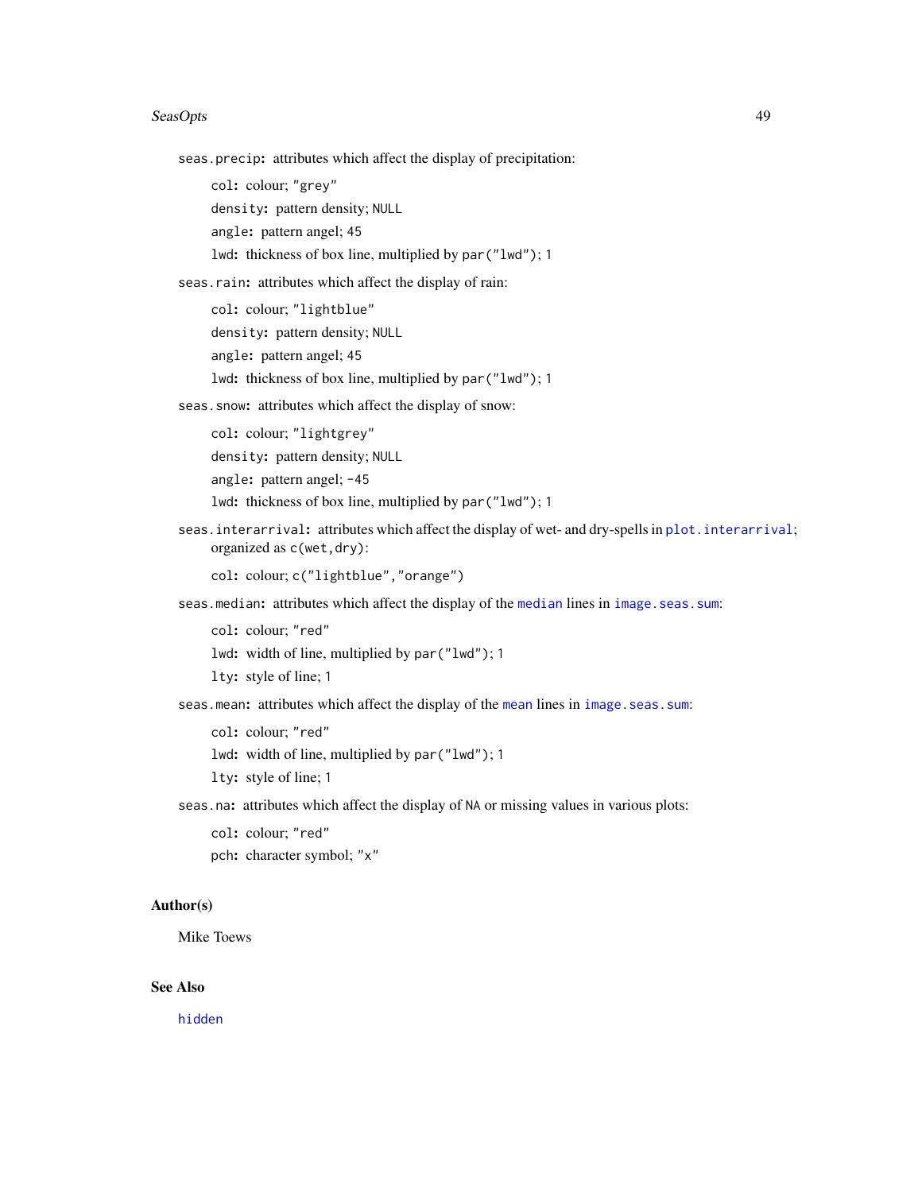`seas.precip`: attributes which affect the display of precipitation:

- `col`: colour; `"grey"`
- `density`: pattern density; `NULL`
- `angle`: pattern angel; `45`
- `lwd`: thickness of box line, multiplied by `par("lwd")`; `1`

`seas.rain`: attributes which affect the display of rain:

- `col`: colour; `"lightblue"`
- `density`: pattern density; `NULL`
- `angle`: pattern angel; `45`
- `lwd`: thickness of box line, multiplied by `par("lwd")`; `1`

`seas.snow`: attributes which affect the display of snow:

- `col`: colour; `"lightgrey"`
- `density`: pattern density; `NULL`
- `angle`: pattern angel; `-45`
- `lwd`: thickness of box line, multiplied by `par("lwd")`; `1`

`seas.interarrival`: attributes which affect the display of wet- and dry-spells in `plot.interarrival`; organized as `c(wet,dry)`:

- `col`: colour; `c("lightblue","orange")`

`seas.median`: attributes which affect the display of the `median` lines in `image.seas.sum`:

- `col`: colour; `"red"`
- `lwd`: width of line, multiplied by `par("lwd")`; `1`
- `lty`: style of line; `1`

`seas.mean`: attributes which affect the display of the `mean` lines in `image.seas.sum`:

- `col`: colour; `"red"`
- `lwd`: width of line, multiplied by `par("lwd")`; `1`
- `lty`: style of line; `1`

`seas.na`: attributes which affect the display of `NA` or missing values in various plots:

- `col`: colour; `"red"`
- `pch`: character symbol; `"x"`

## Author(s)

Mike Toews

## See Also

`hidden`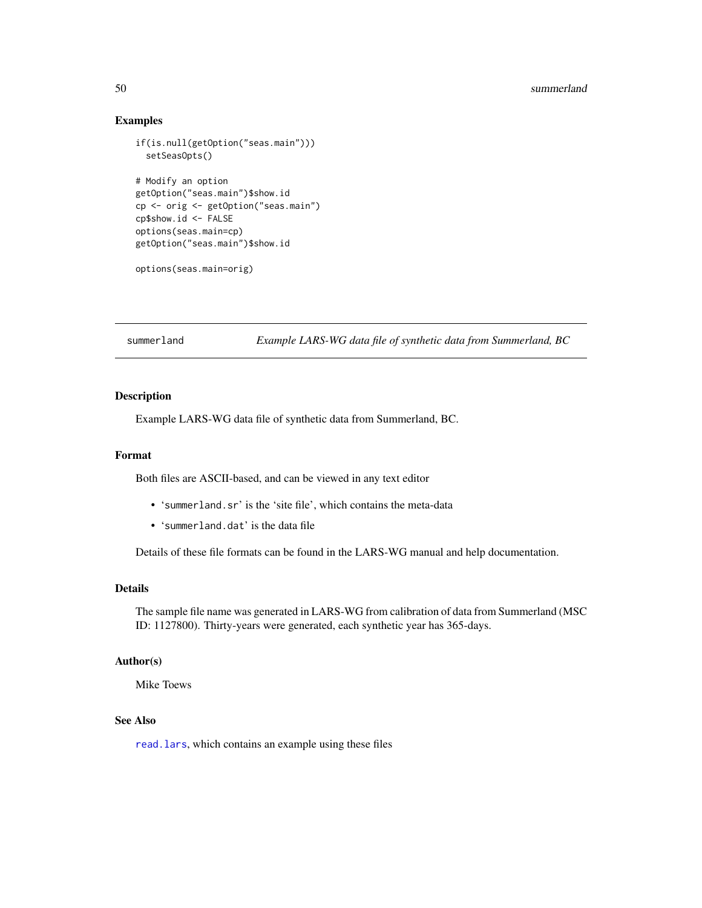### Examples

```
if(is.null(getOption("seas.main")))
  setSeasOpts()

# Modify an option
getOption("seas.main")$show.id
cp <- orig <- getOption("seas.main")
cp$show.id <- FALSE
options(seas.main=cp)
getOption("seas.main")$show.id

options(seas.main=orig)
```

---

## summerland &nbsp;&nbsp;&nbsp; *Example LARS-WG data file of synthetic data from Summerland, BC*

---

### Description

Example LARS-WG data file of synthetic data from Summerland, BC.

### Format

Both files are ASCII-based, and can be viewed in any text editor

- '`summerland.sr`' is the 'site file', which contains the meta-data
- '`summerland.dat`' is the data file

Details of these file formats can be found in the LARS-WG manual and help documentation.

### Details

The sample file name was generated in LARS-WG from calibration of data from Summerland (MSC ID: 1127800). Thirty-years were generated, each synthetic year has 365-days.

### Author(s)

Mike Toews

### See Also

`read.lars`, which contains an example using these files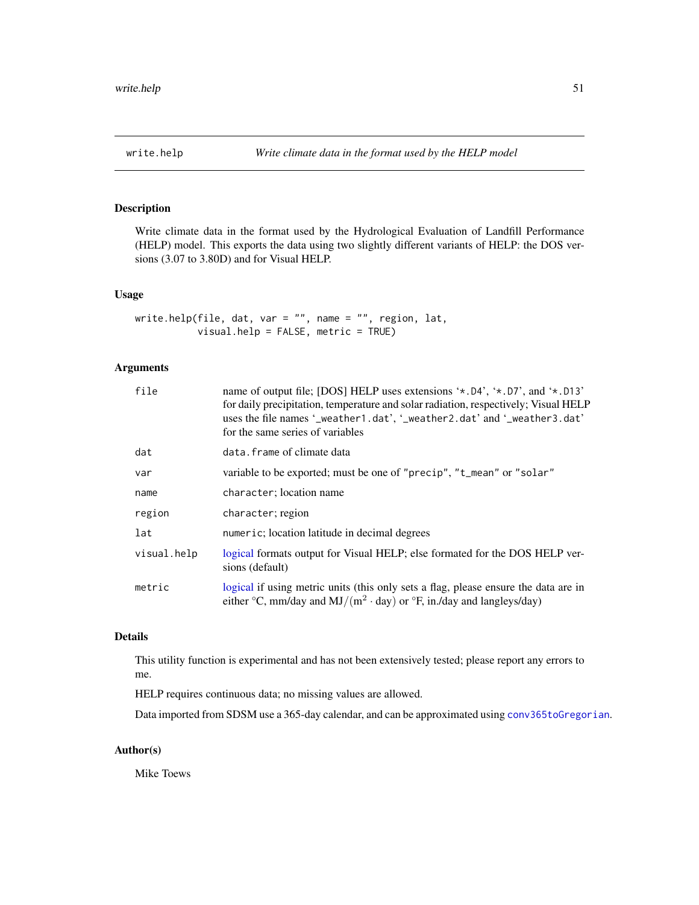## write.help — *Write climate data in the format used by the HELP model*

### Description

Write climate data in the format used by the Hydrological Evaluation of Landfill Performance (HELP) model. This exports the data using two slightly different variants of HELP: the DOS versions (3.07 to 3.80D) and for Visual HELP.

### Usage

```
write.help(file, dat, var = "", name = "", region, lat,
           visual.help = FALSE, metric = TRUE)
```

### Arguments

| Argument | Description |
| --- | --- |
| `file` | name of output file; [DOS] HELP uses extensions '`*.D4`', '`*.D7`', and '`*.D13`' for daily precipitation, temperature and solar radiation, respectively; Visual HELP uses the file names '`_weather1.dat`', '`_weather2.dat`' and '`_weather3.dat`' for the same series of variables |
| `dat` | `data.frame` of climate data |
| `var` | variable to be exported; must be one of `"precip"`, `"t_mean"` or `"solar"` |
| `name` | `character`; location name |
| `region` | `character`; region |
| `lat` | `numeric`; location latitude in decimal degrees |
| `visual.help` | logical formats output for Visual HELP; else formated for the DOS HELP versions (default) |
| `metric` | logical if using metric units (this only sets a flag, please ensure the data are in either °C, mm/day and $\mathrm{MJ}/(\mathrm{m}^2 \cdot \mathrm{day})$ or °F, in./day and langleys/day) |

### Details

This utility function is experimental and has not been extensively tested; please report any errors to me.

HELP requires continuous data; no missing values are allowed.

Data imported from SDSM use a 365-day calendar, and can be approximated using `conv365toGregorian`.

### Author(s)

Mike Toews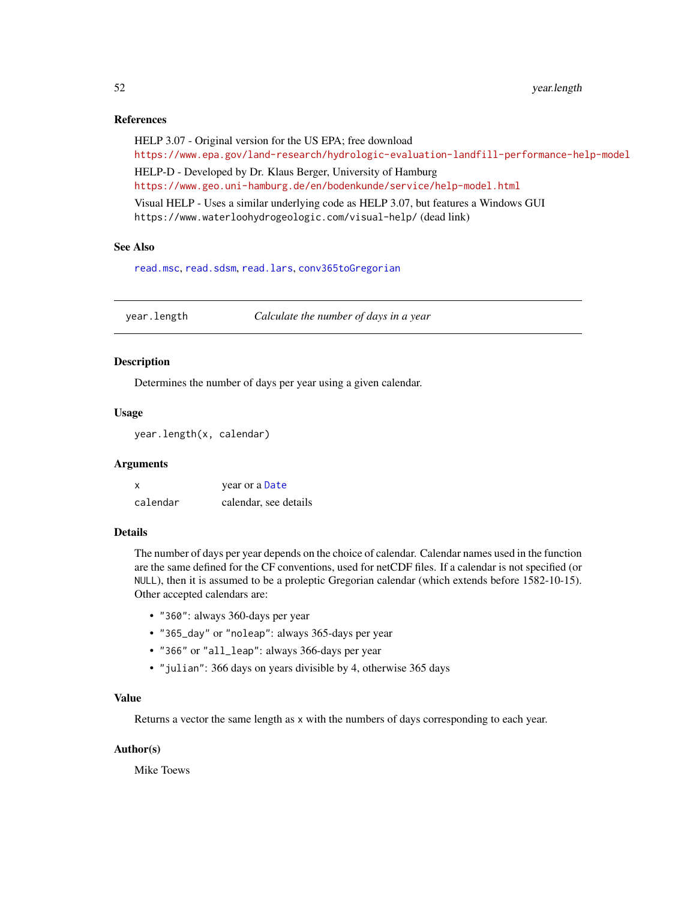### References

HELP 3.07 - Original version for the US EPA; free download
https://www.epa.gov/land-research/hydrologic-evaluation-landfill-performance-help-model

HELP-D - Developed by Dr. Klaus Berger, University of Hamburg
https://www.geo.uni-hamburg.de/en/bodenkunde/service/help-model.html

Visual HELP - Uses a similar underlying code as HELP 3.07, but features a Windows GUI
https://www.waterloohydrogeologic.com/visual-help/ (dead link)

### See Also

read.msc, read.sdsm, read.lars, conv365toGregorian

---

## year.length — *Calculate the number of days in a year*

---

### Description

Determines the number of days per year using a given calendar.

### Usage

```
year.length(x, calendar)
```

### Arguments

| | |
|---|---|
| x | year or a Date |
| calendar | calendar, see details |

### Details

The number of days per year depends on the choice of calendar. Calendar names used in the function are the same defined for the CF conventions, used for netCDF files. If a calendar is not specified (or NULL), then it is assumed to be a proleptic Gregorian calendar (which extends before 1582-10-15). Other accepted calendars are:

- "360": always 360-days per year
- "365_day" or "noleap": always 365-days per year
- "366" or "all_leap": always 366-days per year
- "julian": 366 days on years divisible by 4, otherwise 365 days

### Value

Returns a vector the same length as x with the numbers of days corresponding to each year.

### Author(s)

Mike Toews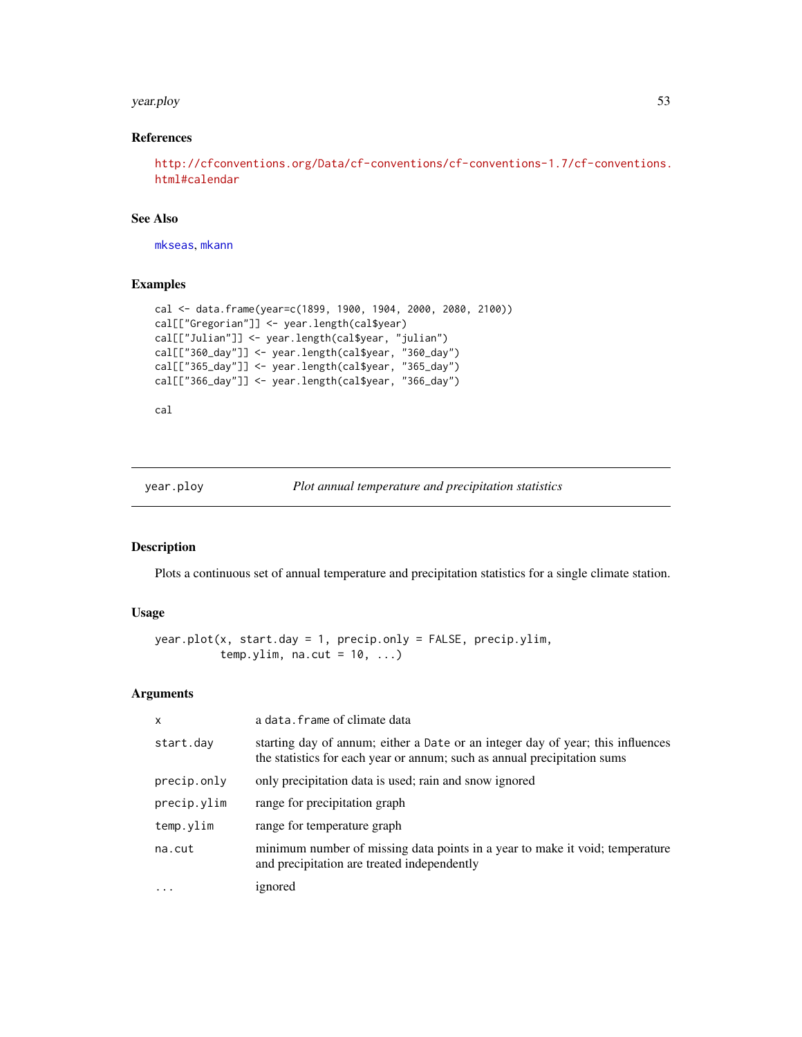### References

http://cfconventions.org/Data/cf-conventions/cf-conventions-1.7/cf-conventions.html#calendar

### See Also

mkseas, mkann

### Examples

```
cal <- data.frame(year=c(1899, 1900, 1904, 2000, 2080, 2100))
cal[["Gregorian"]] <- year.length(cal$year)
cal[["Julian"]] <- year.length(cal$year, "julian")
cal[["360_day"]] <- year.length(cal$year, "360_day")
cal[["365_day"]] <- year.length(cal$year, "365_day")
cal[["366_day"]] <- year.length(cal$year, "366_day")

cal
```

---

## year.ploy *Plot annual temperature and precipitation statistics*

---

### Description

Plots a continuous set of annual temperature and precipitation statistics for a single climate station.

### Usage

```
year.plot(x, start.day = 1, precip.only = FALSE, precip.ylim,
          temp.ylim, na.cut = 10, ...)
```

### Arguments

| | |
|---|---|
| x | a data.frame of climate data |
| start.day | starting day of annum; either a Date or an integer day of year; this influences the statistics for each year or annum; such as annual precipitation sums |
| precip.only | only precipitation data is used; rain and snow ignored |
| precip.ylim | range for precipitation graph |
| temp.ylim | range for temperature graph |
| na.cut | minimum number of missing data points in a year to make it void; temperature and precipitation are treated independently |
| ... | ignored |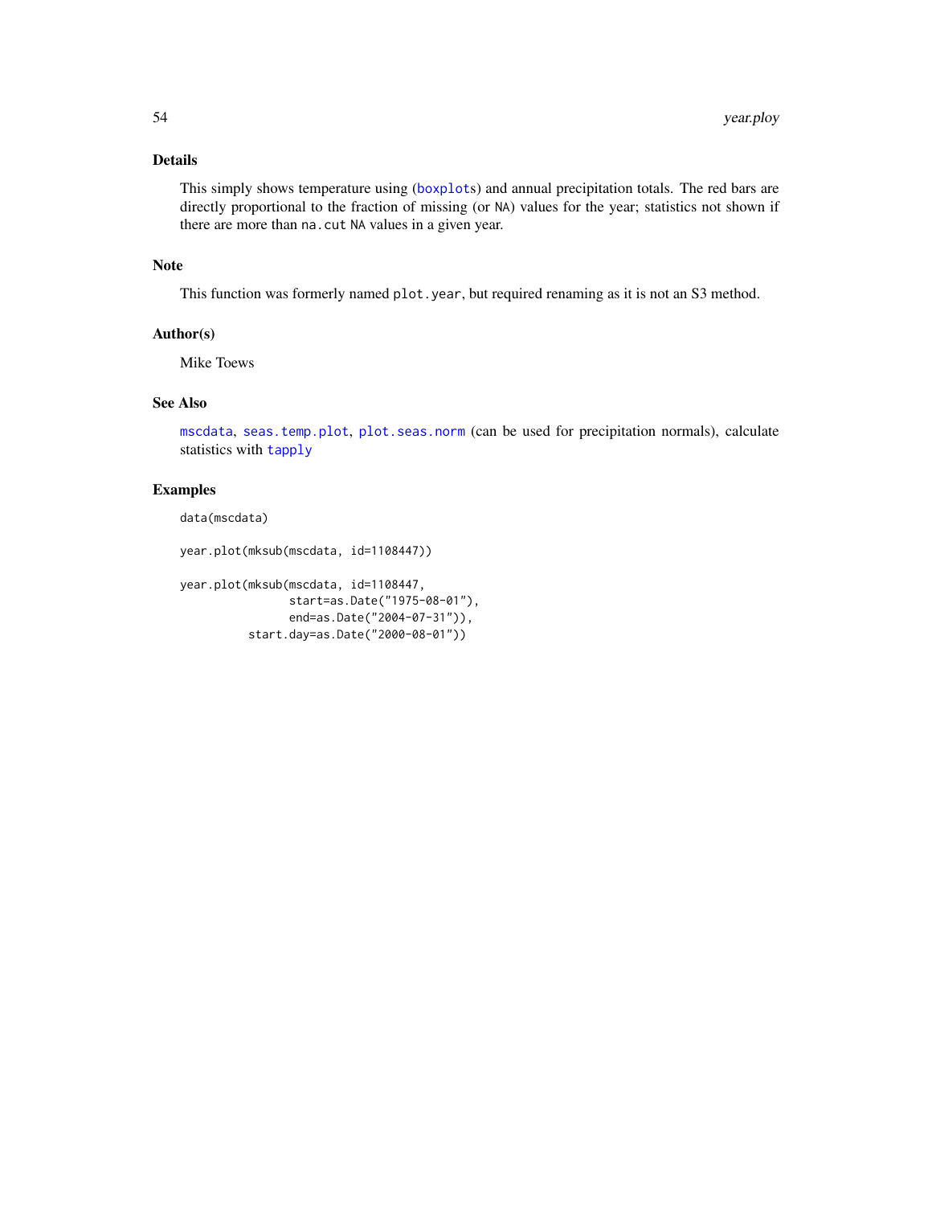## Details

This simply shows temperature using (boxplots) and annual precipitation totals. The red bars are directly proportional to the fraction of missing (or NA) values for the year; statistics not shown if there are more than na.cut NA values in a given year.

## Note

This function was formerly named plot.year, but required renaming as it is not an S3 method.

## Author(s)

Mike Toews

## See Also

mscdata, seas.temp.plot, plot.seas.norm (can be used for precipitation normals), calculate statistics with tapply

## Examples

```
data(mscdata)

year.plot(mksub(mscdata, id=1108447))

year.plot(mksub(mscdata, id=1108447,
                start=as.Date("1975-08-01"),
                end=as.Date("2004-07-31")),
          start.day=as.Date("2000-08-01"))
```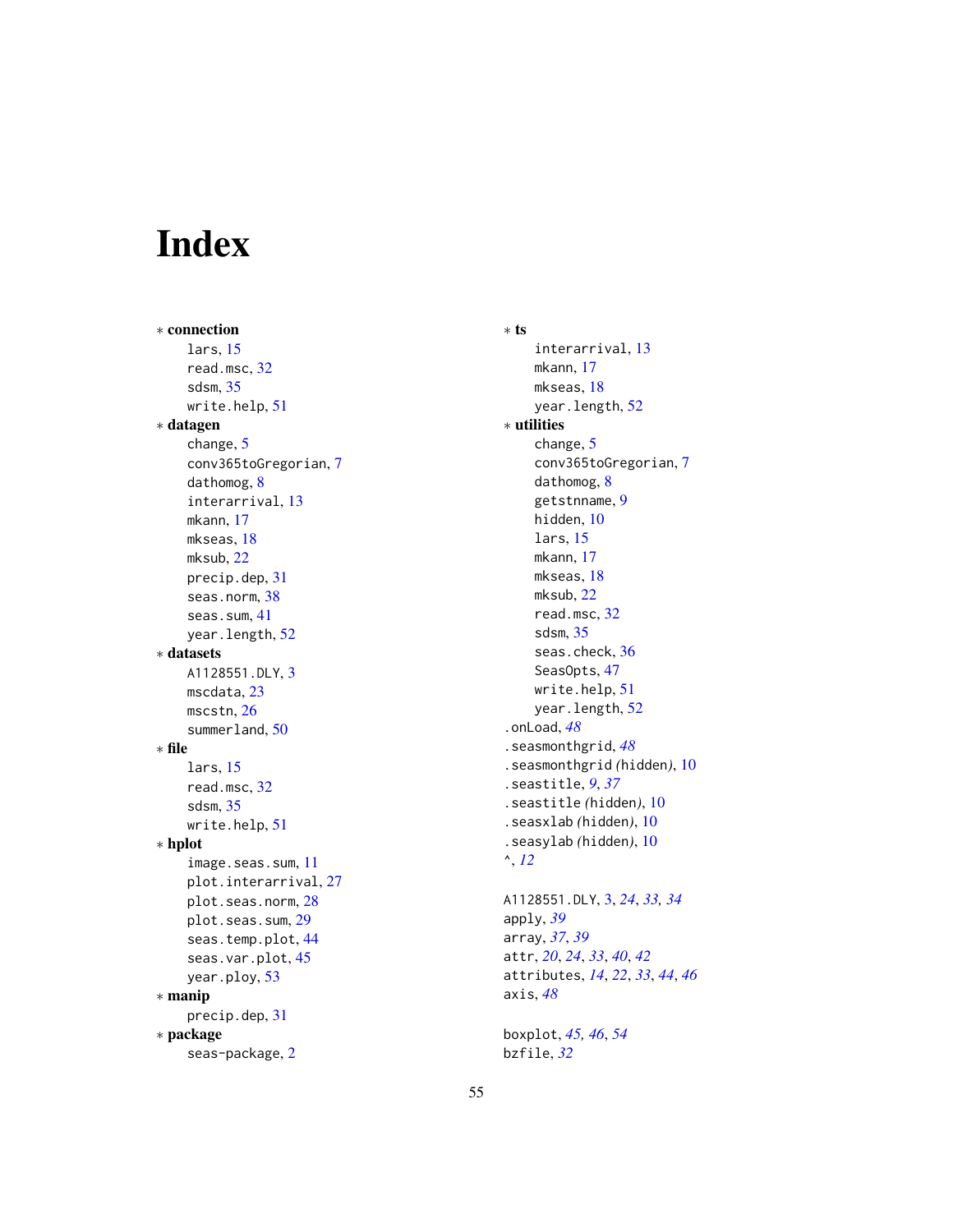# Index

∗ **connection**
  lars, 15
  read.msc, 32
  sdsm, 35
  write.help, 51

∗ **datagen**
  change, 5
  conv365toGregorian, 7
  dathomog, 8
  interarrival, 13
  mkann, 17
  mkseas, 18
  mksub, 22
  precip.dep, 31
  seas.norm, 38
  seas.sum, 41
  year.length, 52

∗ **datasets**
  A1128551.DLY, 3
  mscdata, 23
  mscstn, 26
  summerland, 50

∗ **file**
  lars, 15
  read.msc, 32
  sdsm, 35
  write.help, 51

∗ **hplot**
  image.seas.sum, 11
  plot.interarrival, 27
  plot.seas.norm, 28
  plot.seas.sum, 29
  seas.temp.plot, 44
  seas.var.plot, 45
  year.ploy, 53

∗ **manip**
  precip.dep, 31

∗ **package**
  seas-package, 2

∗ **ts**
  interarrival, 13
  mkann, 17
  mkseas, 18
  year.length, 52

∗ **utilities**
  change, 5
  conv365toGregorian, 7
  dathomog, 8
  getstnname, 9
  hidden, 10
  lars, 15
  mkann, 17
  mkseas, 18
  mksub, 22
  read.msc, 32
  sdsm, 35
  seas.check, 36
  SeasOpts, 47
  write.help, 51
  year.length, 52

.onLoad, *48*
.seasmonthgrid, *48*
.seasmonthgrid (hidden), 10
.seastitle, *9*, *37*
.seastitle (hidden), 10
.seasxlab (hidden), 10
.seasylab (hidden), 10
^, *12*

A1128551.DLY, 3, *24*, *33, 34*
apply, *39*
array, *37*, *39*
attr, *20*, *24*, *33*, *40*, *42*
attributes, *14*, *22*, *33*, *44*, *46*
axis, *48*

boxplot, *45, 46*, *54*
bzfile, *32*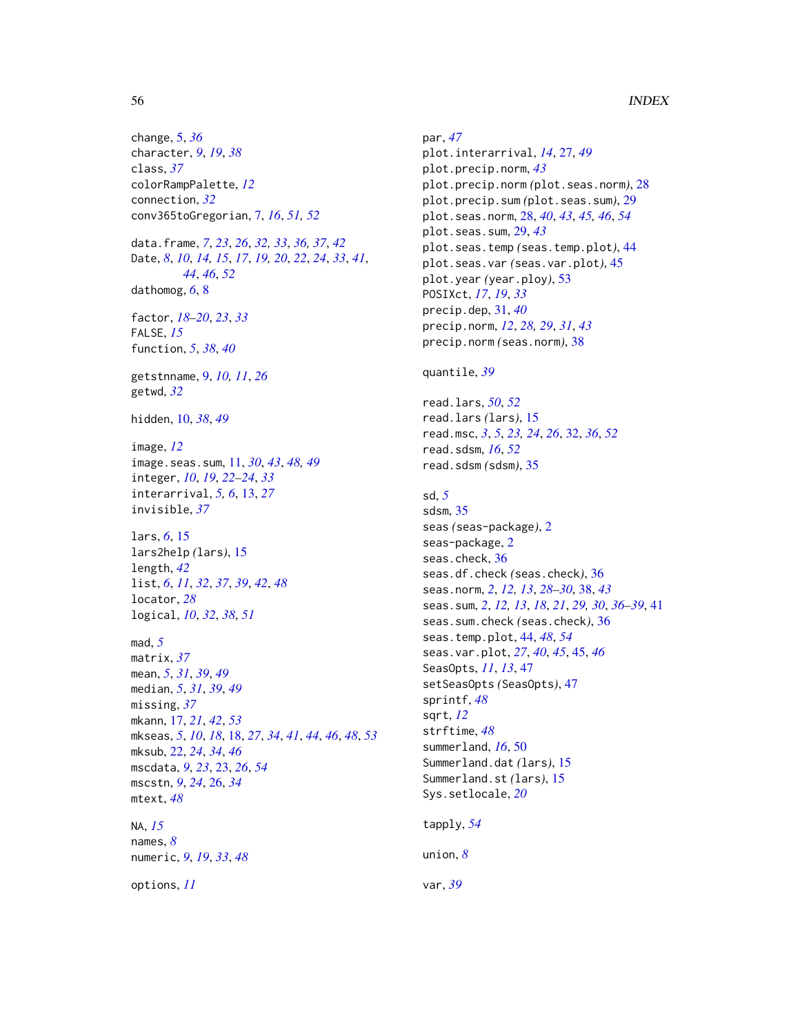change, 5, *36*
character, *9*, *19*, *38*
class, *37*
colorRampPalette, *12*
connection, *32*
conv365toGregorian, 7, *16*, *51, 52*

data.frame, *7*, *23*, *26*, *32, 33*, *36, 37*, *42*
Date, *8*, *10*, *14, 15*, *17*, *19, 20*, *22*, *24*, *33*, *41*, *44*, *46*, *52*
dathomog, *6*, 8

factor, *18–20*, *23*, *33*
FALSE, *15*
function, *5*, *38*, *40*

getstnname, 9, *10, 11*, *26*
getwd, *32*

hidden, 10, *38*, *49*

image, *12*
image.seas.sum, 11, *30*, *43*, *48, 49*
integer, *10*, *19*, *22–24*, *33*
interarrival, *5, 6*, 13, *27*
invisible, *37*

lars, *6*, 15
lars2help *(lars)*, 15
length, *42*
list, *6*, *11*, *32*, *37*, *39*, *42*, *48*
locator, *28*
logical, *10*, *32*, *38*, *51*

mad, *5*
matrix, *37*
mean, *5*, *31*, *39*, *49*
median, *5*, *31*, *39*, *49*
missing, *37*
mkann, 17, *21*, *42*, *53*
mkseas, *5*, *10*, *18*, 18, *27*, *34*, *41*, *44*, *46*, *48*, *53*
mksub, 22, *24*, *34*, *46*
mscdata, *9*, *23*, 23, *26*, *54*
mscstn, *9*, *24*, 26, *34*
mtext, *48*

NA, *15*
names, *8*
numeric, *9*, *19*, *33*, *48*

options, *11*

par, *47*
plot.interarrival, *14*, 27, *49*
plot.precip.norm, *43*
plot.precip.norm *(plot.seas.norm)*, 28
plot.precip.sum *(plot.seas.sum)*, 29
plot.seas.norm, 28, *40*, *43*, *45, 46*, *54*
plot.seas.sum, 29, *43*
plot.seas.temp *(seas.temp.plot)*, 44
plot.seas.var *(seas.var.plot)*, 45
plot.year *(year.ploy)*, 53
POSIXct, *17*, *19*, *33*
precip.dep, 31, *40*
precip.norm, *12*, *28*, *29*, *31*, *43*
precip.norm *(seas.norm)*, 38

quantile, *39*

read.lars, *50*, *52*
read.lars *(lars)*, 15
read.msc, *3*, *5*, *23, 24*, *26*, 32, *36*, *52*
read.sdsm, *16*, *52*
read.sdsm *(sdsm)*, 35

sd, *5*
sdsm, 35
seas *(seas-package)*, 2
seas-package, 2
seas.check, 36
seas.df.check *(seas.check)*, 36
seas.norm, *2*, *12, 13*, *28–30*, 38, *43*
seas.sum, *2*, *12, 13*, *18*, *21*, *29, 30*, *36–39*, 41
seas.sum.check *(seas.check)*, 36
seas.temp.plot, 44, *48*, *54*
seas.var.plot, *27*, *40*, *45*, 45, *46*
SeasOpts, *11*, *13*, 47
setSeasOpts *(SeasOpts)*, 47
sprintf, *48*
sqrt, *12*
strftime, *48*
summerland, *16*, 50
Summerland.dat *(lars)*, 15
Summerland.st *(lars)*, 15
Sys.setlocale, *20*

tapply, *54*

union, *8*

var, *39*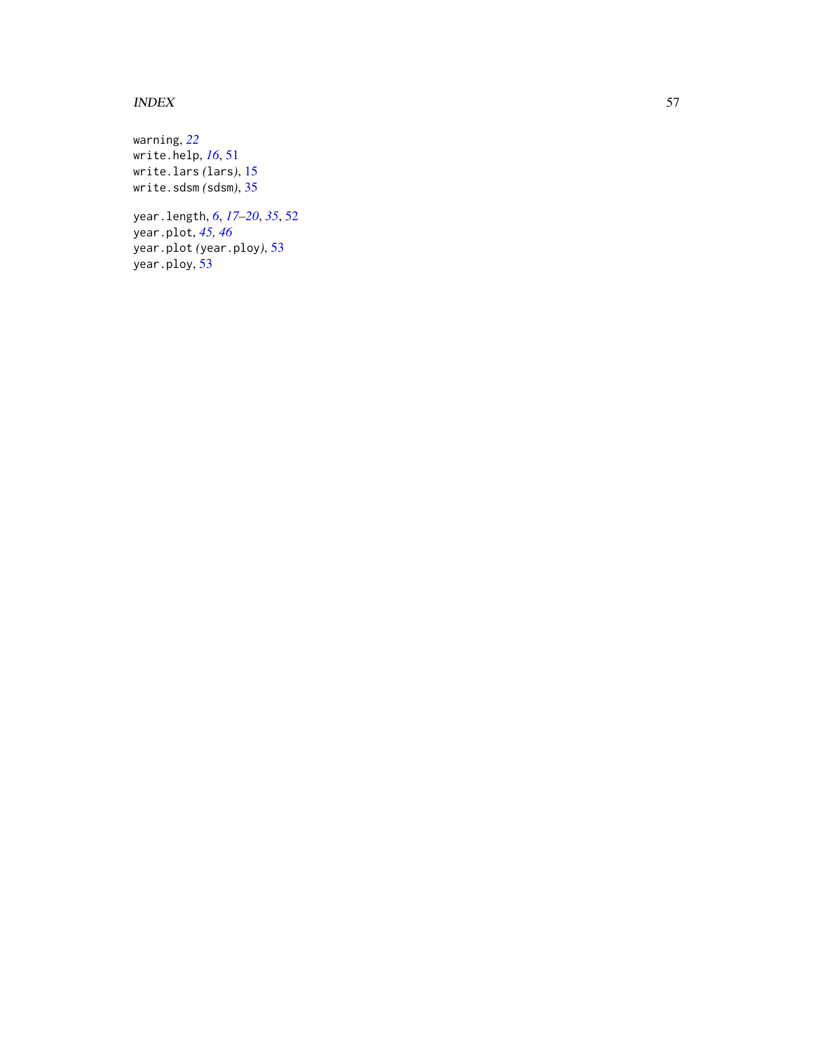warning, *22*
write.help, *16*, 51
write.lars *(*lars*)*, 15
write.sdsm *(*sdsm*)*, 35

year.length, *6*, *17–20*, *35*, 52
year.plot, *45, 46*
year.plot *(*year.ploy*)*, 53
year.ploy, 53